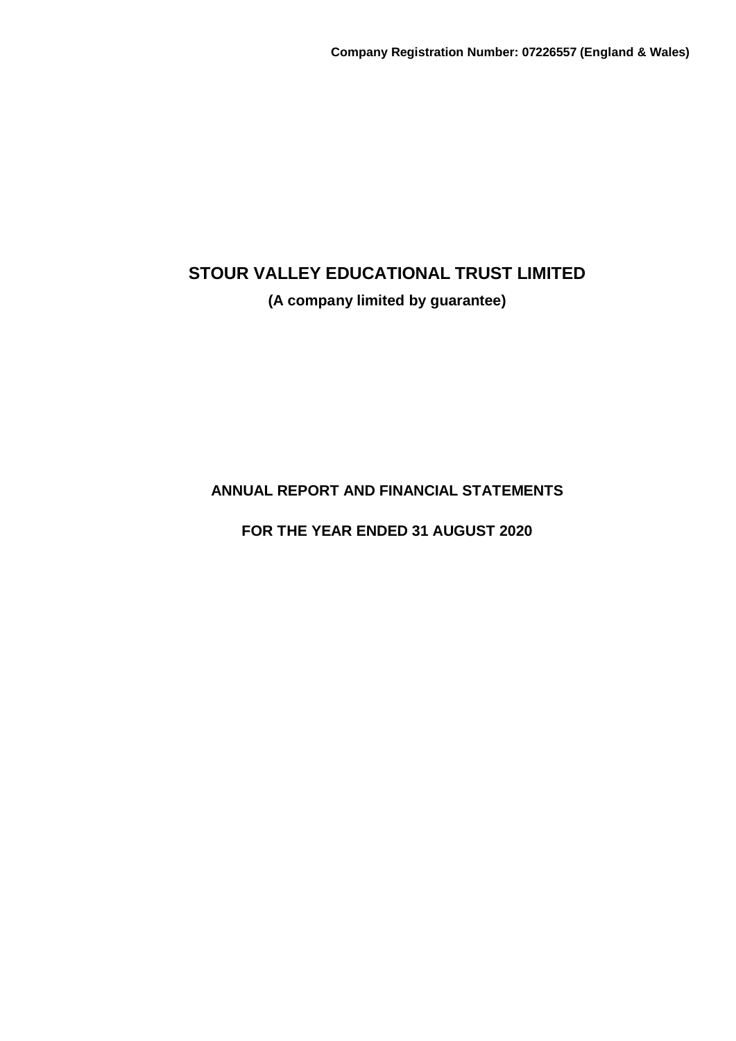**Company Registration Number: 07226557 (England & Wales)**

# STOUR VALLEY EDUCATIONAL TRUST LIMITED

**(A company limited by guarantee)**

## ANNUAL REPORT AND FINANCIAL STATEMENTS

## FOR THE YEAR ENDED 31 AUGUST 2020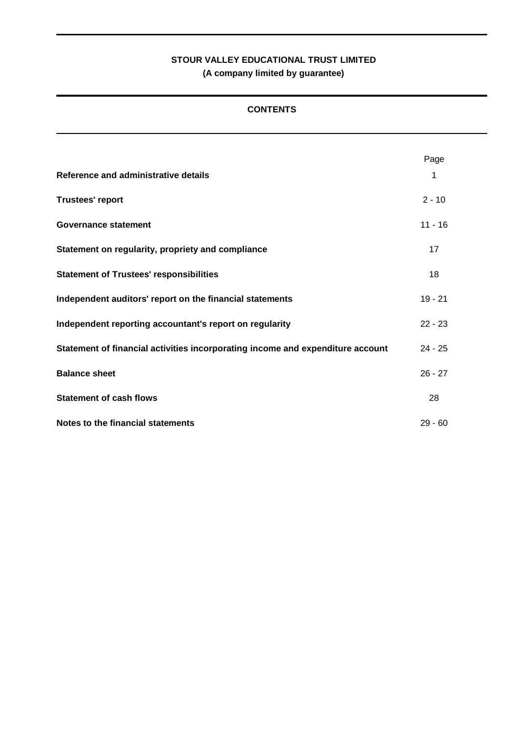# STOUR VALLEY EDUCATIONAL TRUST LIMITED

**(A company limited by guarantee)**

## CONTENTS

| | Page |
|---|---|
| **Reference and administrative details** | 1 |
| **Trustees' report** | 2 - 10 |
| **Governance statement** | 11 - 16 |
| **Statement on regularity, propriety and compliance** | 17 |
| **Statement of Trustees' responsibilities** | 18 |
| **Independent auditors' report on the financial statements** | 19 - 21 |
| **Independent reporting accountant's report on regularity** | 22 - 23 |
| **Statement of financial activities incorporating income and expenditure account** | 24 - 25 |
| **Balance sheet** | 26 - 27 |
| **Statement of cash flows** | 28 |
| **Notes to the financial statements** | 29 - 60 |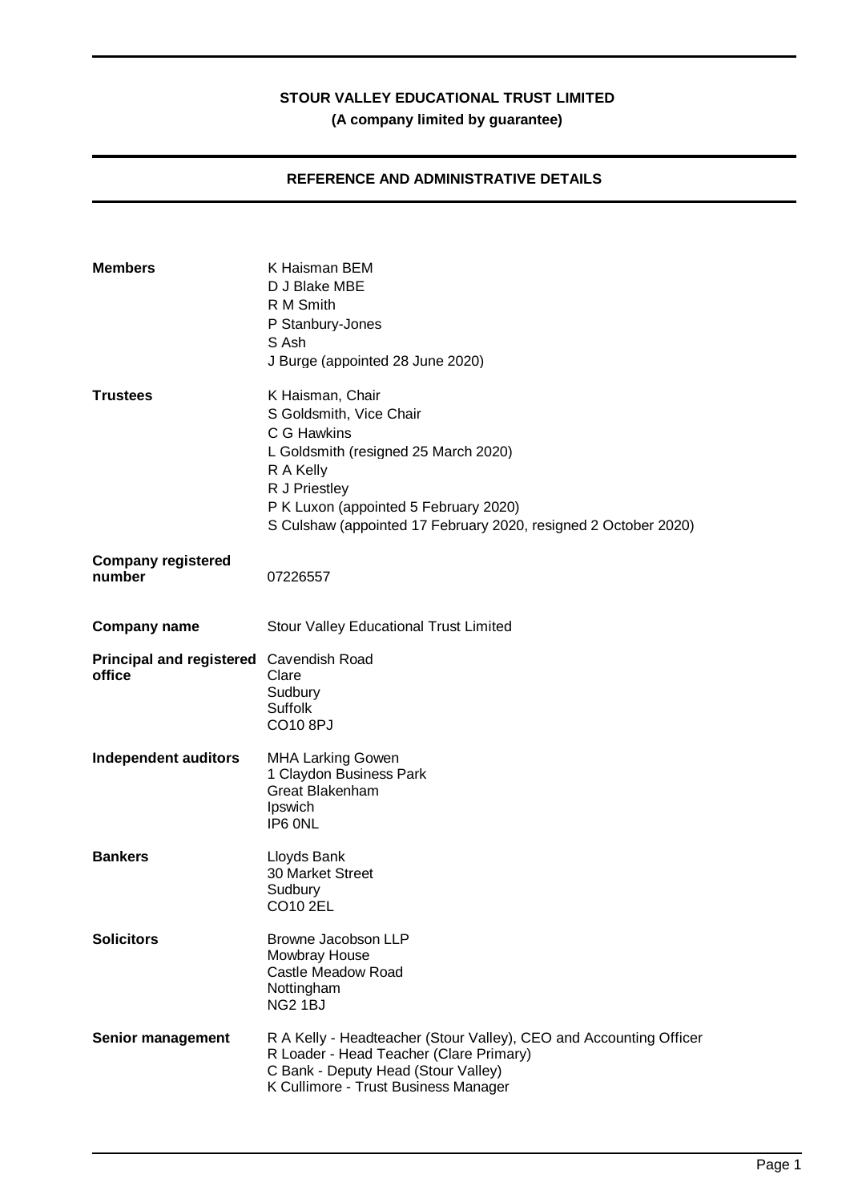# STOUR VALLEY EDUCATIONAL TRUST LIMITED

**(A company limited by guarantee)**

## REFERENCE AND ADMINISTRATIVE DETAILS

| | |
|---|---|
| **Members** | K Haisman BEM<br>D J Blake MBE<br>R M Smith<br>P Stanbury-Jones<br>S Ash<br>J Burge (appointed 28 June 2020) |
| **Trustees** | K Haisman, Chair<br>S Goldsmith, Vice Chair<br>C G Hawkins<br>L Goldsmith (resigned 25 March 2020)<br>R A Kelly<br>R J Priestley<br>P K Luxon (appointed 5 February 2020)<br>S Culshaw (appointed 17 February 2020, resigned 2 October 2020) |
| **Company registered number** | 07226557 |
| **Company name** | Stour Valley Educational Trust Limited |
| **Principal and registered office** | Cavendish Road<br>Clare<br>Sudbury<br>Suffolk<br>CO10 8PJ |
| **Independent auditors** | MHA Larking Gowen<br>1 Claydon Business Park<br>Great Blakenham<br>Ipswich<br>IP6 0NL |
| **Bankers** | Lloyds Bank<br>30 Market Street<br>Sudbury<br>CO10 2EL |
| **Solicitors** | Browne Jacobson LLP<br>Mowbray House<br>Castle Meadow Road<br>Nottingham<br>NG2 1BJ |
| **Senior management** | R A Kelly - Headteacher (Stour Valley), CEO and Accounting Officer<br>R Loader - Head Teacher (Clare Primary)<br>C Bank - Deputy Head (Stour Valley)<br>K Cullimore - Trust Business Manager |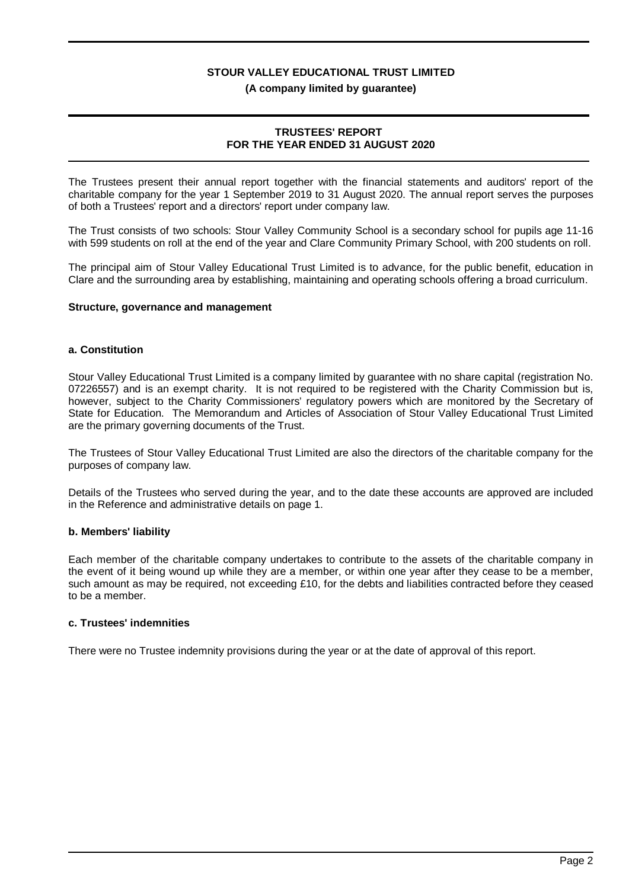**STOUR VALLEY EDUCATIONAL TRUST LIMITED**

**(A company limited by guarantee)**

# TRUSTEES' REPORT FOR THE YEAR ENDED 31 AUGUST 2020

The Trustees present their annual report together with the financial statements and auditors' report of the charitable company for the year 1 September 2019 to 31 August 2020. The annual report serves the purposes of both a Trustees' report and a directors' report under company law.

The Trust consists of two schools: Stour Valley Community School is a secondary school for pupils age 11-16 with 599 students on roll at the end of the year and Clare Community Primary School, with 200 students on roll.

The principal aim of Stour Valley Educational Trust Limited is to advance, for the public benefit, education in Clare and the surrounding area by establishing, maintaining and operating schools offering a broad curriculum.

## Structure, governance and management

### a. Constitution

Stour Valley Educational Trust Limited is a company limited by guarantee with no share capital (registration No. 07226557) and is an exempt charity. It is not required to be registered with the Charity Commission but is, however, subject to the Charity Commissioners' regulatory powers which are monitored by the Secretary of State for Education. The Memorandum and Articles of Association of Stour Valley Educational Trust Limited are the primary governing documents of the Trust.

The Trustees of Stour Valley Educational Trust Limited are also the directors of the charitable company for the purposes of company law.

Details of the Trustees who served during the year, and to the date these accounts are approved are included in the Reference and administrative details on page 1.

### b. Members' liability

Each member of the charitable company undertakes to contribute to the assets of the charitable company in the event of it being wound up while they are a member, or within one year after they cease to be a member, such amount as may be required, not exceeding £10, for the debts and liabilities contracted before they ceased to be a member.

### c. Trustees' indemnities

There were no Trustee indemnity provisions during the year or at the date of approval of this report.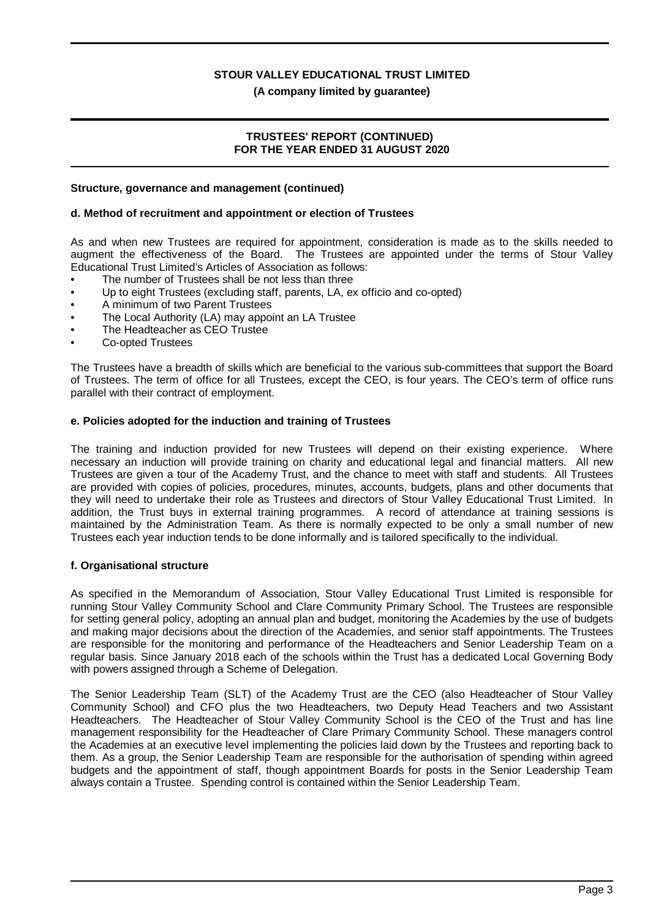**Structure, governance and management (continued)**

**d. Method of recruitment and appointment or election of Trustees**

As and when new Trustees are required for appointment, consideration is made as to the skills needed to augment the effectiveness of the Board. The Trustees are appointed under the terms of Stour Valley Educational Trust Limited's Articles of Association as follows:

- The number of Trustees shall be not less than three
- Up to eight Trustees (excluding staff, parents, LA, ex officio and co-opted)
- A minimum of two Parent Trustees
- The Local Authority (LA) may appoint an LA Trustee
- The Headteacher as CEO Trustee
- Co-opted Trustees

The Trustees have a breadth of skills which are beneficial to the various sub-committees that support the Board of Trustees. The term of office for all Trustees, except the CEO, is four years. The CEO's term of office runs parallel with their contract of employment.

**e. Policies adopted for the induction and training of Trustees**

The training and induction provided for new Trustees will depend on their existing experience. Where necessary an induction will provide training on charity and educational legal and financial matters. All new Trustees are given a tour of the Academy Trust, and the chance to meet with staff and students. All Trustees are provided with copies of policies, procedures, minutes, accounts, budgets, plans and other documents that they will need to undertake their role as Trustees and directors of Stour Valley Educational Trust Limited. In addition, the Trust buys in external training programmes. A record of attendance at training sessions is maintained by the Administration Team. As there is normally expected to be only a small number of new Trustees each year induction tends to be done informally and is tailored specifically to the individual.

**f. Organisational structure**

As specified in the Memorandum of Association, Stour Valley Educational Trust Limited is responsible for running Stour Valley Community School and Clare Community Primary School. The Trustees are responsible for setting general policy, adopting an annual plan and budget, monitoring the Academies by the use of budgets and making major decisions about the direction of the Academies, and senior staff appointments. The Trustees are responsible for the monitoring and performance of the Headteachers and Senior Leadership Team on a regular basis. Since January 2018 each of the schools within the Trust has a dedicated Local Governing Body with powers assigned through a Scheme of Delegation.

The Senior Leadership Team (SLT) of the Academy Trust are the CEO (also Headteacher of Stour Valley Community School) and CFO plus the two Headteachers, two Deputy Head Teachers and two Assistant Headteachers. The Headteacher of Stour Valley Community School is the CEO of the Trust and has line management responsibility for the Headteacher of Clare Primary Community School. These managers control the Academies at an executive level implementing the policies laid down by the Trustees and reporting back to them. As a group, the Senior Leadership Team are responsible for the authorisation of spending within agreed budgets and the appointment of staff, though appointment Boards for posts in the Senior Leadership Team always contain a Trustee. Spending control is contained within the Senior Leadership Team.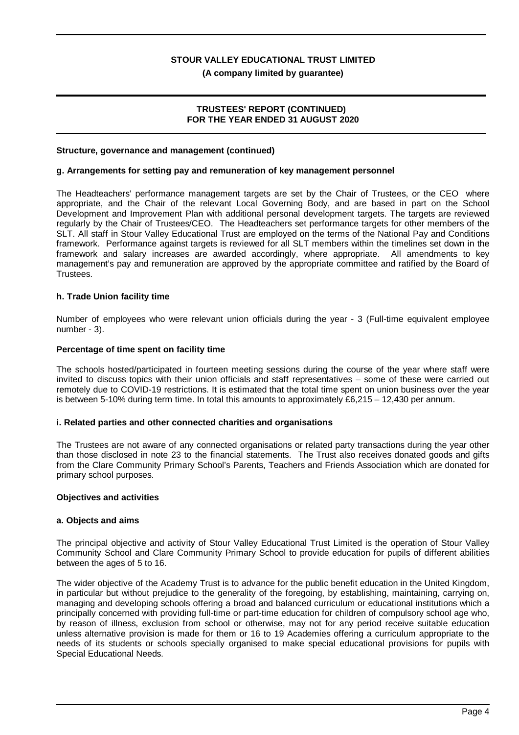## Structure, governance and management (continued)

### g. Arrangements for setting pay and remuneration of key management personnel

The Headteachers' performance management targets are set by the Chair of Trustees, or the CEO where appropriate, and the Chair of the relevant Local Governing Body, and are based in part on the School Development and Improvement Plan with additional personal development targets. The targets are reviewed regularly by the Chair of Trustees/CEO. The Headteachers set performance targets for other members of the SLT. All staff in Stour Valley Educational Trust are employed on the terms of the National Pay and Conditions framework. Performance against targets is reviewed for all SLT members within the timelines set down in the framework and salary increases are awarded accordingly, where appropriate. All amendments to key management's pay and remuneration are approved by the appropriate committee and ratified by the Board of Trustees.

### h. Trade Union facility time

Number of employees who were relevant union officials during the year - 3 (Full-time equivalent employee number - 3).

### Percentage of time spent on facility time

The schools hosted/participated in fourteen meeting sessions during the course of the year where staff were invited to discuss topics with their union officials and staff representatives – some of these were carried out remotely due to COVID-19 restrictions. It is estimated that the total time spent on union business over the year is between 5-10% during term time. In total this amounts to approximately £6,215 – 12,430 per annum.

### i. Related parties and other connected charities and organisations

The Trustees are not aware of any connected organisations or related party transactions during the year other than those disclosed in note 23 to the financial statements. The Trust also receives donated goods and gifts from the Clare Community Primary School's Parents, Teachers and Friends Association which are donated for primary school purposes.

## Objectives and activities

### a. Objects and aims

The principal objective and activity of Stour Valley Educational Trust Limited is the operation of Stour Valley Community School and Clare Community Primary School to provide education for pupils of different abilities between the ages of 5 to 16.

The wider objective of the Academy Trust is to advance for the public benefit education in the United Kingdom, in particular but without prejudice to the generality of the foregoing, by establishing, maintaining, carrying on, managing and developing schools offering a broad and balanced curriculum or educational institutions which a principally concerned with providing full-time or part-time education for children of compulsory school age who, by reason of illness, exclusion from school or otherwise, may not for any period receive suitable education unless alternative provision is made for them or 16 to 19 Academies offering a curriculum appropriate to the needs of its students or schools specially organised to make special educational provisions for pupils with Special Educational Needs.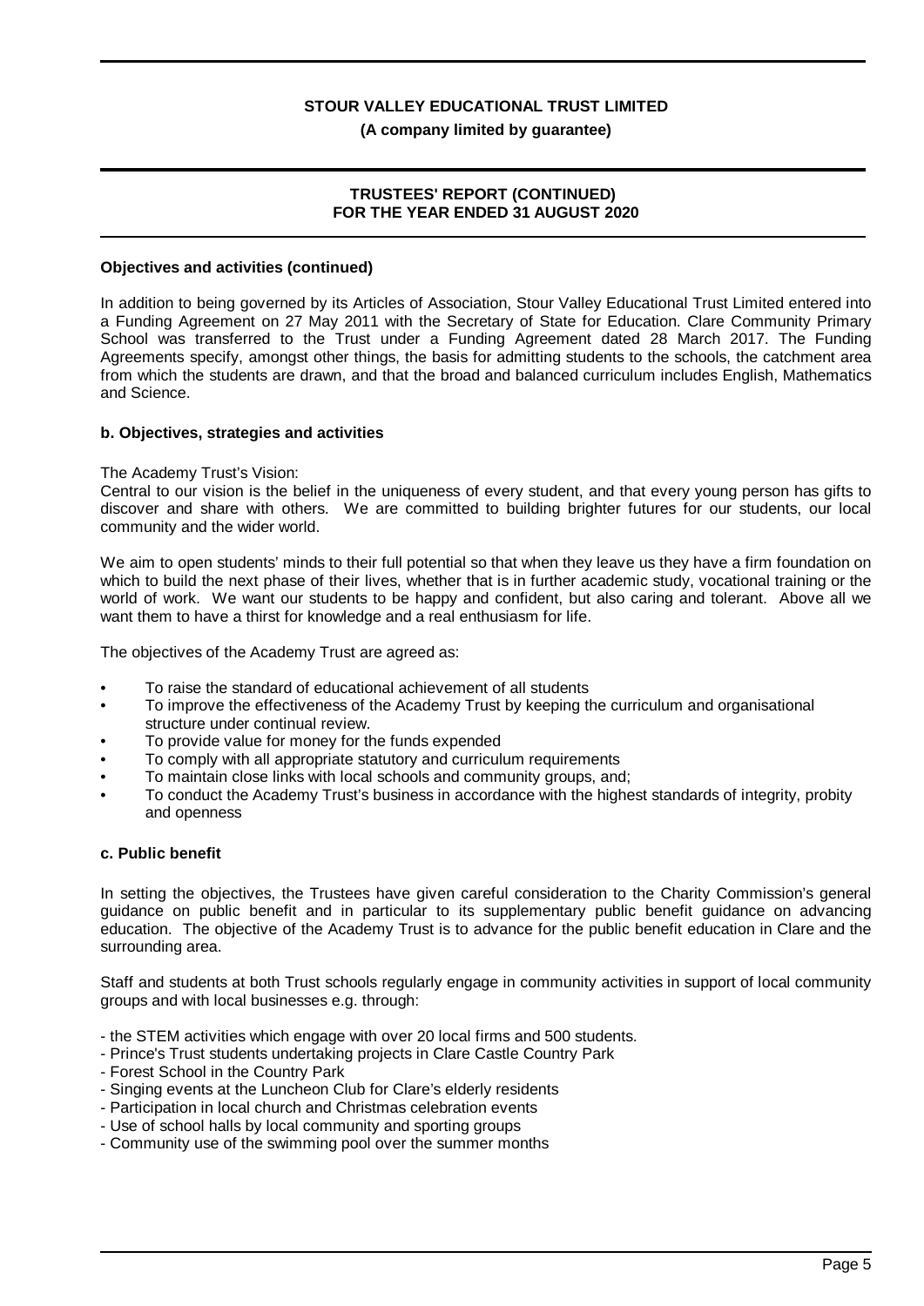### Objectives and activities (continued)

In addition to being governed by its Articles of Association, Stour Valley Educational Trust Limited entered into a Funding Agreement on 27 May 2011 with the Secretary of State for Education. Clare Community Primary School was transferred to the Trust under a Funding Agreement dated 28 March 2017. The Funding Agreements specify, amongst other things, the basis for admitting students to the schools, the catchment area from which the students are drawn, and that the broad and balanced curriculum includes English, Mathematics and Science.

### b. Objectives, strategies and activities

The Academy Trust's Vision:
Central to our vision is the belief in the uniqueness of every student, and that every young person has gifts to discover and share with others. We are committed to building brighter futures for our students, our local community and the wider world.

We aim to open students' minds to their full potential so that when they leave us they have a firm foundation on which to build the next phase of their lives, whether that is in further academic study, vocational training or the world of work. We want our students to be happy and confident, but also caring and tolerant. Above all we want them to have a thirst for knowledge and a real enthusiasm for life.

The objectives of the Academy Trust are agreed as:

- To raise the standard of educational achievement of all students
- To improve the effectiveness of the Academy Trust by keeping the curriculum and organisational structure under continual review.
- To provide value for money for the funds expended
- To comply with all appropriate statutory and curriculum requirements
- To maintain close links with local schools and community groups, and;
- To conduct the Academy Trust's business in accordance with the highest standards of integrity, probity and openness

### c. Public benefit

In setting the objectives, the Trustees have given careful consideration to the Charity Commission's general guidance on public benefit and in particular to its supplementary public benefit guidance on advancing education. The objective of the Academy Trust is to advance for the public benefit education in Clare and the surrounding area.

Staff and students at both Trust schools regularly engage in community activities in support of local community groups and with local businesses e.g. through:

- the STEM activities which engage with over 20 local firms and 500 students.
- Prince's Trust students undertaking projects in Clare Castle Country Park
- Forest School in the Country Park
- Singing events at the Luncheon Club for Clare's elderly residents
- Participation in local church and Christmas celebration events
- Use of school halls by local community and sporting groups
- Community use of the swimming pool over the summer months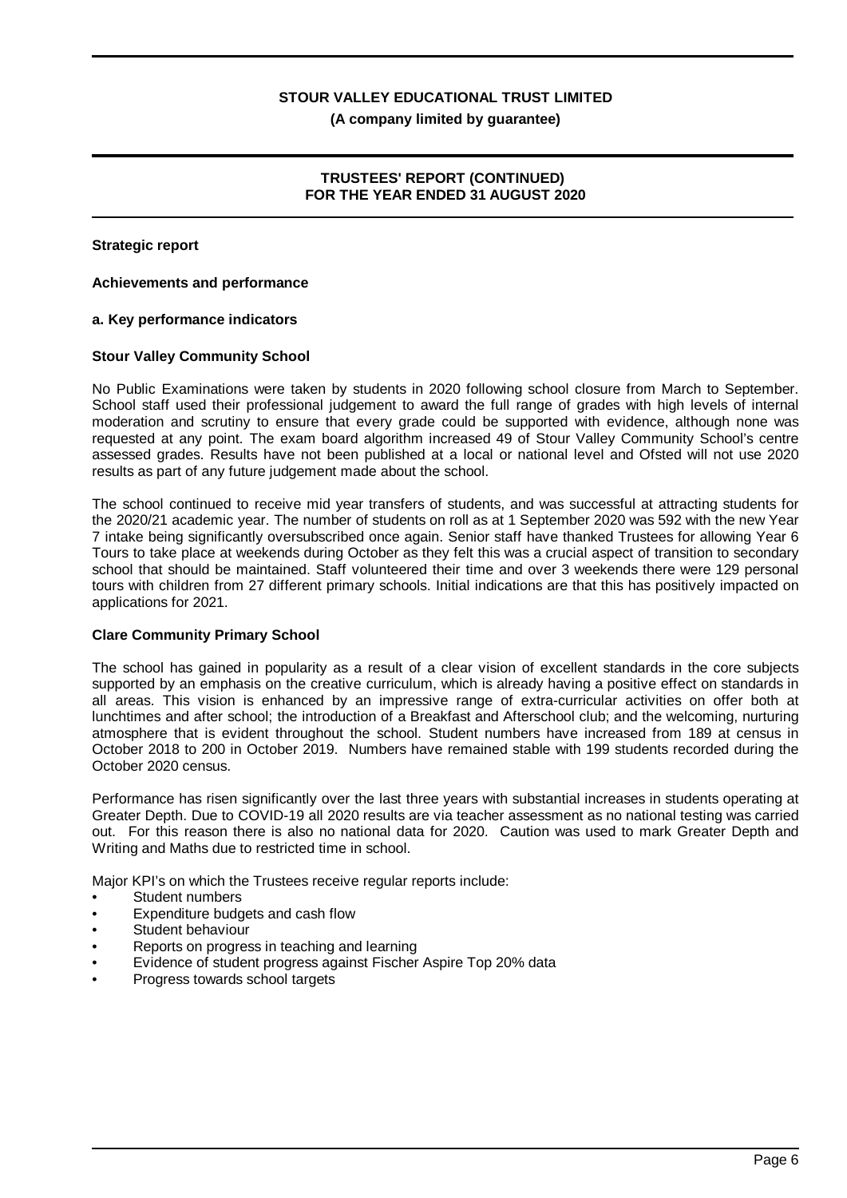**Strategic report**

**Achievements and performance**

**a. Key performance indicators**

**Stour Valley Community School**

No Public Examinations were taken by students in 2020 following school closure from March to September. School staff used their professional judgement to award the full range of grades with high levels of internal moderation and scrutiny to ensure that every grade could be supported with evidence, although none was requested at any point. The exam board algorithm increased 49 of Stour Valley Community School's centre assessed grades. Results have not been published at a local or national level and Ofsted will not use 2020 results as part of any future judgement made about the school.

The school continued to receive mid year transfers of students, and was successful at attracting students for the 2020/21 academic year. The number of students on roll as at 1 September 2020 was 592 with the new Year 7 intake being significantly oversubscribed once again. Senior staff have thanked Trustees for allowing Year 6 Tours to take place at weekends during October as they felt this was a crucial aspect of transition to secondary school that should be maintained. Staff volunteered their time and over 3 weekends there were 129 personal tours with children from 27 different primary schools. Initial indications are that this has positively impacted on applications for 2021.

**Clare Community Primary School**

The school has gained in popularity as a result of a clear vision of excellent standards in the core subjects supported by an emphasis on the creative curriculum, which is already having a positive effect on standards in all areas. This vision is enhanced by an impressive range of extra-curricular activities on offer both at lunchtimes and after school; the introduction of a Breakfast and Afterschool club; and the welcoming, nurturing atmosphere that is evident throughout the school. Student numbers have increased from 189 at census in October 2018 to 200 in October 2019. Numbers have remained stable with 199 students recorded during the October 2020 census.

Performance has risen significantly over the last three years with substantial increases in students operating at Greater Depth. Due to COVID-19 all 2020 results are via teacher assessment as no national testing was carried out. For this reason there is also no national data for 2020. Caution was used to mark Greater Depth and Writing and Maths due to restricted time in school.

Major KPI's on which the Trustees receive regular reports include:

- Student numbers
- Expenditure budgets and cash flow
- Student behaviour
- Reports on progress in teaching and learning
- Evidence of student progress against Fischer Aspire Top 20% data
- Progress towards school targets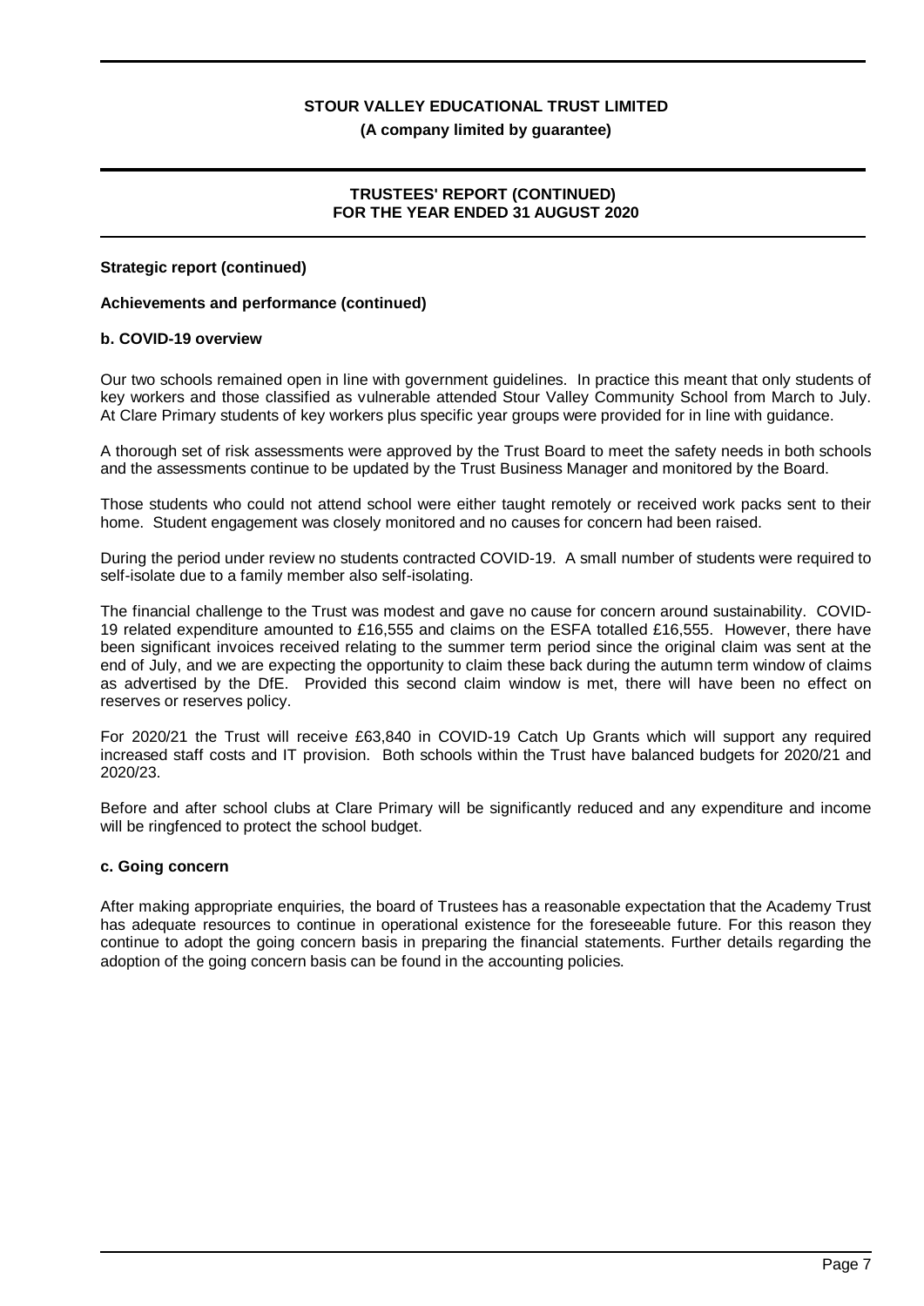**Strategic report (continued)**

**Achievements and performance (continued)**

**b. COVID-19 overview**

Our two schools remained open in line with government guidelines. In practice this meant that only students of key workers and those classified as vulnerable attended Stour Valley Community School from March to July. At Clare Primary students of key workers plus specific year groups were provided for in line with guidance.

A thorough set of risk assessments were approved by the Trust Board to meet the safety needs in both schools and the assessments continue to be updated by the Trust Business Manager and monitored by the Board.

Those students who could not attend school were either taught remotely or received work packs sent to their home. Student engagement was closely monitored and no causes for concern had been raised.

During the period under review no students contracted COVID-19. A small number of students were required to self-isolate due to a family member also self-isolating.

The financial challenge to the Trust was modest and gave no cause for concern around sustainability. COVID-19 related expenditure amounted to £16,555 and claims on the ESFA totalled £16,555. However, there have been significant invoices received relating to the summer term period since the original claim was sent at the end of July, and we are expecting the opportunity to claim these back during the autumn term window of claims as advertised by the DfE. Provided this second claim window is met, there will have been no effect on reserves or reserves policy.

For 2020/21 the Trust will receive £63,840 in COVID-19 Catch Up Grants which will support any required increased staff costs and IT provision. Both schools within the Trust have balanced budgets for 2020/21 and 2020/23.

Before and after school clubs at Clare Primary will be significantly reduced and any expenditure and income will be ringfenced to protect the school budget.

**c. Going concern**

After making appropriate enquiries, the board of Trustees has a reasonable expectation that the Academy Trust has adequate resources to continue in operational existence for the foreseeable future. For this reason they continue to adopt the going concern basis in preparing the financial statements. Further details regarding the adoption of the going concern basis can be found in the accounting policies.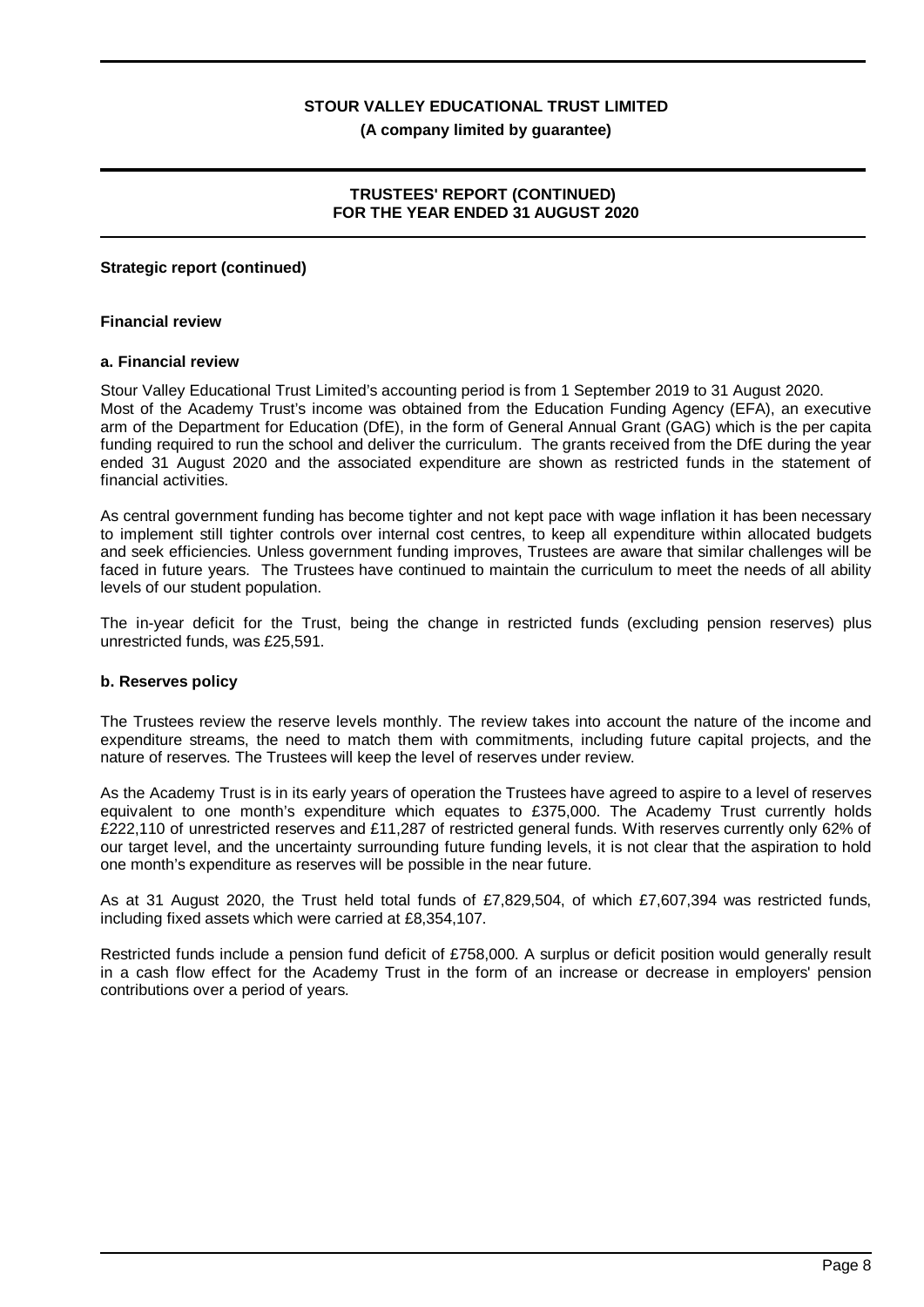**Strategic report (continued)**

**Financial review**

**a. Financial review**

Stour Valley Educational Trust Limited's accounting period is from 1 September 2019 to 31 August 2020.
Most of the Academy Trust's income was obtained from the Education Funding Agency (EFA), an executive arm of the Department for Education (DfE), in the form of General Annual Grant (GAG) which is the per capita funding required to run the school and deliver the curriculum. The grants received from the DfE during the year ended 31 August 2020 and the associated expenditure are shown as restricted funds in the statement of financial activities.

As central government funding has become tighter and not kept pace with wage inflation it has been necessary to implement still tighter controls over internal cost centres, to keep all expenditure within allocated budgets and seek efficiencies. Unless government funding improves, Trustees are aware that similar challenges will be faced in future years. The Trustees have continued to maintain the curriculum to meet the needs of all ability levels of our student population.

The in-year deficit for the Trust, being the change in restricted funds (excluding pension reserves) plus unrestricted funds, was £25,591.

**b. Reserves policy**

The Trustees review the reserve levels monthly. The review takes into account the nature of the income and expenditure streams, the need to match them with commitments, including future capital projects, and the nature of reserves. The Trustees will keep the level of reserves under review.

As the Academy Trust is in its early years of operation the Trustees have agreed to aspire to a level of reserves equivalent to one month's expenditure which equates to £375,000. The Academy Trust currently holds £222,110 of unrestricted reserves and £11,287 of restricted general funds. With reserves currently only 62% of our target level, and the uncertainty surrounding future funding levels, it is not clear that the aspiration to hold one month's expenditure as reserves will be possible in the near future.

As at 31 August 2020, the Trust held total funds of £7,829,504, of which £7,607,394 was restricted funds, including fixed assets which were carried at £8,354,107.

Restricted funds include a pension fund deficit of £758,000. A surplus or deficit position would generally result in a cash flow effect for the Academy Trust in the form of an increase or decrease in employers' pension contributions over a period of years.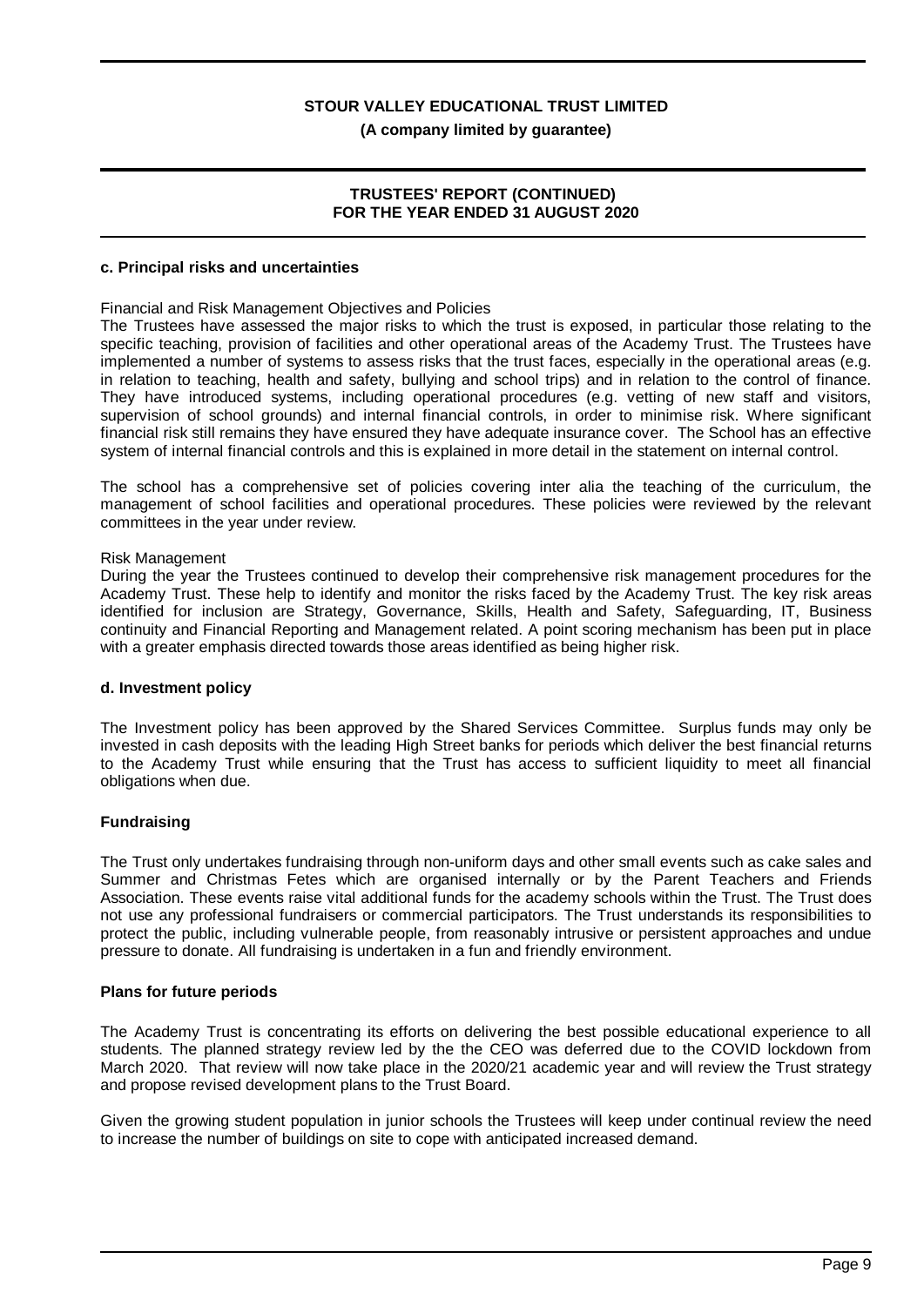**c. Principal risks and uncertainties**

Financial and Risk Management Objectives and Policies

The Trustees have assessed the major risks to which the trust is exposed, in particular those relating to the specific teaching, provision of facilities and other operational areas of the Academy Trust. The Trustees have implemented a number of systems to assess risks that the trust faces, especially in the operational areas (e.g. in relation to teaching, health and safety, bullying and school trips) and in relation to the control of finance. They have introduced systems, including operational procedures (e.g. vetting of new staff and visitors, supervision of school grounds) and internal financial controls, in order to minimise risk. Where significant financial risk still remains they have ensured they have adequate insurance cover. The School has an effective system of internal financial controls and this is explained in more detail in the statement on internal control.

The school has a comprehensive set of policies covering inter alia the teaching of the curriculum, the management of school facilities and operational procedures. These policies were reviewed by the relevant committees in the year under review.

Risk Management

During the year the Trustees continued to develop their comprehensive risk management procedures for the Academy Trust. These help to identify and monitor the risks faced by the Academy Trust. The key risk areas identified for inclusion are Strategy, Governance, Skills, Health and Safety, Safeguarding, IT, Business continuity and Financial Reporting and Management related. A point scoring mechanism has been put in place with a greater emphasis directed towards those areas identified as being higher risk.

**d. Investment policy**

The Investment policy has been approved by the Shared Services Committee. Surplus funds may only be invested in cash deposits with the leading High Street banks for periods which deliver the best financial returns to the Academy Trust while ensuring that the Trust has access to sufficient liquidity to meet all financial obligations when due.

**Fundraising**

The Trust only undertakes fundraising through non-uniform days and other small events such as cake sales and Summer and Christmas Fetes which are organised internally or by the Parent Teachers and Friends Association. These events raise vital additional funds for the academy schools within the Trust. The Trust does not use any professional fundraisers or commercial participators. The Trust understands its responsibilities to protect the public, including vulnerable people, from reasonably intrusive or persistent approaches and undue pressure to donate. All fundraising is undertaken in a fun and friendly environment.

**Plans for future periods**

The Academy Trust is concentrating its efforts on delivering the best possible educational experience to all students. The planned strategy review led by the the CEO was deferred due to the COVID lockdown from March 2020. That review will now take place in the 2020/21 academic year and will review the Trust strategy and propose revised development plans to the Trust Board.

Given the growing student population in junior schools the Trustees will keep under continual review the need to increase the number of buildings on site to cope with anticipated increased demand.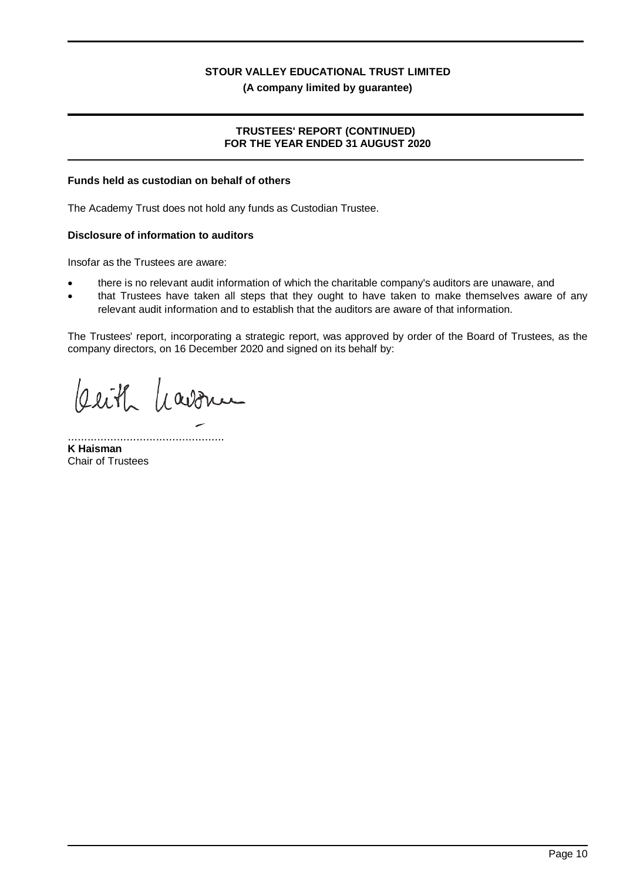## Funds held as custodian on behalf of others

The Academy Trust does not hold any funds as Custodian Trustee.

## Disclosure of information to auditors

Insofar as the Trustees are aware:

- there is no relevant audit information of which the charitable company's auditors are unaware, and
- that Trustees have taken all steps that they ought to have taken to make themselves aware of any relevant audit information and to establish that the auditors are aware of that information.

The Trustees' report, incorporating a strategic report, was approved by order of the Board of Trustees, as the company directors, on 16 December 2020 and signed on its behalf by:

................................................

**K Haisman**
Chair of Trustees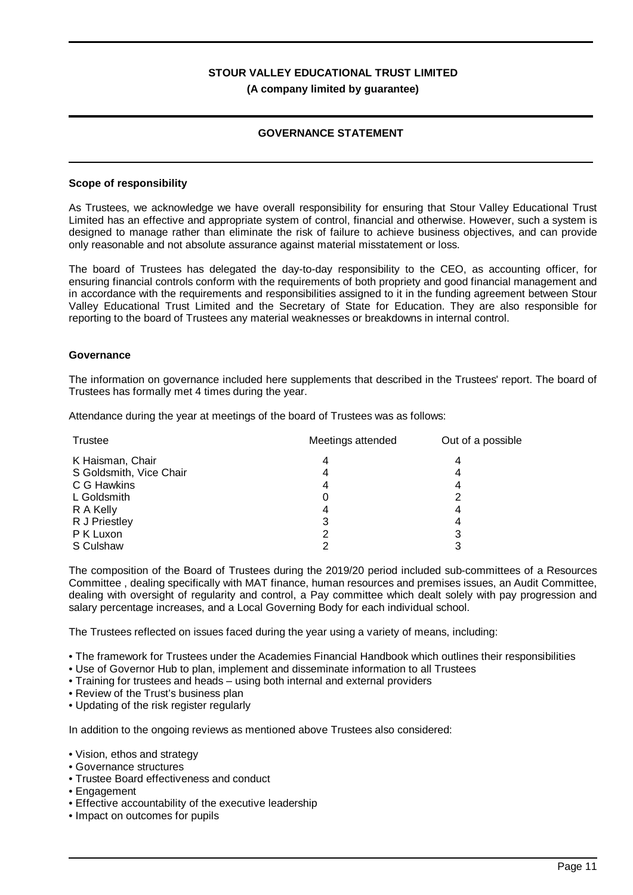**STOUR VALLEY EDUCATIONAL TRUST LIMITED**

**(A company limited by guarantee)**

## GOVERNANCE STATEMENT

### Scope of responsibility

As Trustees, we acknowledge we have overall responsibility for ensuring that Stour Valley Educational Trust Limited has an effective and appropriate system of control, financial and otherwise. However, such a system is designed to manage rather than eliminate the risk of failure to achieve business objectives, and can provide only reasonable and not absolute assurance against material misstatement or loss.

The board of Trustees has delegated the day-to-day responsibility to the CEO, as accounting officer, for ensuring financial controls conform with the requirements of both propriety and good financial management and in accordance with the requirements and responsibilities assigned to it in the funding agreement between Stour Valley Educational Trust Limited and the Secretary of State for Education. They are also responsible for reporting to the board of Trustees any material weaknesses or breakdowns in internal control.

### Governance

The information on governance included here supplements that described in the Trustees' report. The board of Trustees has formally met 4 times during the year.

Attendance during the year at meetings of the board of Trustees was as follows:

| Trustee | Meetings attended | Out of a possible |
|---|---|---|
| K Haisman, Chair | 4 | 4 |
| S Goldsmith, Vice Chair | 4 | 4 |
| C G Hawkins | 4 | 4 |
| L Goldsmith | 0 | 2 |
| R A Kelly | 4 | 4 |
| R J Priestley | 3 | 4 |
| P K Luxon | 2 | 3 |
| S Culshaw | 2 | 3 |

The composition of the Board of Trustees during the 2019/20 period included sub-committees of a Resources Committee , dealing specifically with MAT finance, human resources and premises issues, an Audit Committee, dealing with oversight of regularity and control, a Pay committee which dealt solely with pay progression and salary percentage increases, and a Local Governing Body for each individual school.

The Trustees reflected on issues faced during the year using a variety of means, including:

- The framework for Trustees under the Academies Financial Handbook which outlines their responsibilities
- Use of Governor Hub to plan, implement and disseminate information to all Trustees
- Training for trustees and heads – using both internal and external providers
- Review of the Trust's business plan
- Updating of the risk register regularly

In addition to the ongoing reviews as mentioned above Trustees also considered:

- Vision, ethos and strategy
- Governance structures
- Trustee Board effectiveness and conduct
- Engagement
- Effective accountability of the executive leadership
- Impact on outcomes for pupils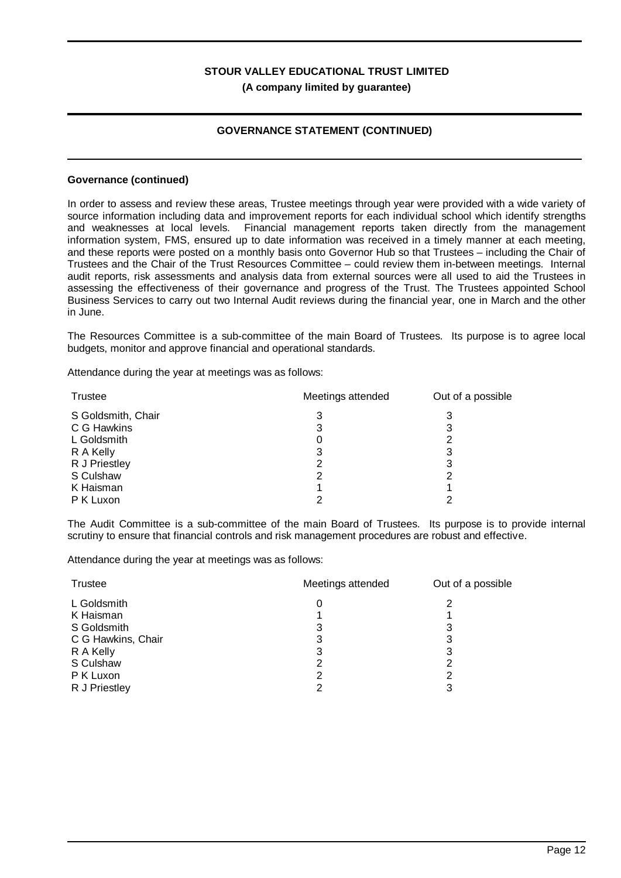**Governance (continued)**

In order to assess and review these areas, Trustee meetings through year were provided with a wide variety of source information including data and improvement reports for each individual school which identify strengths and weaknesses at local levels. Financial management reports taken directly from the management information system, FMS, ensured up to date information was received in a timely manner at each meeting, and these reports were posted on a monthly basis onto Governor Hub so that Trustees – including the Chair of Trustees and the Chair of the Trust Resources Committee – could review them in-between meetings. Internal audit reports, risk assessments and analysis data from external sources were all used to aid the Trustees in assessing the effectiveness of their governance and progress of the Trust. The Trustees appointed School Business Services to carry out two Internal Audit reviews during the financial year, one in March and the other in June.

The Resources Committee is a sub-committee of the main Board of Trustees. Its purpose is to agree local budgets, monitor and approve financial and operational standards.

Attendance during the year at meetings was as follows:

| Trustee | Meetings attended | Out of a possible |
|---|---|---|
| S Goldsmith, Chair | 3 | 3 |
| C G Hawkins | 3 | 3 |
| L Goldsmith | 0 | 2 |
| R A Kelly | 3 | 3 |
| R J Priestley | 2 | 3 |
| S Culshaw | 2 | 2 |
| K Haisman | 1 | 1 |
| P K Luxon | 2 | 2 |

The Audit Committee is a sub-committee of the main Board of Trustees. Its purpose is to provide internal scrutiny to ensure that financial controls and risk management procedures are robust and effective.

Attendance during the year at meetings was as follows:

| Trustee | Meetings attended | Out of a possible |
|---|---|---|
| L Goldsmith | 0 | 2 |
| K Haisman | 1 | 1 |
| S Goldsmith | 3 | 3 |
| C G Hawkins, Chair | 3 | 3 |
| R A Kelly | 3 | 3 |
| S Culshaw | 2 | 2 |
| P K Luxon | 2 | 2 |
| R J Priestley | 2 | 3 |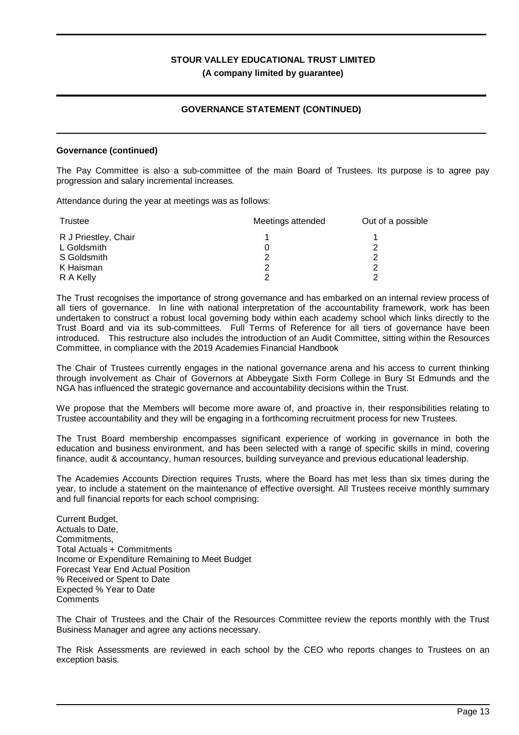**Governance (continued)**

The Pay Committee is also a sub-committee of the main Board of Trustees. Its purpose is to agree pay progression and salary incremental increases.

Attendance during the year at meetings was as follows:

| Trustee | Meetings attended | Out of a possible |
|---|---|---|
| R J Priestley, Chair | 1 | 1 |
| L Goldsmith | 0 | 2 |
| S Goldsmith | 2 | 2 |
| K Haisman | 2 | 2 |
| R A Kelly | 2 | 2 |

The Trust recognises the importance of strong governance and has embarked on an internal review process of all tiers of governance. In line with national interpretation of the accountability framework, work has been undertaken to construct a robust local governing body within each academy school which links directly to the Trust Board and via its sub-committees. Full Terms of Reference for all tiers of governance have been introduced. This restructure also includes the introduction of an Audit Committee, sitting within the Resources Committee, in compliance with the 2019 Academies Financial Handbook

The Chair of Trustees currently engages in the national governance arena and his access to current thinking through involvement as Chair of Governors at Abbeygate Sixth Form College in Bury St Edmunds and the NGA has influenced the strategic governance and accountability decisions within the Trust.

We propose that the Members will become more aware of, and proactive in, their responsibilities relating to Trustee accountability and they will be engaging in a forthcoming recruitment process for new Trustees.

The Trust Board membership encompasses significant experience of working in governance in both the education and business environment, and has been selected with a range of specific skills in mind, covering finance, audit & accountancy, human resources, building surveyance and previous educational leadership.

The Academies Accounts Direction requires Trusts, where the Board has met less than six times during the year, to include a statement on the maintenance of effective oversight. All Trustees receive monthly summary and full financial reports for each school comprising:

Current Budget,
Actuals to Date,
Commitments,
Total Actuals + Commitments
Income or Expenditure Remaining to Meet Budget
Forecast Year End Actual Position
% Received or Spent to Date
Expected % Year to Date
Comments

The Chair of Trustees and the Chair of the Resources Committee review the reports monthly with the Trust Business Manager and agree any actions necessary.

The Risk Assessments are reviewed in each school by the CEO who reports changes to Trustees on an exception basis.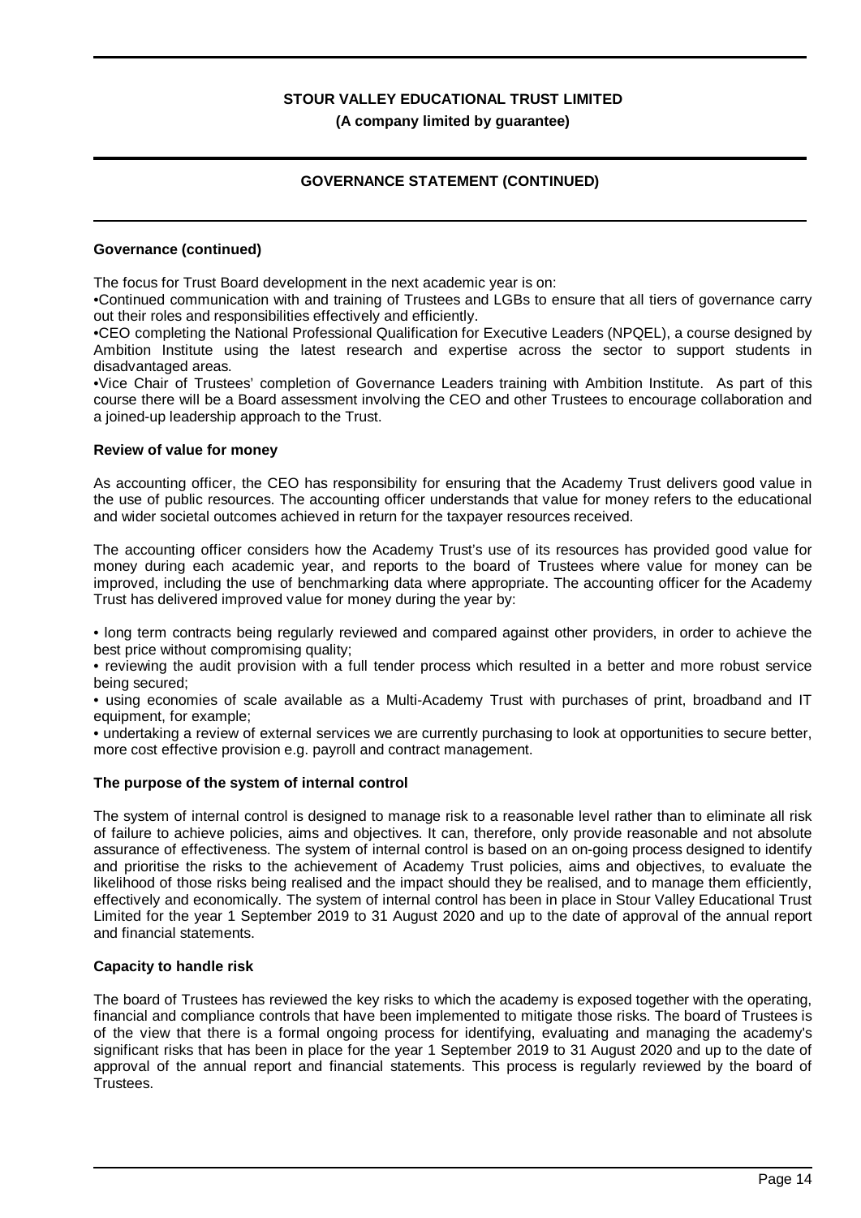## GOVERNANCE STATEMENT (CONTINUED)

### Governance (continued)

The focus for Trust Board development in the next academic year is on:

- Continued communication with and training of Trustees and LGBs to ensure that all tiers of governance carry out their roles and responsibilities effectively and efficiently.
- CEO completing the National Professional Qualification for Executive Leaders (NPQEL), a course designed by Ambition Institute using the latest research and expertise across the sector to support students in disadvantaged areas.
- Vice Chair of Trustees' completion of Governance Leaders training with Ambition Institute. As part of this course there will be a Board assessment involving the CEO and other Trustees to encourage collaboration and a joined-up leadership approach to the Trust.

### Review of value for money

As accounting officer, the CEO has responsibility for ensuring that the Academy Trust delivers good value in the use of public resources. The accounting officer understands that value for money refers to the educational and wider societal outcomes achieved in return for the taxpayer resources received.

The accounting officer considers how the Academy Trust's use of its resources has provided good value for money during each academic year, and reports to the board of Trustees where value for money can be improved, including the use of benchmarking data where appropriate. The accounting officer for the Academy Trust has delivered improved value for money during the year by:

- long term contracts being regularly reviewed and compared against other providers, in order to achieve the best price without compromising quality;
- reviewing the audit provision with a full tender process which resulted in a better and more robust service being secured;
- using economies of scale available as a Multi-Academy Trust with purchases of print, broadband and IT equipment, for example;
- undertaking a review of external services we are currently purchasing to look at opportunities to secure better, more cost effective provision e.g. payroll and contract management.

### The purpose of the system of internal control

The system of internal control is designed to manage risk to a reasonable level rather than to eliminate all risk of failure to achieve policies, aims and objectives. It can, therefore, only provide reasonable and not absolute assurance of effectiveness. The system of internal control is based on an on-going process designed to identify and prioritise the risks to the achievement of Academy Trust policies, aims and objectives, to evaluate the likelihood of those risks being realised and the impact should they be realised, and to manage them efficiently, effectively and economically. The system of internal control has been in place in Stour Valley Educational Trust Limited for the year 1 September 2019 to 31 August 2020 and up to the date of approval of the annual report and financial statements.

### Capacity to handle risk

The board of Trustees has reviewed the key risks to which the academy is exposed together with the operating, financial and compliance controls that have been implemented to mitigate those risks. The board of Trustees is of the view that there is a formal ongoing process for identifying, evaluating and managing the academy's significant risks that has been in place for the year 1 September 2019 to 31 August 2020 and up to the date of approval of the annual report and financial statements. This process is regularly reviewed by the board of Trustees.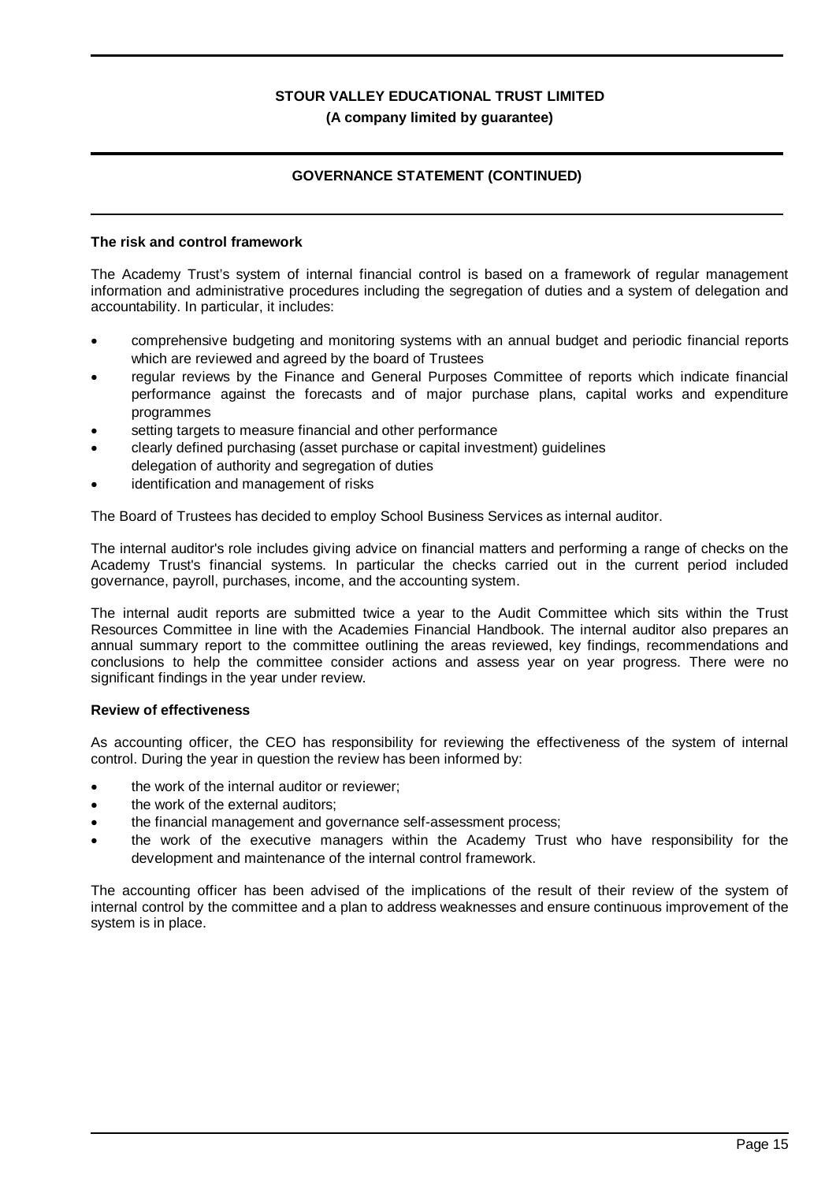## The risk and control framework

The Academy Trust's system of internal financial control is based on a framework of regular management information and administrative procedures including the segregation of duties and a system of delegation and accountability. In particular, it includes:

- comprehensive budgeting and monitoring systems with an annual budget and periodic financial reports which are reviewed and agreed by the board of Trustees
- regular reviews by the Finance and General Purposes Committee of reports which indicate financial performance against the forecasts and of major purchase plans, capital works and expenditure programmes
- setting targets to measure financial and other performance
- clearly defined purchasing (asset purchase or capital investment) guidelines
  delegation of authority and segregation of duties
- identification and management of risks

The Board of Trustees has decided to employ School Business Services as internal auditor.

The internal auditor's role includes giving advice on financial matters and performing a range of checks on the Academy Trust's financial systems. In particular the checks carried out in the current period included governance, payroll, purchases, income, and the accounting system.

The internal audit reports are submitted twice a year to the Audit Committee which sits within the Trust Resources Committee in line with the Academies Financial Handbook. The internal auditor also prepares an annual summary report to the committee outlining the areas reviewed, key findings, recommendations and conclusions to help the committee consider actions and assess year on year progress. There were no significant findings in the year under review.

## Review of effectiveness

As accounting officer, the CEO has responsibility for reviewing the effectiveness of the system of internal control. During the year in question the review has been informed by:

- the work of the internal auditor or reviewer;
- the work of the external auditors;
- the financial management and governance self-assessment process;
- the work of the executive managers within the Academy Trust who have responsibility for the development and maintenance of the internal control framework.

The accounting officer has been advised of the implications of the result of their review of the system of internal control by the committee and a plan to address weaknesses and ensure continuous improvement of the system is in place.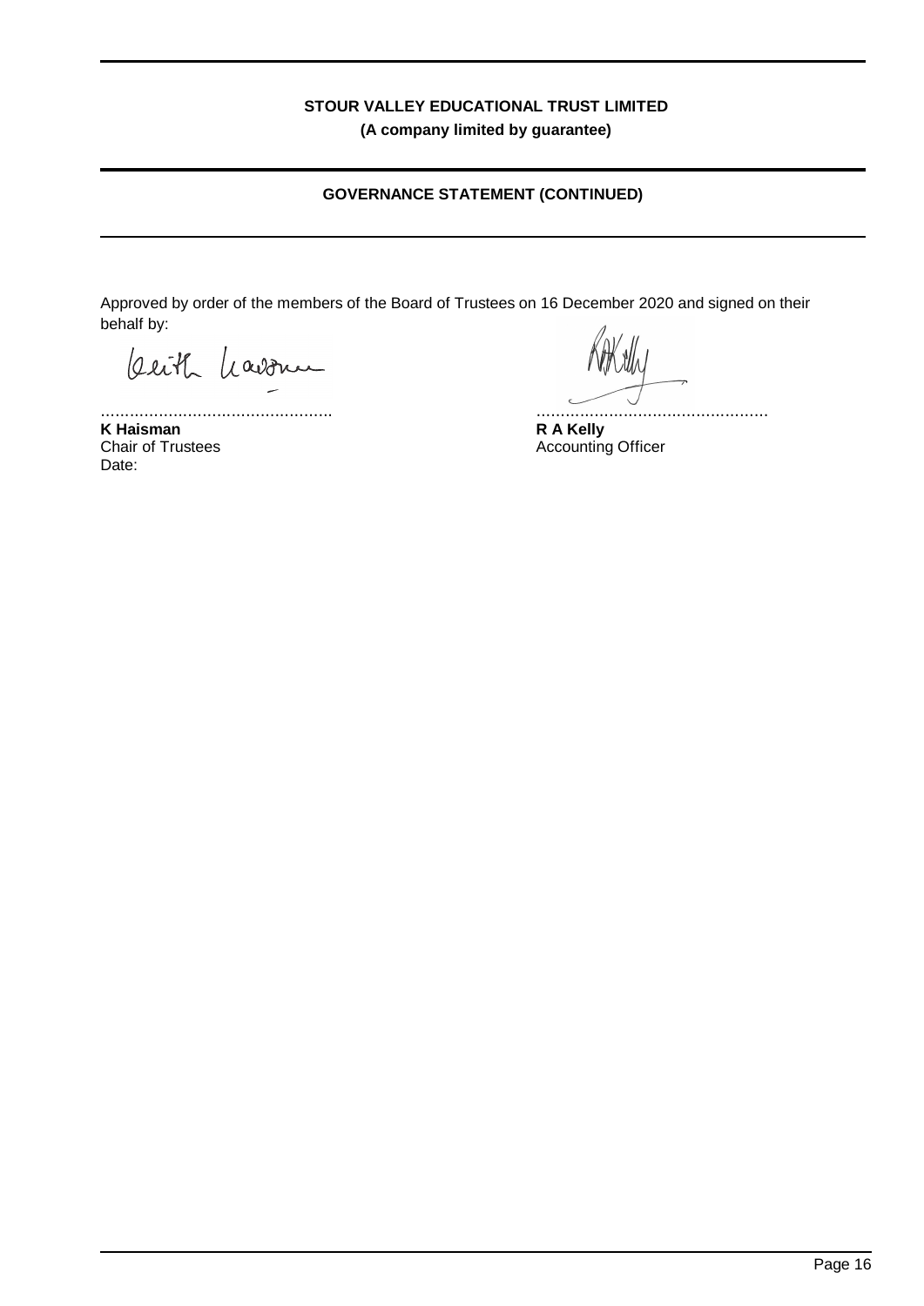## GOVERNANCE STATEMENT (CONTINUED)

Approved by order of the members of the Board of Trustees on 16 December 2020 and signed on their behalf by:

................................................
**K Haisman**
Chair of Trustees
Date:

................................................
**R A Kelly**
Accounting Officer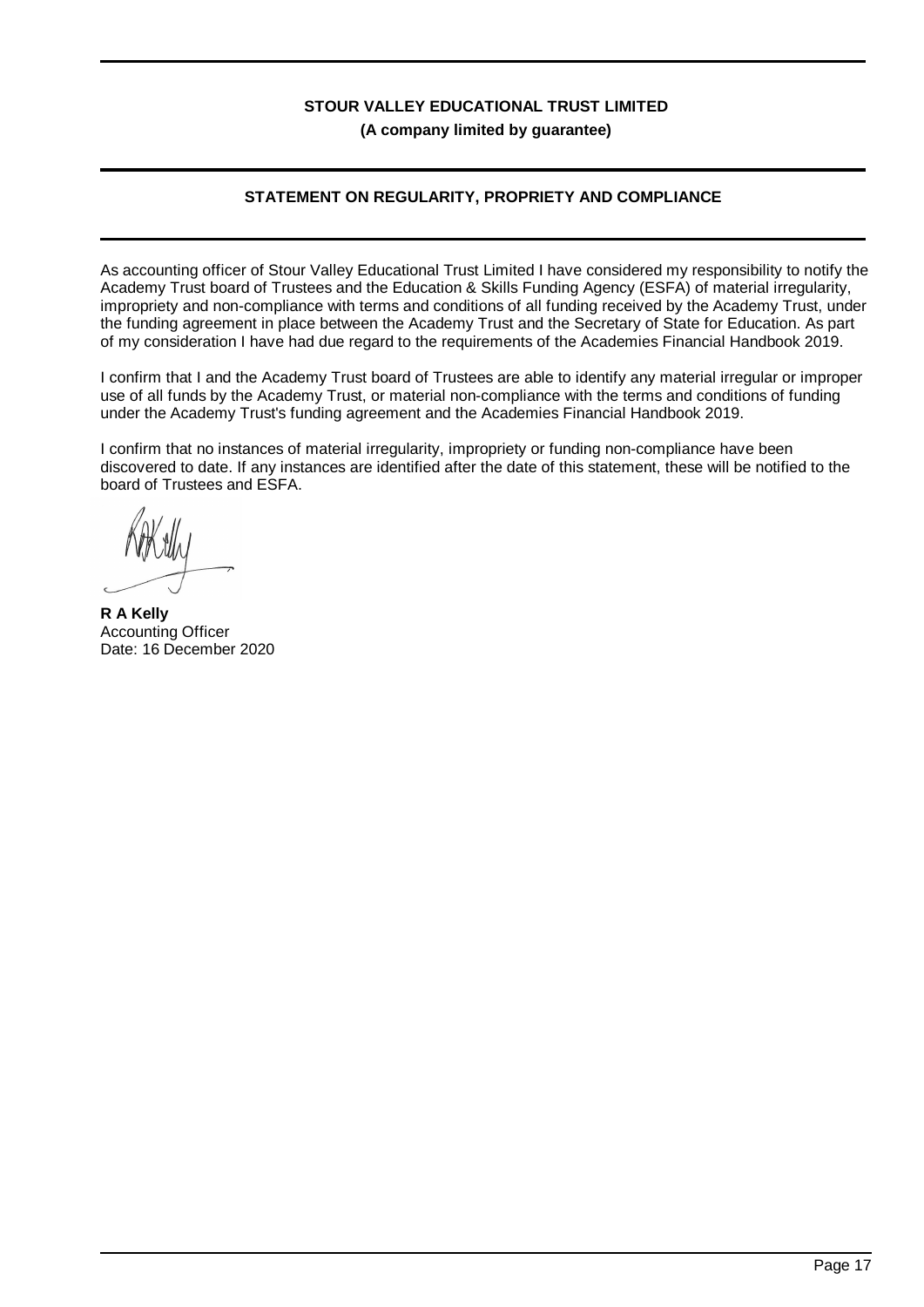**STOUR VALLEY EDUCATIONAL TRUST LIMITED**
**(A company limited by guarantee)**

## STATEMENT ON REGULARITY, PROPRIETY AND COMPLIANCE

As accounting officer of Stour Valley Educational Trust Limited I have considered my responsibility to notify the Academy Trust board of Trustees and the Education & Skills Funding Agency (ESFA) of material irregularity, impropriety and non-compliance with terms and conditions of all funding received by the Academy Trust, under the funding agreement in place between the Academy Trust and the Secretary of State for Education. As part of my consideration I have had due regard to the requirements of the Academies Financial Handbook 2019.

I confirm that I and the Academy Trust board of Trustees are able to identify any material irregular or improper use of all funds by the Academy Trust, or material non-compliance with the terms and conditions of funding under the Academy Trust's funding agreement and the Academies Financial Handbook 2019.

I confirm that no instances of material irregularity, impropriety or funding non-compliance have been discovered to date. If any instances are identified after the date of this statement, these will be notified to the board of Trustees and ESFA.

**R A Kelly**
Accounting Officer
Date: 16 December 2020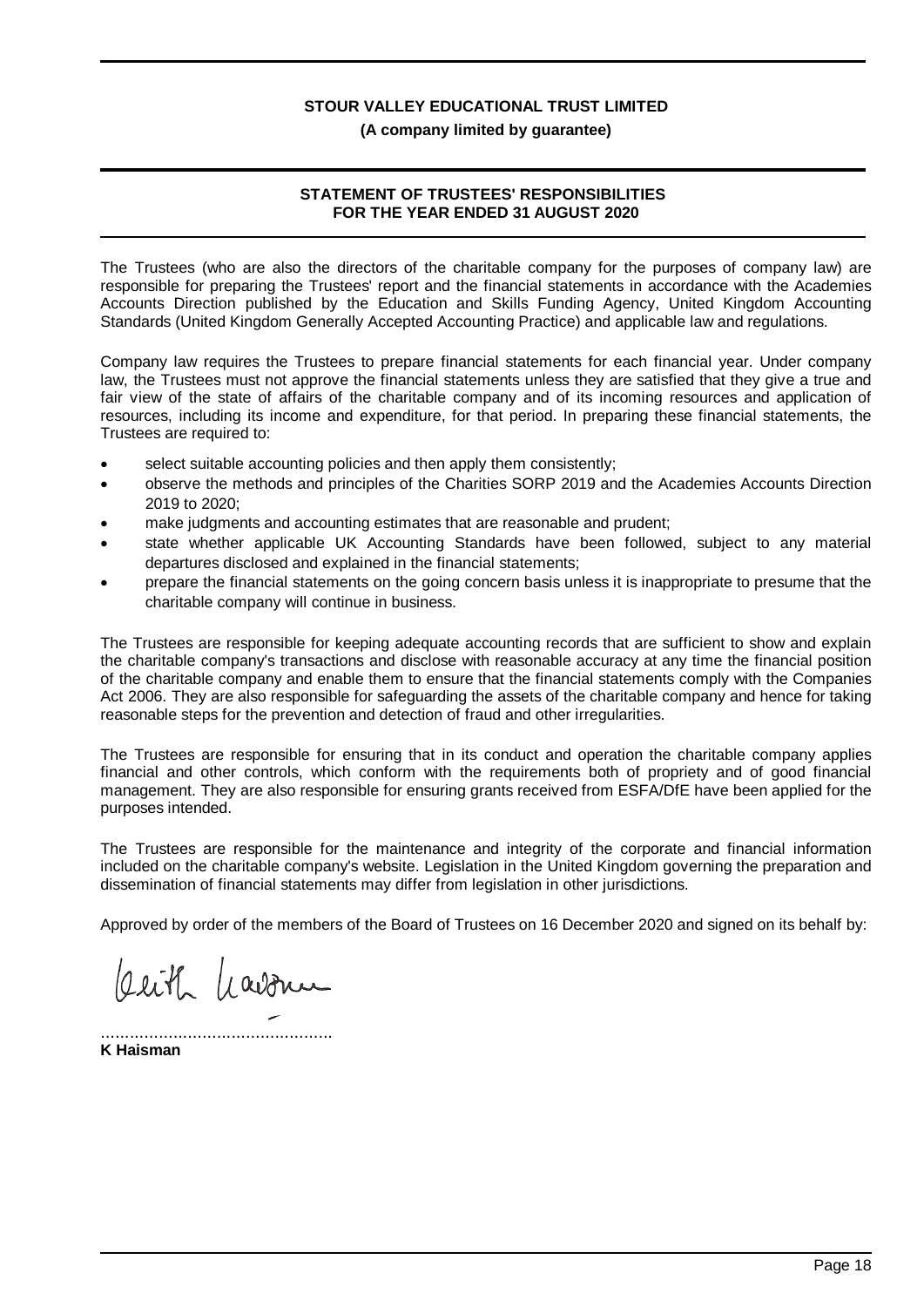**STOUR VALLEY EDUCATIONAL TRUST LIMITED**

**(A company limited by guarantee)**

## STATEMENT OF TRUSTEES' RESPONSIBILITIES FOR THE YEAR ENDED 31 AUGUST 2020

The Trustees (who are also the directors of the charitable company for the purposes of company law) are responsible for preparing the Trustees' report and the financial statements in accordance with the Academies Accounts Direction published by the Education and Skills Funding Agency, United Kingdom Accounting Standards (United Kingdom Generally Accepted Accounting Practice) and applicable law and regulations.

Company law requires the Trustees to prepare financial statements for each financial year. Under company law, the Trustees must not approve the financial statements unless they are satisfied that they give a true and fair view of the state of affairs of the charitable company and of its incoming resources and application of resources, including its income and expenditure, for that period. In preparing these financial statements, the Trustees are required to:

- select suitable accounting policies and then apply them consistently;
- observe the methods and principles of the Charities SORP 2019 and the Academies Accounts Direction 2019 to 2020;
- make judgments and accounting estimates that are reasonable and prudent;
- state whether applicable UK Accounting Standards have been followed, subject to any material departures disclosed and explained in the financial statements;
- prepare the financial statements on the going concern basis unless it is inappropriate to presume that the charitable company will continue in business.

The Trustees are responsible for keeping adequate accounting records that are sufficient to show and explain the charitable company's transactions and disclose with reasonable accuracy at any time the financial position of the charitable company and enable them to ensure that the financial statements comply with the Companies Act 2006. They are also responsible for safeguarding the assets of the charitable company and hence for taking reasonable steps for the prevention and detection of fraud and other irregularities.

The Trustees are responsible for ensuring that in its conduct and operation the charitable company applies financial and other controls, which conform with the requirements both of propriety and of good financial management. They are also responsible for ensuring grants received from ESFA/DfE have been applied for the purposes intended.

The Trustees are responsible for the maintenance and integrity of the corporate and financial information included on the charitable company's website. Legislation in the United Kingdom governing the preparation and dissemination of financial statements may differ from legislation in other jurisdictions.

Approved by order of the members of the Board of Trustees on 16 December 2020 and signed on its behalf by:

................................................

**K Haisman**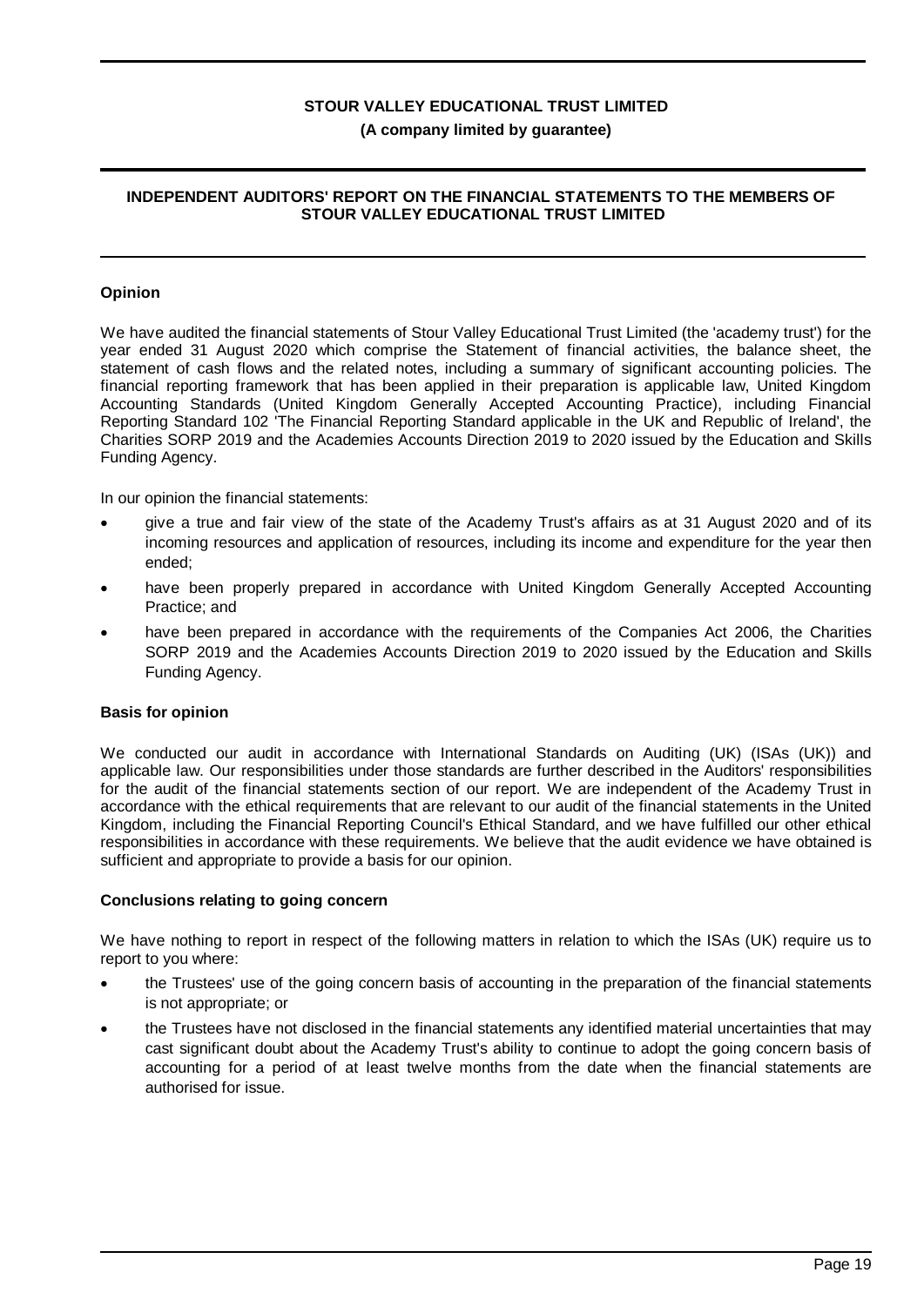**STOUR VALLEY EDUCATIONAL TRUST LIMITED**

**(A company limited by guarantee)**

## INDEPENDENT AUDITORS' REPORT ON THE FINANCIAL STATEMENTS TO THE MEMBERS OF STOUR VALLEY EDUCATIONAL TRUST LIMITED

### Opinion

We have audited the financial statements of Stour Valley Educational Trust Limited (the 'academy trust') for the year ended 31 August 2020 which comprise the Statement of financial activities, the balance sheet, the statement of cash flows and the related notes, including a summary of significant accounting policies. The financial reporting framework that has been applied in their preparation is applicable law, United Kingdom Accounting Standards (United Kingdom Generally Accepted Accounting Practice), including Financial Reporting Standard 102 'The Financial Reporting Standard applicable in the UK and Republic of Ireland', the Charities SORP 2019 and the Academies Accounts Direction 2019 to 2020 issued by the Education and Skills Funding Agency.

In our opinion the financial statements:

- give a true and fair view of the state of the Academy Trust's affairs as at 31 August 2020 and of its incoming resources and application of resources, including its income and expenditure for the year then ended;
- have been properly prepared in accordance with United Kingdom Generally Accepted Accounting Practice; and
- have been prepared in accordance with the requirements of the Companies Act 2006, the Charities SORP 2019 and the Academies Accounts Direction 2019 to 2020 issued by the Education and Skills Funding Agency.

### Basis for opinion

We conducted our audit in accordance with International Standards on Auditing (UK) (ISAs (UK)) and applicable law. Our responsibilities under those standards are further described in the Auditors' responsibilities for the audit of the financial statements section of our report. We are independent of the Academy Trust in accordance with the ethical requirements that are relevant to our audit of the financial statements in the United Kingdom, including the Financial Reporting Council's Ethical Standard, and we have fulfilled our other ethical responsibilities in accordance with these requirements. We believe that the audit evidence we have obtained is sufficient and appropriate to provide a basis for our opinion.

### Conclusions relating to going concern

We have nothing to report in respect of the following matters in relation to which the ISAs (UK) require us to report to you where:

- the Trustees' use of the going concern basis of accounting in the preparation of the financial statements is not appropriate; or
- the Trustees have not disclosed in the financial statements any identified material uncertainties that may cast significant doubt about the Academy Trust's ability to continue to adopt the going concern basis of accounting for a period of at least twelve months from the date when the financial statements are authorised for issue.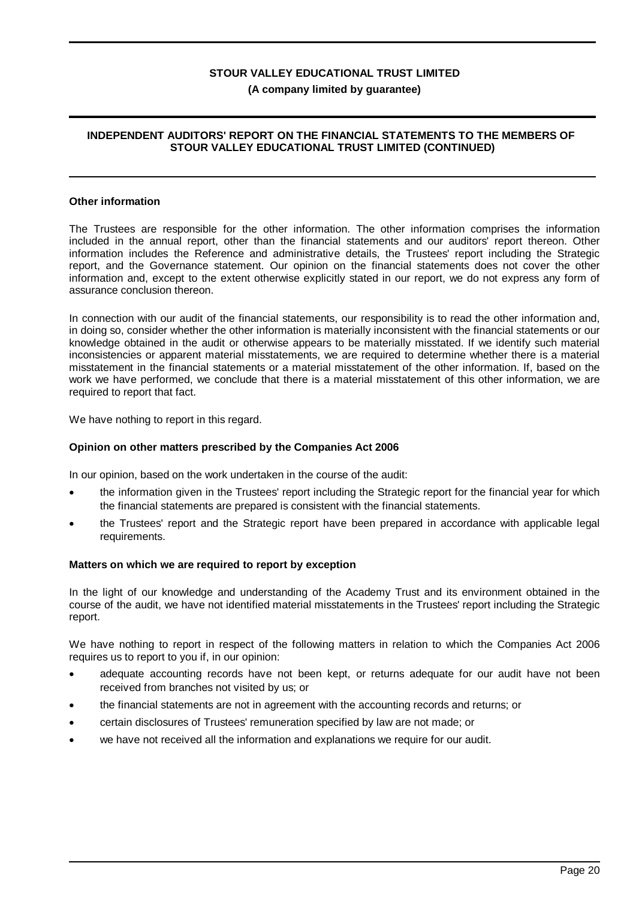## Other information

The Trustees are responsible for the other information. The other information comprises the information included in the annual report, other than the financial statements and our auditors' report thereon. Other information includes the Reference and administrative details, the Trustees' report including the Strategic report, and the Governance statement. Our opinion on the financial statements does not cover the other information and, except to the extent otherwise explicitly stated in our report, we do not express any form of assurance conclusion thereon.

In connection with our audit of the financial statements, our responsibility is to read the other information and, in doing so, consider whether the other information is materially inconsistent with the financial statements or our knowledge obtained in the audit or otherwise appears to be materially misstated. If we identify such material inconsistencies or apparent material misstatements, we are required to determine whether there is a material misstatement in the financial statements or a material misstatement of the other information. If, based on the work we have performed, we conclude that there is a material misstatement of this other information, we are required to report that fact.

We have nothing to report in this regard.

## Opinion on other matters prescribed by the Companies Act 2006

In our opinion, based on the work undertaken in the course of the audit:

- the information given in the Trustees' report including the Strategic report for the financial year for which the financial statements are prepared is consistent with the financial statements.
- the Trustees' report and the Strategic report have been prepared in accordance with applicable legal requirements.

## Matters on which we are required to report by exception

In the light of our knowledge and understanding of the Academy Trust and its environment obtained in the course of the audit, we have not identified material misstatements in the Trustees' report including the Strategic report.

We have nothing to report in respect of the following matters in relation to which the Companies Act 2006 requires us to report to you if, in our opinion:

- adequate accounting records have not been kept, or returns adequate for our audit have not been received from branches not visited by us; or
- the financial statements are not in agreement with the accounting records and returns; or
- certain disclosures of Trustees' remuneration specified by law are not made; or
- we have not received all the information and explanations we require for our audit.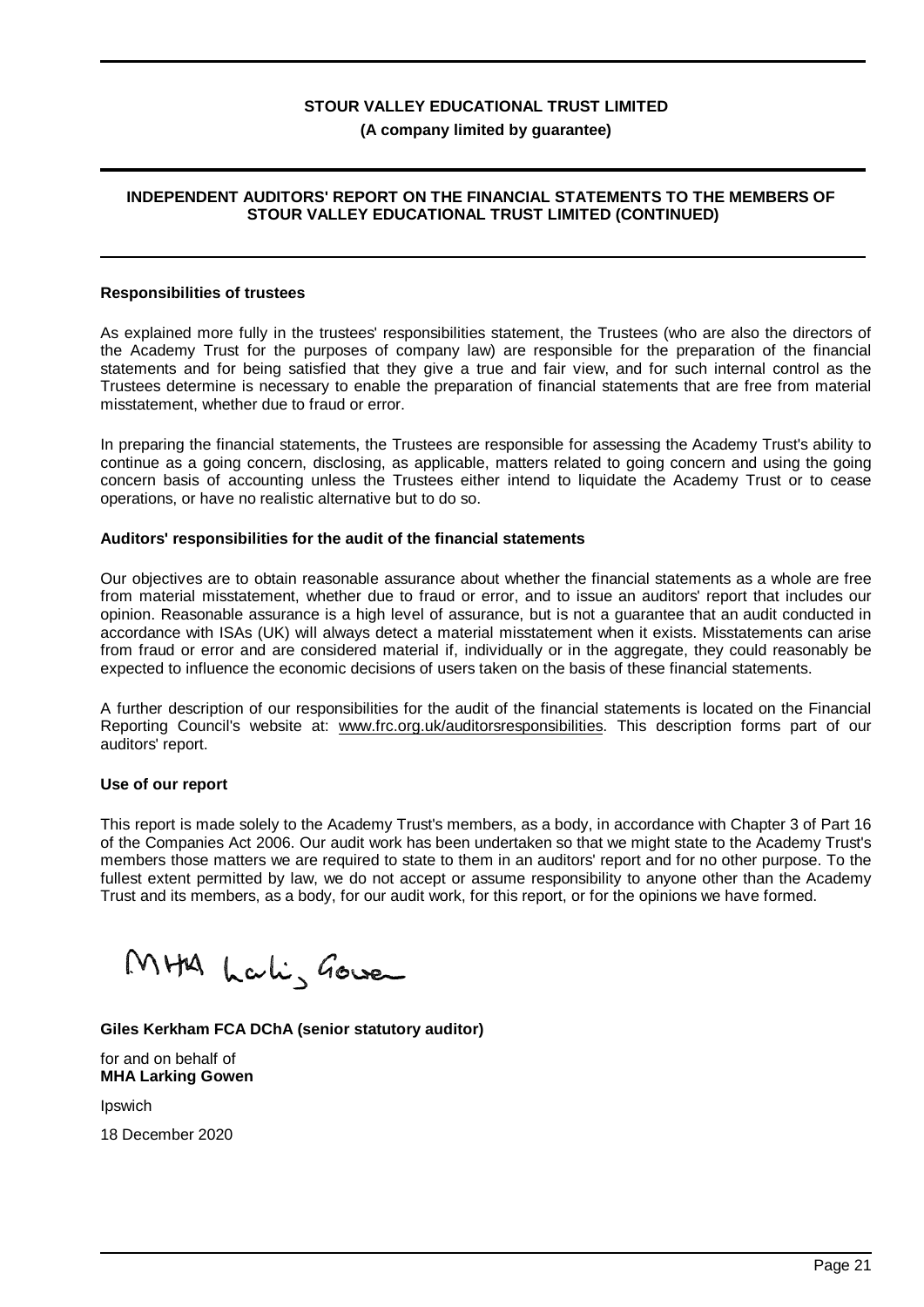## Responsibilities of trustees

As explained more fully in the trustees' responsibilities statement, the Trustees (who are also the directors of the Academy Trust for the purposes of company law) are responsible for the preparation of the financial statements and for being satisfied that they give a true and fair view, and for such internal control as the Trustees determine is necessary to enable the preparation of financial statements that are free from material misstatement, whether due to fraud or error.

In preparing the financial statements, the Trustees are responsible for assessing the Academy Trust's ability to continue as a going concern, disclosing, as applicable, matters related to going concern and using the going concern basis of accounting unless the Trustees either intend to liquidate the Academy Trust or to cease operations, or have no realistic alternative but to do so.

## Auditors' responsibilities for the audit of the financial statements

Our objectives are to obtain reasonable assurance about whether the financial statements as a whole are free from material misstatement, whether due to fraud or error, and to issue an auditors' report that includes our opinion. Reasonable assurance is a high level of assurance, but is not a guarantee that an audit conducted in accordance with ISAs (UK) will always detect a material misstatement when it exists. Misstatements can arise from fraud or error and are considered material if, individually or in the aggregate, they could reasonably be expected to influence the economic decisions of users taken on the basis of these financial statements.

A further description of our responsibilities for the audit of the financial statements is located on the Financial Reporting Council's website at: www.frc.org.uk/auditorsresponsibilities. This description forms part of our auditors' report.

## Use of our report

This report is made solely to the Academy Trust's members, as a body, in accordance with Chapter 3 of Part 16 of the Companies Act 2006. Our audit work has been undertaken so that we might state to the Academy Trust's members those matters we are required to state to them in an auditors' report and for no other purpose. To the fullest extent permitted by law, we do not accept or assume responsibility to anyone other than the Academy Trust and its members, as a body, for our audit work, for this report, or for the opinions we have formed.

MHA Larking Gowen

**Giles Kerkham FCA DChA (senior statutory auditor)**

for and on behalf of
**MHA Larking Gowen**

Ipswich

18 December 2020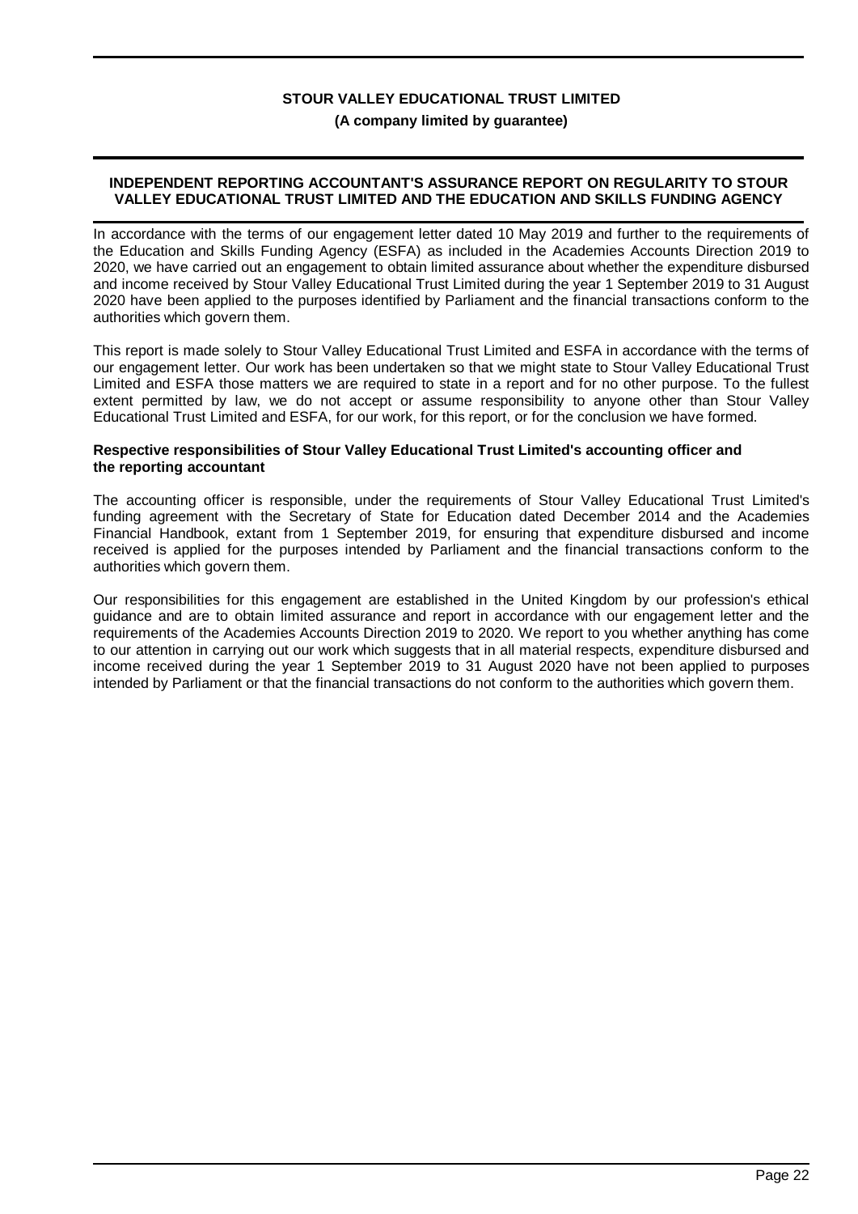**STOUR VALLEY EDUCATIONAL TRUST LIMITED**

**(A company limited by guarantee)**

## INDEPENDENT REPORTING ACCOUNTANT'S ASSURANCE REPORT ON REGULARITY TO STOUR VALLEY EDUCATIONAL TRUST LIMITED AND THE EDUCATION AND SKILLS FUNDING AGENCY

In accordance with the terms of our engagement letter dated 10 May 2019 and further to the requirements of the Education and Skills Funding Agency (ESFA) as included in the Academies Accounts Direction 2019 to 2020, we have carried out an engagement to obtain limited assurance about whether the expenditure disbursed and income received by Stour Valley Educational Trust Limited during the year 1 September 2019 to 31 August 2020 have been applied to the purposes identified by Parliament and the financial transactions conform to the authorities which govern them.

This report is made solely to Stour Valley Educational Trust Limited and ESFA in accordance with the terms of our engagement letter. Our work has been undertaken so that we might state to Stour Valley Educational Trust Limited and ESFA those matters we are required to state in a report and for no other purpose. To the fullest extent permitted by law, we do not accept or assume responsibility to anyone other than Stour Valley Educational Trust Limited and ESFA, for our work, for this report, or for the conclusion we have formed.

### Respective responsibilities of Stour Valley Educational Trust Limited's accounting officer and the reporting accountant

The accounting officer is responsible, under the requirements of Stour Valley Educational Trust Limited's funding agreement with the Secretary of State for Education dated December 2014 and the Academies Financial Handbook, extant from 1 September 2019, for ensuring that expenditure disbursed and income received is applied for the purposes intended by Parliament and the financial transactions conform to the authorities which govern them.

Our responsibilities for this engagement are established in the United Kingdom by our profession's ethical guidance and are to obtain limited assurance and report in accordance with our engagement letter and the requirements of the Academies Accounts Direction 2019 to 2020. We report to you whether anything has come to our attention in carrying out our work which suggests that in all material respects, expenditure disbursed and income received during the year 1 September 2019 to 31 August 2020 have not been applied to purposes intended by Parliament or that the financial transactions do not conform to the authorities which govern them.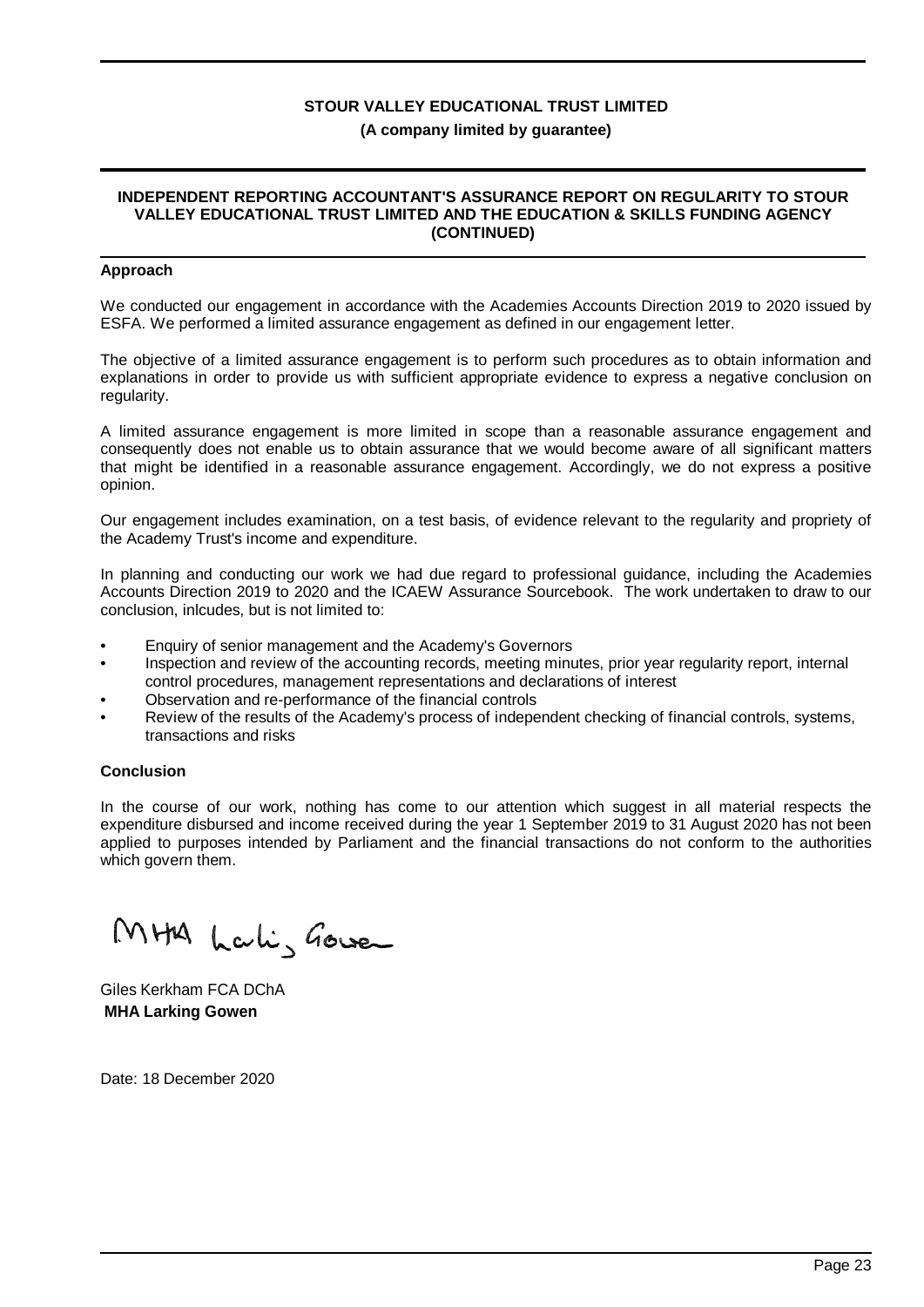**STOUR VALLEY EDUCATIONAL TRUST LIMITED**

**(A company limited by guarantee)**

**INDEPENDENT REPORTING ACCOUNTANT'S ASSURANCE REPORT ON REGULARITY TO STOUR VALLEY EDUCATIONAL TRUST LIMITED AND THE EDUCATION & SKILLS FUNDING AGENCY (CONTINUED)**

**Approach**

We conducted our engagement in accordance with the Academies Accounts Direction 2019 to 2020 issued by ESFA. We performed a limited assurance engagement as defined in our engagement letter.

The objective of a limited assurance engagement is to perform such procedures as to obtain information and explanations in order to provide us with sufficient appropriate evidence to express a negative conclusion on regularity.

A limited assurance engagement is more limited in scope than a reasonable assurance engagement and consequently does not enable us to obtain assurance that we would become aware of all significant matters that might be identified in a reasonable assurance engagement. Accordingly, we do not express a positive opinion.

Our engagement includes examination, on a test basis, of evidence relevant to the regularity and propriety of the Academy Trust's income and expenditure.

In planning and conducting our work we had due regard to professional guidance, including the Academies Accounts Direction 2019 to 2020 and the ICAEW Assurance Sourcebook. The work undertaken to draw to our conclusion, inlcudes, but is not limited to:

- Enquiry of senior management and the Academy's Governors
- Inspection and review of the accounting records, meeting minutes, prior year regularity report, internal control procedures, management representations and declarations of interest
- Observation and re-performance of the financial controls
- Review of the results of the Academy's process of independent checking of financial controls, systems, transactions and risks

**Conclusion**

In the course of our work, nothing has come to our attention which suggest in all material respects the expenditure disbursed and income received during the year 1 September 2019 to 31 August 2020 has not been applied to purposes intended by Parliament and the financial transactions do not conform to the authorities which govern them.

MHA Larking Gowen

Giles Kerkham FCA DChA
**MHA Larking Gowen**

Date: 18 December 2020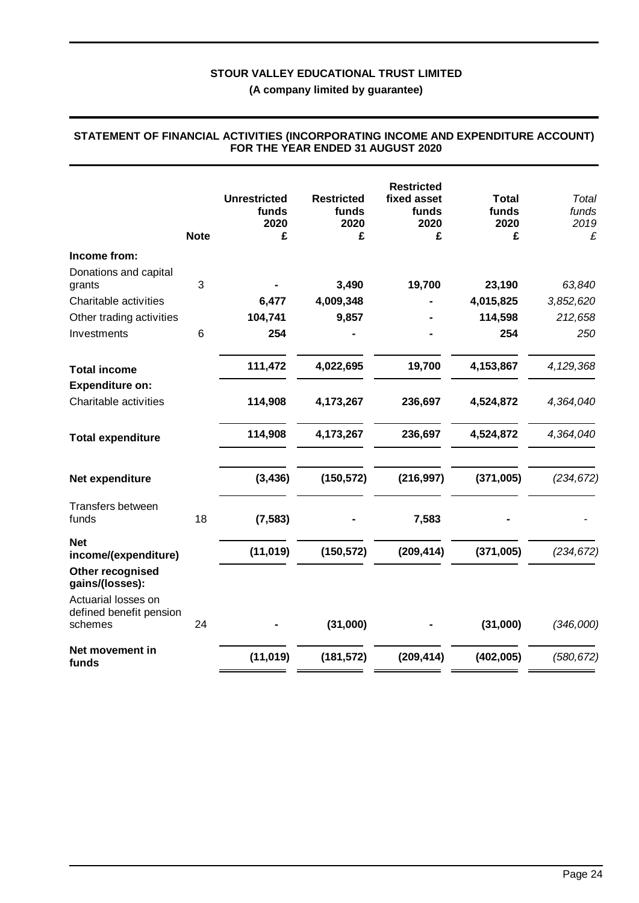**STOUR VALLEY EDUCATIONAL TRUST LIMITED**

**(A company limited by guarantee)**

## STATEMENT OF FINANCIAL ACTIVITIES (INCORPORATING INCOME AND EXPENDITURE ACCOUNT) FOR THE YEAR ENDED 31 AUGUST 2020

| | Note | Unrestricted funds 2020 £ | Restricted funds 2020 £ | Restricted fixed asset funds 2020 £ | Total funds 2020 £ | *Total funds 2019 £* |
|---|---|---|---|---|---|---|
| **Income from:** | | | | | | |
| Donations and capital grants | 3 | - | 3,490 | 19,700 | 23,190 | *63,840* |
| Charitable activities | | 6,477 | 4,009,348 | - | 4,015,825 | *3,852,620* |
| Other trading activities | | 104,741 | 9,857 | - | 114,598 | *212,658* |
| Investments | 6 | 254 | - | - | 254 | *250* |
| **Total income** | | **111,472** | **4,022,695** | **19,700** | **4,153,867** | *4,129,368* |
| **Expenditure on:** | | | | | | |
| Charitable activities | | 114,908 | 4,173,267 | 236,697 | 4,524,872 | *4,364,040* |
| **Total expenditure** | | **114,908** | **4,173,267** | **236,697** | **4,524,872** | *4,364,040* |
| **Net expenditure** | | **(3,436)** | **(150,572)** | **(216,997)** | **(371,005)** | *(234,672)* |
| Transfers between funds | 18 | (7,583) | - | 7,583 | - | - |
| **Net income/(expenditure)** | | **(11,019)** | **(150,572)** | **(209,414)** | **(371,005)** | *(234,672)* |
| **Other recognised gains/(losses):** | | | | | | |
| Actuarial losses on defined benefit pension schemes | 24 | - | (31,000) | - | (31,000) | *(346,000)* |
| **Net movement in funds** | | **(11,019)** | **(181,572)** | **(209,414)** | **(402,005)** | *(580,672)* |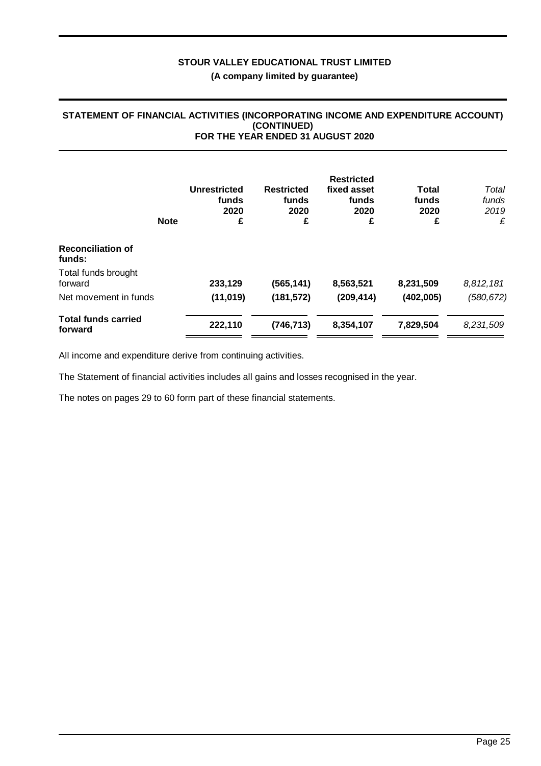**STOUR VALLEY EDUCATIONAL TRUST LIMITED**

**(A company limited by guarantee)**

## STATEMENT OF FINANCIAL ACTIVITIES (INCORPORATING INCOME AND EXPENDITURE ACCOUNT) (CONTINUED) FOR THE YEAR ENDED 31 AUGUST 2020

| | Note | Unrestricted funds 2020 £ | Restricted funds 2020 £ | Restricted fixed asset funds 2020 £ | Total funds 2020 £ | *Total funds 2019 £* |
|---|---|---|---|---|---|---|
| **Reconciliation of funds:** | | | | | | |
| Total funds brought forward | | 233,129 | (565,141) | 8,563,521 | 8,231,509 | *8,812,181* |
| Net movement in funds | | (11,019) | (181,572) | (209,414) | (402,005) | *(580,672)* |
| **Total funds carried forward** | | 222,110 | (746,713) | 8,354,107 | 7,829,504 | *8,231,509* |

All income and expenditure derive from continuing activities.

The Statement of financial activities includes all gains and losses recognised in the year.

The notes on pages 29 to 60 form part of these financial statements.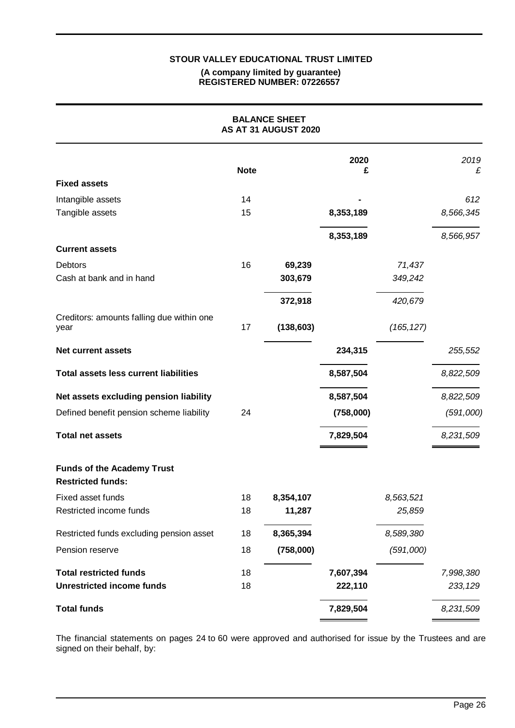**STOUR VALLEY EDUCATIONAL TRUST LIMITED**

**(A company limited by guarantee)**
**REGISTERED NUMBER: 07226557**

# BALANCE SHEET
## AS AT 31 AUGUST 2020

| | Note | | 2020 £ | | 2019 £ |
|---|---|---|---|---|---|
| **Fixed assets** | | | | | |
| Intangible assets | 14 | | - | | 612 |
| Tangible assets | 15 | | 8,353,189 | | 8,566,345 |
| | | | 8,353,189 | | 8,566,957 |
| **Current assets** | | | | | |
| Debtors | 16 | 69,239 | | 71,437 | |
| Cash at bank and in hand | | 303,679 | | 349,242 | |
| | | 372,918 | | 420,679 | |
| Creditors: amounts falling due within one year | 17 | (138,603) | | (165,127) | |
| **Net current assets** | | | 234,315 | | 255,552 |
| **Total assets less current liabilities** | | | 8,587,504 | | 8,822,509 |
| **Net assets excluding pension liability** | | | 8,587,504 | | 8,822,509 |
| Defined benefit pension scheme liability | 24 | | (758,000) | | (591,000) |
| **Total net assets** | | | 7,829,504 | | 8,231,509 |
| **Funds of the Academy Trust** | | | | | |
| **Restricted funds:** | | | | | |
| Fixed asset funds | 18 | 8,354,107 | | 8,563,521 | |
| Restricted income funds | 18 | 11,287 | | 25,859 | |
| Restricted funds excluding pension asset | 18 | 8,365,394 | | 8,589,380 | |
| Pension reserve | 18 | (758,000) | | (591,000) | |
| **Total restricted funds** | 18 | | 7,607,394 | | 7,998,380 |
| **Unrestricted income funds** | 18 | | 222,110 | | 233,129 |
| **Total funds** | | | 7,829,504 | | 8,231,509 |

The financial statements on pages 24 to 60 were approved and authorised for issue by the Trustees and are signed on their behalf, by: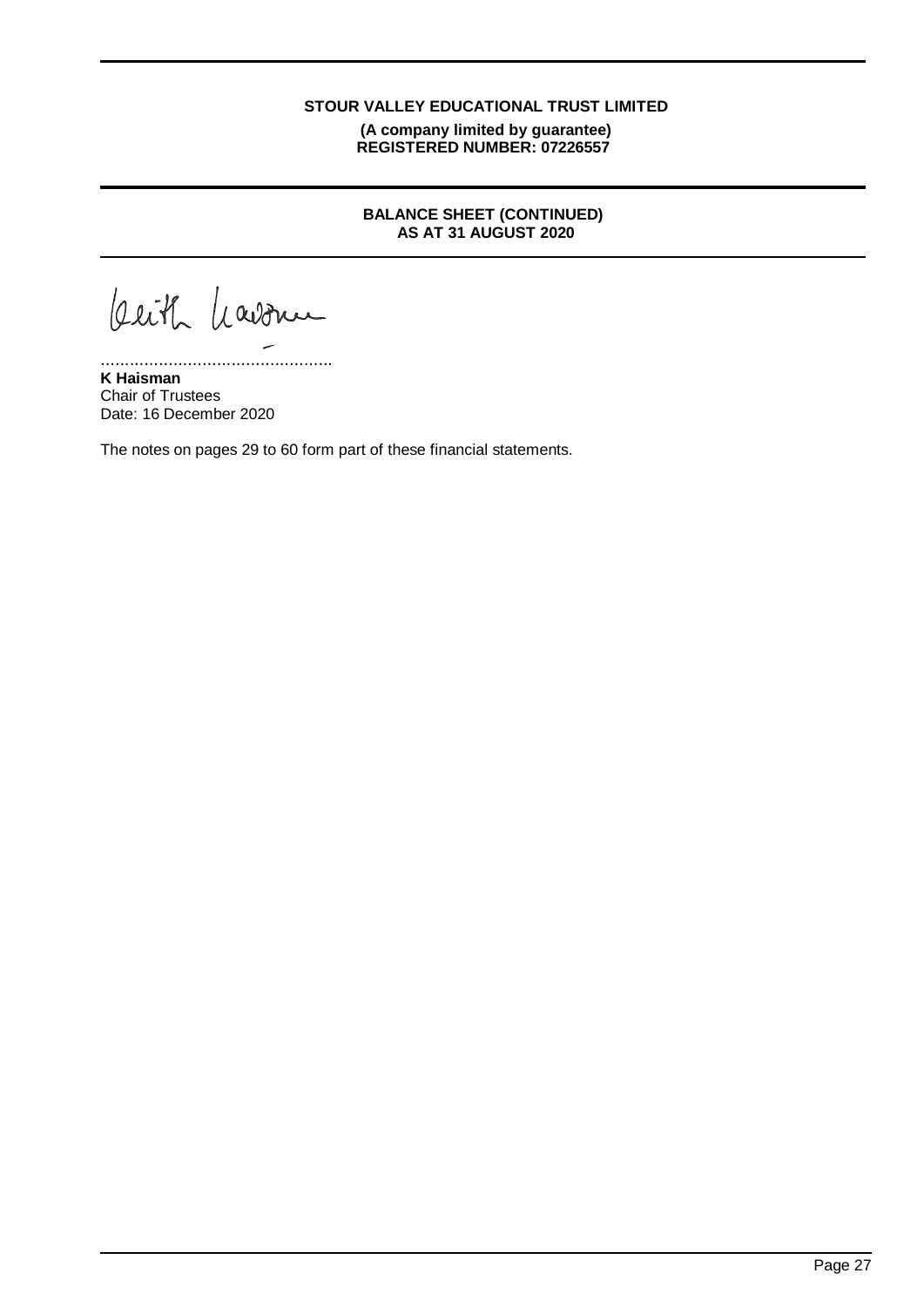**STOUR VALLEY EDUCATIONAL TRUST LIMITED**
**(A company limited by guarantee)**
**REGISTERED NUMBER: 07226557**

**BALANCE SHEET (CONTINUED)**
**AS AT 31 AUGUST 2020**

................................................
**K Haisman**
Chair of Trustees
Date: 16 December 2020

The notes on pages 29 to 60 form part of these financial statements.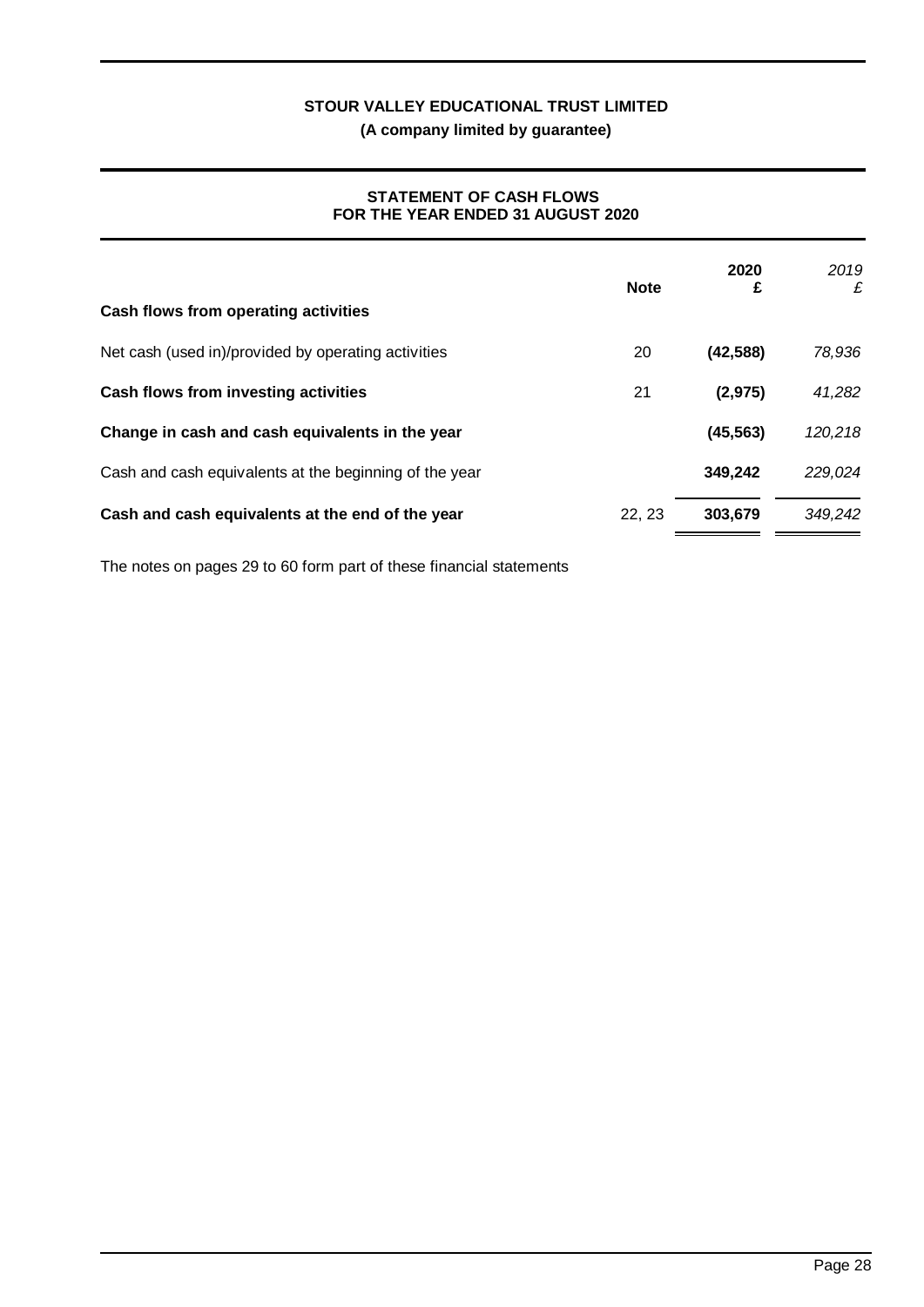**STOUR VALLEY EDUCATIONAL TRUST LIMITED**

**(A company limited by guarantee)**

## STATEMENT OF CASH FLOWS FOR THE YEAR ENDED 31 AUGUST 2020

| | Note | 2020 £ | *2019 £* |
|---|---|---|---|
| **Cash flows from operating activities** | | | |
| Net cash (used in)/provided by operating activities | 20 | **(42,588)** | *78,936* |
| **Cash flows from investing activities** | 21 | **(2,975)** | *41,282* |
| **Change in cash and cash equivalents in the year** | | **(45,563)** | *120,218* |
| Cash and cash equivalents at the beginning of the year | | **349,242** | *229,024* |
| **Cash and cash equivalents at the end of the year** | 22, 23 | **303,679** | *349,242* |

The notes on pages 29 to 60 form part of these financial statements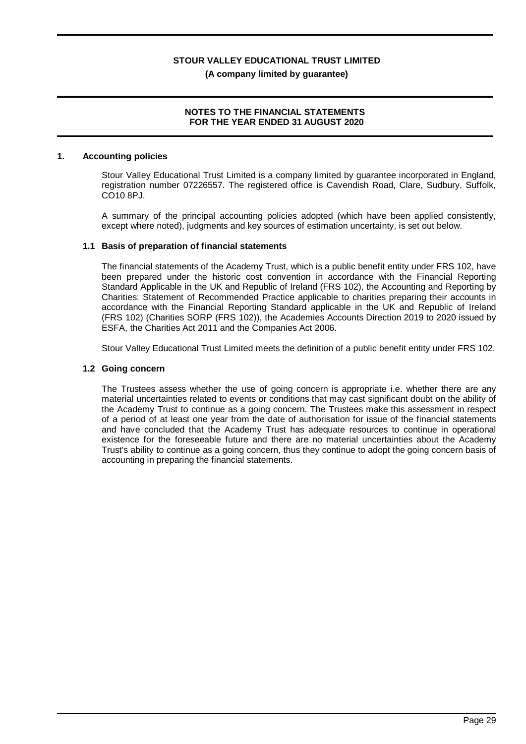# STOUR VALLEY EDUCATIONAL TRUST LIMITED

**(A company limited by guarantee)**

**NOTES TO THE FINANCIAL STATEMENTS FOR THE YEAR ENDED 31 AUGUST 2020**

## 1. Accounting policies

Stour Valley Educational Trust Limited is a company limited by guarantee incorporated in England, registration number 07226557. The registered office is Cavendish Road, Clare, Sudbury, Suffolk, CO10 8PJ.

A summary of the principal accounting policies adopted (which have been applied consistently, except where noted), judgments and key sources of estimation uncertainty, is set out below.

### 1.1 Basis of preparation of financial statements

The financial statements of the Academy Trust, which is a public benefit entity under FRS 102, have been prepared under the historic cost convention in accordance with the Financial Reporting Standard Applicable in the UK and Republic of Ireland (FRS 102), the Accounting and Reporting by Charities: Statement of Recommended Practice applicable to charities preparing their accounts in accordance with the Financial Reporting Standard applicable in the UK and Republic of Ireland (FRS 102) (Charities SORP (FRS 102)), the Academies Accounts Direction 2019 to 2020 issued by ESFA, the Charities Act 2011 and the Companies Act 2006.

Stour Valley Educational Trust Limited meets the definition of a public benefit entity under FRS 102.

### 1.2 Going concern

The Trustees assess whether the use of going concern is appropriate i.e. whether there are any material uncertainties related to events or conditions that may cast significant doubt on the ability of the Academy Trust to continue as a going concern. The Trustees make this assessment in respect of a period of at least one year from the date of authorisation for issue of the financial statements and have concluded that the Academy Trust has adequate resources to continue in operational existence for the foreseeable future and there are no material uncertainties about the Academy Trust's ability to continue as a going concern, thus they continue to adopt the going concern basis of accounting in preparing the financial statements.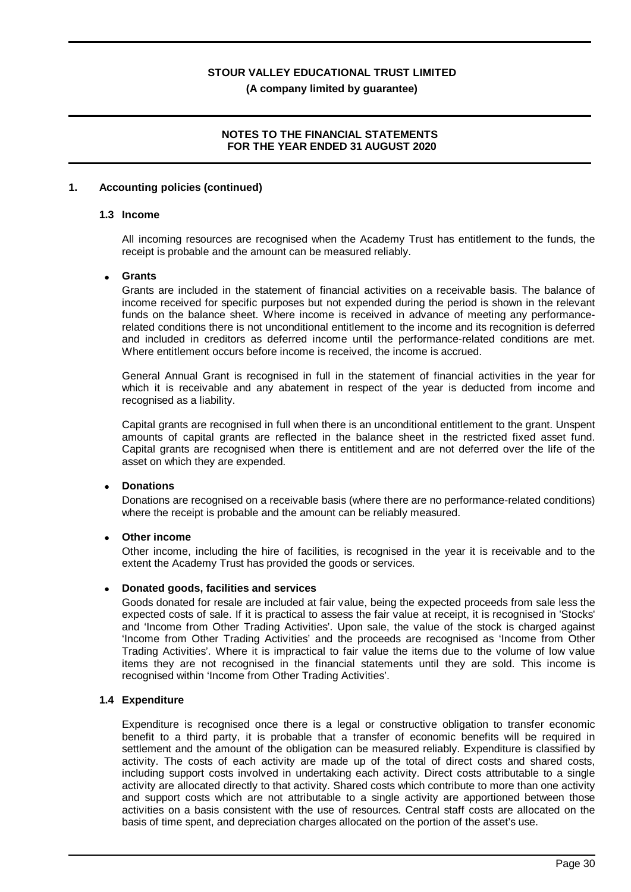**STOUR VALLEY EDUCATIONAL TRUST LIMITED**

**(A company limited by guarantee)**

**NOTES TO THE FINANCIAL STATEMENTS FOR THE YEAR ENDED 31 AUGUST 2020**

## 1. Accounting policies (continued)

### 1.3 Income

All incoming resources are recognised when the Academy Trust has entitlement to the funds, the receipt is probable and the amount can be measured reliably.

- **Grants**

  Grants are included in the statement of financial activities on a receivable basis. The balance of income received for specific purposes but not expended during the period is shown in the relevant funds on the balance sheet. Where income is received in advance of meeting any performance-related conditions there is not unconditional entitlement to the income and its recognition is deferred and included in creditors as deferred income until the performance-related conditions are met. Where entitlement occurs before income is received, the income is accrued.

  General Annual Grant is recognised in full in the statement of financial activities in the year for which it is receivable and any abatement in respect of the year is deducted from income and recognised as a liability.

  Capital grants are recognised in full when there is an unconditional entitlement to the grant. Unspent amounts of capital grants are reflected in the balance sheet in the restricted fixed asset fund. Capital grants are recognised when there is entitlement and are not deferred over the life of the asset on which they are expended.

- **Donations**

  Donations are recognised on a receivable basis (where there are no performance-related conditions) where the receipt is probable and the amount can be reliably measured.

- **Other income**

  Other income, including the hire of facilities, is recognised in the year it is receivable and to the extent the Academy Trust has provided the goods or services.

- **Donated goods, facilities and services**

  Goods donated for resale are included at fair value, being the expected proceeds from sale less the expected costs of sale. If it is practical to assess the fair value at receipt, it is recognised in 'Stocks' and 'Income from Other Trading Activities'. Upon sale, the value of the stock is charged against 'Income from Other Trading Activities' and the proceeds are recognised as 'Income from Other Trading Activities'. Where it is impractical to fair value the items due to the volume of low value items they are not recognised in the financial statements until they are sold. This income is recognised within 'Income from Other Trading Activities'.

### 1.4 Expenditure

Expenditure is recognised once there is a legal or constructive obligation to transfer economic benefit to a third party, it is probable that a transfer of economic benefits will be required in settlement and the amount of the obligation can be measured reliably. Expenditure is classified by activity. The costs of each activity are made up of the total of direct costs and shared costs, including support costs involved in undertaking each activity. Direct costs attributable to a single activity are allocated directly to that activity. Shared costs which contribute to more than one activity and support costs which are not attributable to a single activity are apportioned between those activities on a basis consistent with the use of resources. Central staff costs are allocated on the basis of time spent, and depreciation charges allocated on the portion of the asset's use.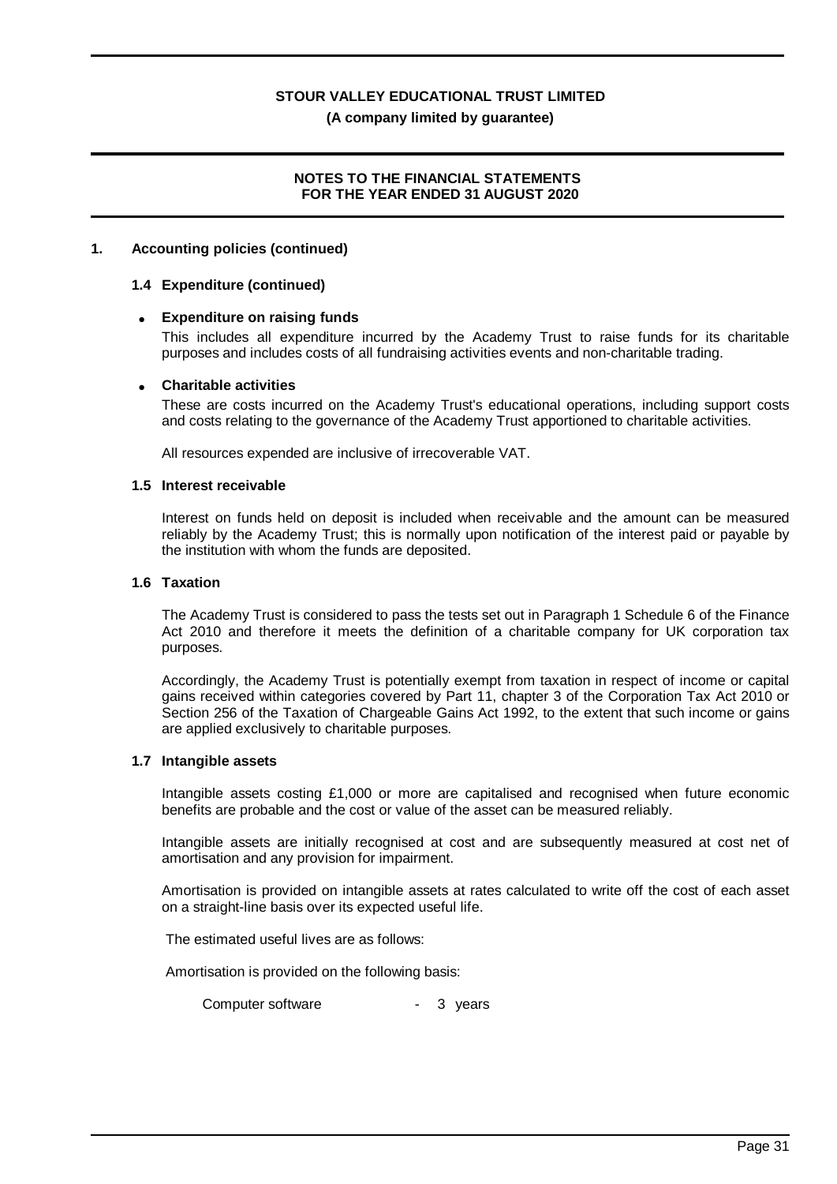## 1. Accounting policies (continued)

### 1.4 Expenditure (continued)

- **Expenditure on raising funds**

  This includes all expenditure incurred by the Academy Trust to raise funds for its charitable purposes and includes costs of all fundraising activities events and non-charitable trading.

- **Charitable activities**

  These are costs incurred on the Academy Trust's educational operations, including support costs and costs relating to the governance of the Academy Trust apportioned to charitable activities.

  All resources expended are inclusive of irrecoverable VAT.

### 1.5 Interest receivable

Interest on funds held on deposit is included when receivable and the amount can be measured reliably by the Academy Trust; this is normally upon notification of the interest paid or payable by the institution with whom the funds are deposited.

### 1.6 Taxation

The Academy Trust is considered to pass the tests set out in Paragraph 1 Schedule 6 of the Finance Act 2010 and therefore it meets the definition of a charitable company for UK corporation tax purposes.

Accordingly, the Academy Trust is potentially exempt from taxation in respect of income or capital gains received within categories covered by Part 11, chapter 3 of the Corporation Tax Act 2010 or Section 256 of the Taxation of Chargeable Gains Act 1992, to the extent that such income or gains are applied exclusively to charitable purposes.

### 1.7 Intangible assets

Intangible assets costing £1,000 or more are capitalised and recognised when future economic benefits are probable and the cost or value of the asset can be measured reliably.

Intangible assets are initially recognised at cost and are subsequently measured at cost net of amortisation and any provision for impairment.

Amortisation is provided on intangible assets at rates calculated to write off the cost of each asset on a straight-line basis over its expected useful life.

The estimated useful lives are as follows:

Amortisation is provided on the following basis:

Computer software - 3 years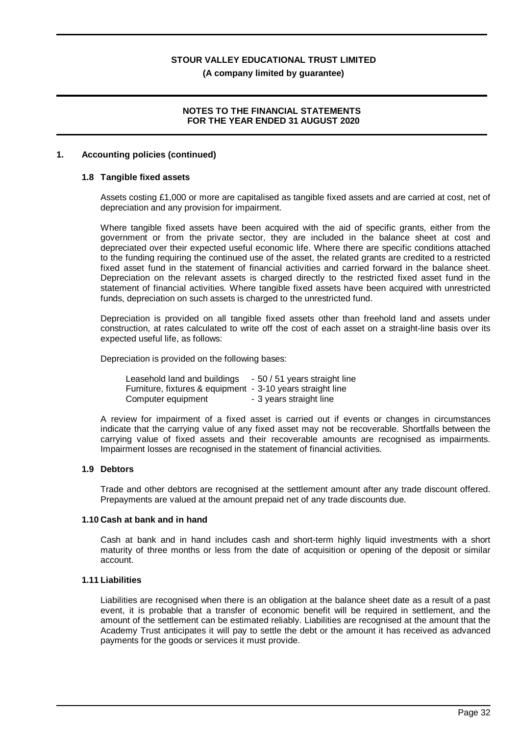## 1. Accounting policies (continued)

### 1.8 Tangible fixed assets

Assets costing £1,000 or more are capitalised as tangible fixed assets and are carried at cost, net of depreciation and any provision for impairment.

Where tangible fixed assets have been acquired with the aid of specific grants, either from the government or from the private sector, they are included in the balance sheet at cost and depreciated over their expected useful economic life. Where there are specific conditions attached to the funding requiring the continued use of the asset, the related grants are credited to a restricted fixed asset fund in the statement of financial activities and carried forward in the balance sheet. Depreciation on the relevant assets is charged directly to the restricted fixed asset fund in the statement of financial activities. Where tangible fixed assets have been acquired with unrestricted funds, depreciation on such assets is charged to the unrestricted fund.

Depreciation is provided on all tangible fixed assets other than freehold land and assets under construction, at rates calculated to write off the cost of each asset on a straight-line basis over its expected useful life, as follows:

Depreciation is provided on the following bases:

| | |
|---|---|
| Leasehold land and buildings | - 50 / 51 years straight line |
| Furniture, fixtures & equipment | - 3-10 years straight line |
| Computer equipment | - 3 years straight line |

A review for impairment of a fixed asset is carried out if events or changes in circumstances indicate that the carrying value of any fixed asset may not be recoverable. Shortfalls between the carrying value of fixed assets and their recoverable amounts are recognised as impairments. Impairment losses are recognised in the statement of financial activities.

### 1.9 Debtors

Trade and other debtors are recognised at the settlement amount after any trade discount offered. Prepayments are valued at the amount prepaid net of any trade discounts due.

### 1.10 Cash at bank and in hand

Cash at bank and in hand includes cash and short-term highly liquid investments with a short maturity of three months or less from the date of acquisition or opening of the deposit or similar account.

### 1.11 Liabilities

Liabilities are recognised when there is an obligation at the balance sheet date as a result of a past event, it is probable that a transfer of economic benefit will be required in settlement, and the amount of the settlement can be estimated reliably. Liabilities are recognised at the amount that the Academy Trust anticipates it will pay to settle the debt or the amount it has received as advanced payments for the goods or services it must provide.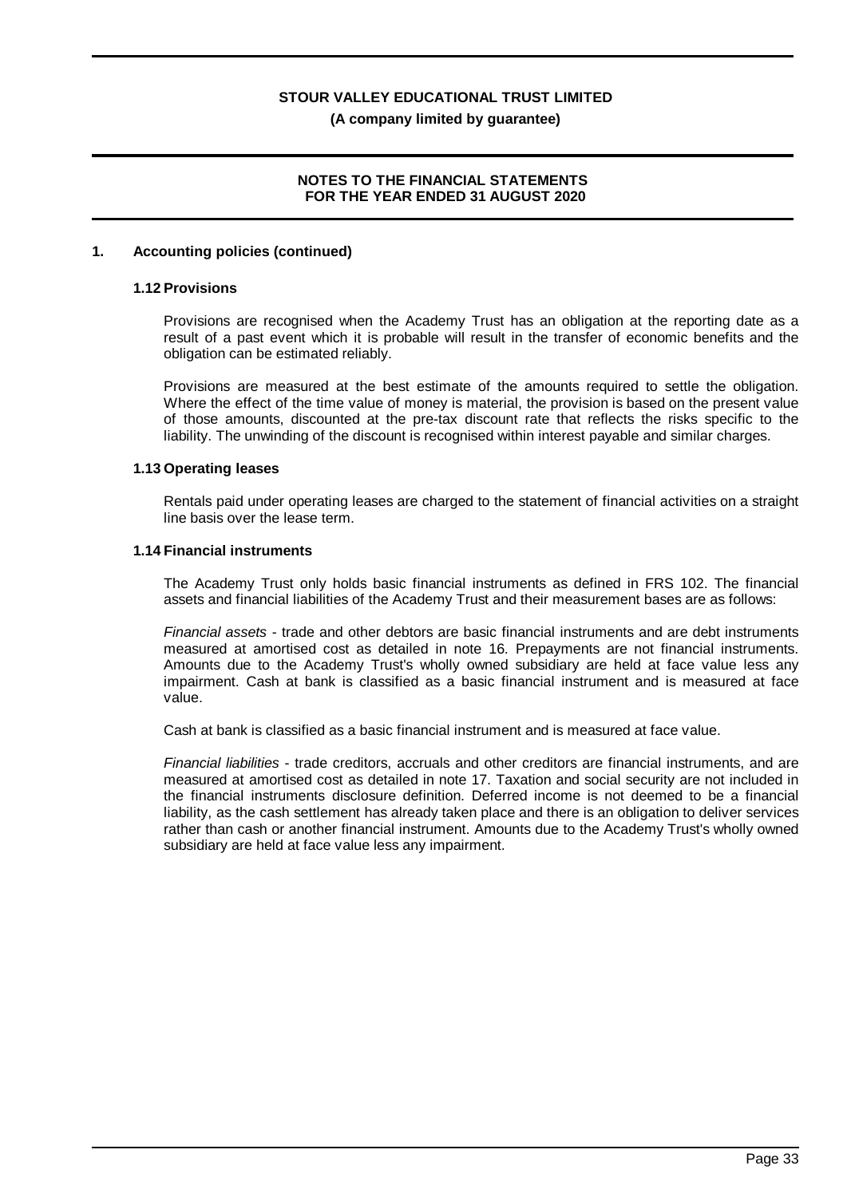## 1. Accounting policies (continued)

### 1.12 Provisions

Provisions are recognised when the Academy Trust has an obligation at the reporting date as a result of a past event which it is probable will result in the transfer of economic benefits and the obligation can be estimated reliably.

Provisions are measured at the best estimate of the amounts required to settle the obligation. Where the effect of the time value of money is material, the provision is based on the present value of those amounts, discounted at the pre-tax discount rate that reflects the risks specific to the liability. The unwinding of the discount is recognised within interest payable and similar charges.

### 1.13 Operating leases

Rentals paid under operating leases are charged to the statement of financial activities on a straight line basis over the lease term.

### 1.14 Financial instruments

The Academy Trust only holds basic financial instruments as defined in FRS 102. The financial assets and financial liabilities of the Academy Trust and their measurement bases are as follows:

*Financial assets* - trade and other debtors are basic financial instruments and are debt instruments measured at amortised cost as detailed in note 16. Prepayments are not financial instruments. Amounts due to the Academy Trust's wholly owned subsidiary are held at face value less any impairment. Cash at bank is classified as a basic financial instrument and is measured at face value.

Cash at bank is classified as a basic financial instrument and is measured at face value.

*Financial liabilities* - trade creditors, accruals and other creditors are financial instruments, and are measured at amortised cost as detailed in note 17. Taxation and social security are not included in the financial instruments disclosure definition. Deferred income is not deemed to be a financial liability, as the cash settlement has already taken place and there is an obligation to deliver services rather than cash or another financial instrument. Amounts due to the Academy Trust's wholly owned subsidiary are held at face value less any impairment.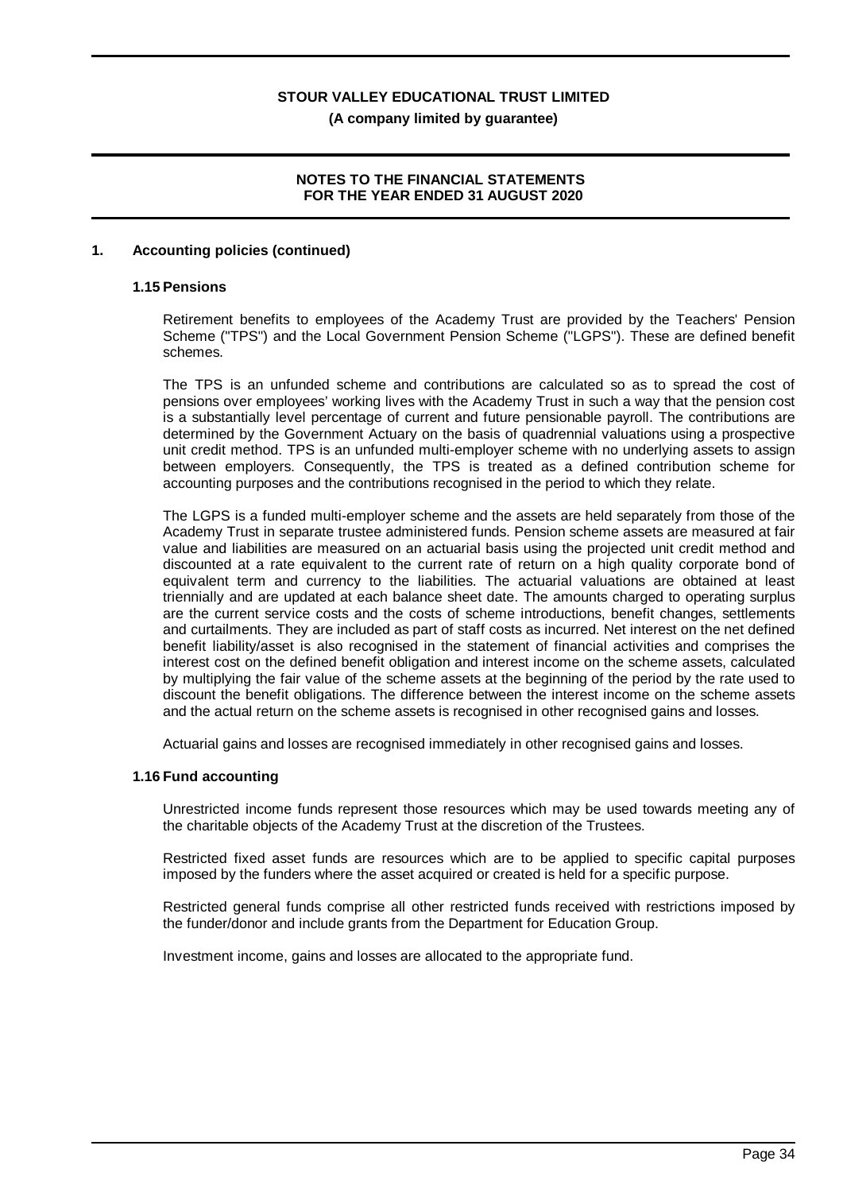## 1. Accounting policies (continued)

### 1.15 Pensions

Retirement benefits to employees of the Academy Trust are provided by the Teachers' Pension Scheme ("TPS") and the Local Government Pension Scheme ("LGPS"). These are defined benefit schemes.

The TPS is an unfunded scheme and contributions are calculated so as to spread the cost of pensions over employees' working lives with the Academy Trust in such a way that the pension cost is a substantially level percentage of current and future pensionable payroll. The contributions are determined by the Government Actuary on the basis of quadrennial valuations using a prospective unit credit method. TPS is an unfunded multi-employer scheme with no underlying assets to assign between employers. Consequently, the TPS is treated as a defined contribution scheme for accounting purposes and the contributions recognised in the period to which they relate.

The LGPS is a funded multi-employer scheme and the assets are held separately from those of the Academy Trust in separate trustee administered funds. Pension scheme assets are measured at fair value and liabilities are measured on an actuarial basis using the projected unit credit method and discounted at a rate equivalent to the current rate of return on a high quality corporate bond of equivalent term and currency to the liabilities. The actuarial valuations are obtained at least triennially and are updated at each balance sheet date. The amounts charged to operating surplus are the current service costs and the costs of scheme introductions, benefit changes, settlements and curtailments. They are included as part of staff costs as incurred. Net interest on the net defined benefit liability/asset is also recognised in the statement of financial activities and comprises the interest cost on the defined benefit obligation and interest income on the scheme assets, calculated by multiplying the fair value of the scheme assets at the beginning of the period by the rate used to discount the benefit obligations. The difference between the interest income on the scheme assets and the actual return on the scheme assets is recognised in other recognised gains and losses.

Actuarial gains and losses are recognised immediately in other recognised gains and losses.

### 1.16 Fund accounting

Unrestricted income funds represent those resources which may be used towards meeting any of the charitable objects of the Academy Trust at the discretion of the Trustees.

Restricted fixed asset funds are resources which are to be applied to specific capital purposes imposed by the funders where the asset acquired or created is held for a specific purpose.

Restricted general funds comprise all other restricted funds received with restrictions imposed by the funder/donor and include grants from the Department for Education Group.

Investment income, gains and losses are allocated to the appropriate fund.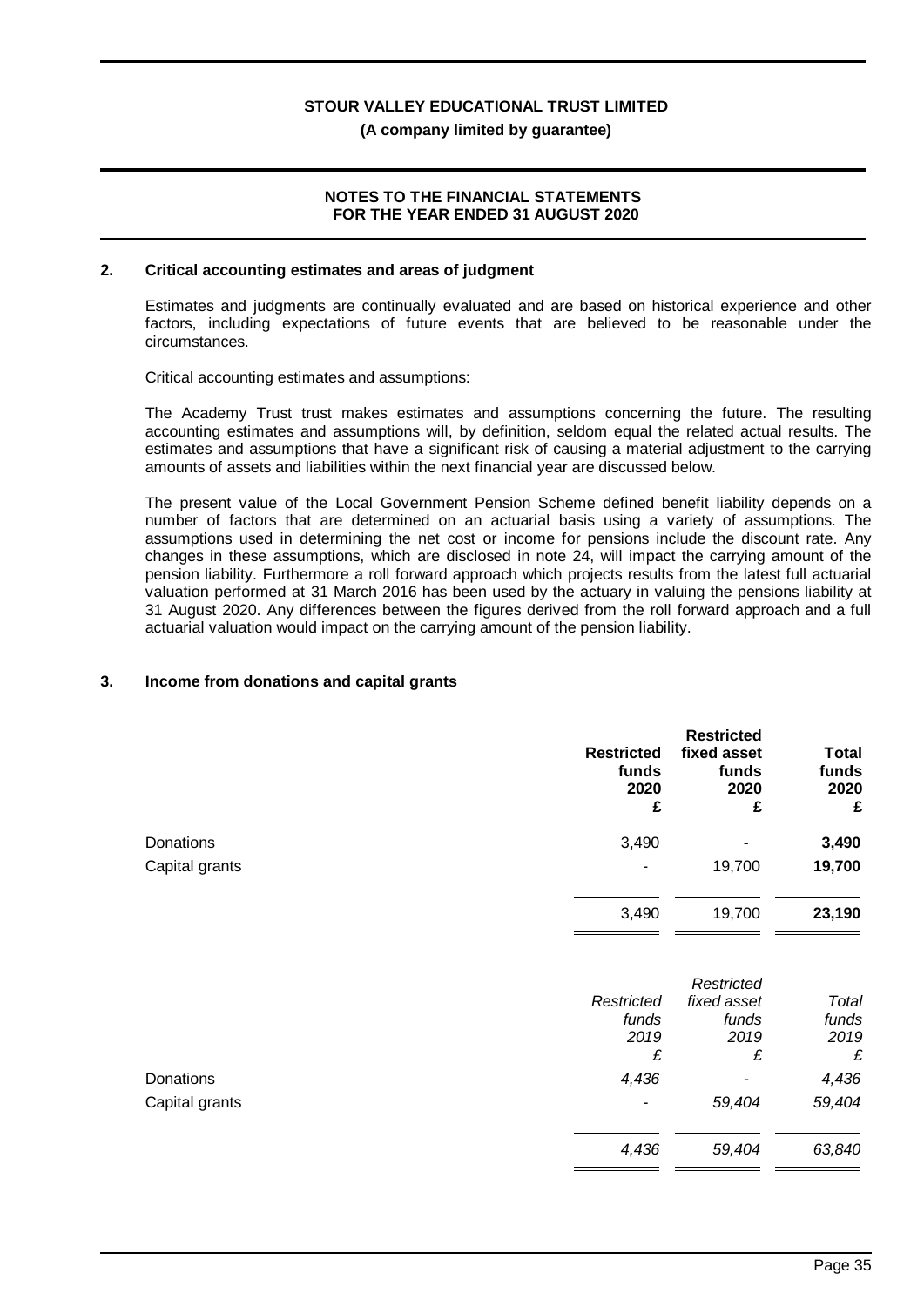## 2. Critical accounting estimates and areas of judgment

Estimates and judgments are continually evaluated and are based on historical experience and other factors, including expectations of future events that are believed to be reasonable under the circumstances.

Critical accounting estimates and assumptions:

The Academy Trust trust makes estimates and assumptions concerning the future. The resulting accounting estimates and assumptions will, by definition, seldom equal the related actual results. The estimates and assumptions that have a significant risk of causing a material adjustment to the carrying amounts of assets and liabilities within the next financial year are discussed below.

The present value of the Local Government Pension Scheme defined benefit liability depends on a number of factors that are determined on an actuarial basis using a variety of assumptions. The assumptions used in determining the net cost or income for pensions include the discount rate. Any changes in these assumptions, which are disclosed in note 24, will impact the carrying amount of the pension liability. Furthermore a roll forward approach which projects results from the latest full actuarial valuation performed at 31 March 2016 has been used by the actuary in valuing the pensions liability at 31 August 2020. Any differences between the figures derived from the roll forward approach and a full actuarial valuation would impact on the carrying amount of the pension liability.

## 3. Income from donations and capital grants

| | **Restricted funds 2020 £** | **Restricted fixed asset funds 2020 £** | **Total funds 2020 £** |
|---|---|---|---|
| Donations | 3,490 | - | **3,490** |
| Capital grants | - | 19,700 | **19,700** |
| | 3,490 | 19,700 | **23,190** |

| | *Restricted funds 2019 £* | *Restricted fixed asset funds 2019 £* | *Total funds 2019 £* |
|---|---|---|---|
| Donations | *4,436* | *-* | *4,436* |
| Capital grants | *-* | *59,404* | *59,404* |
| | *4,436* | *59,404* | *63,840* |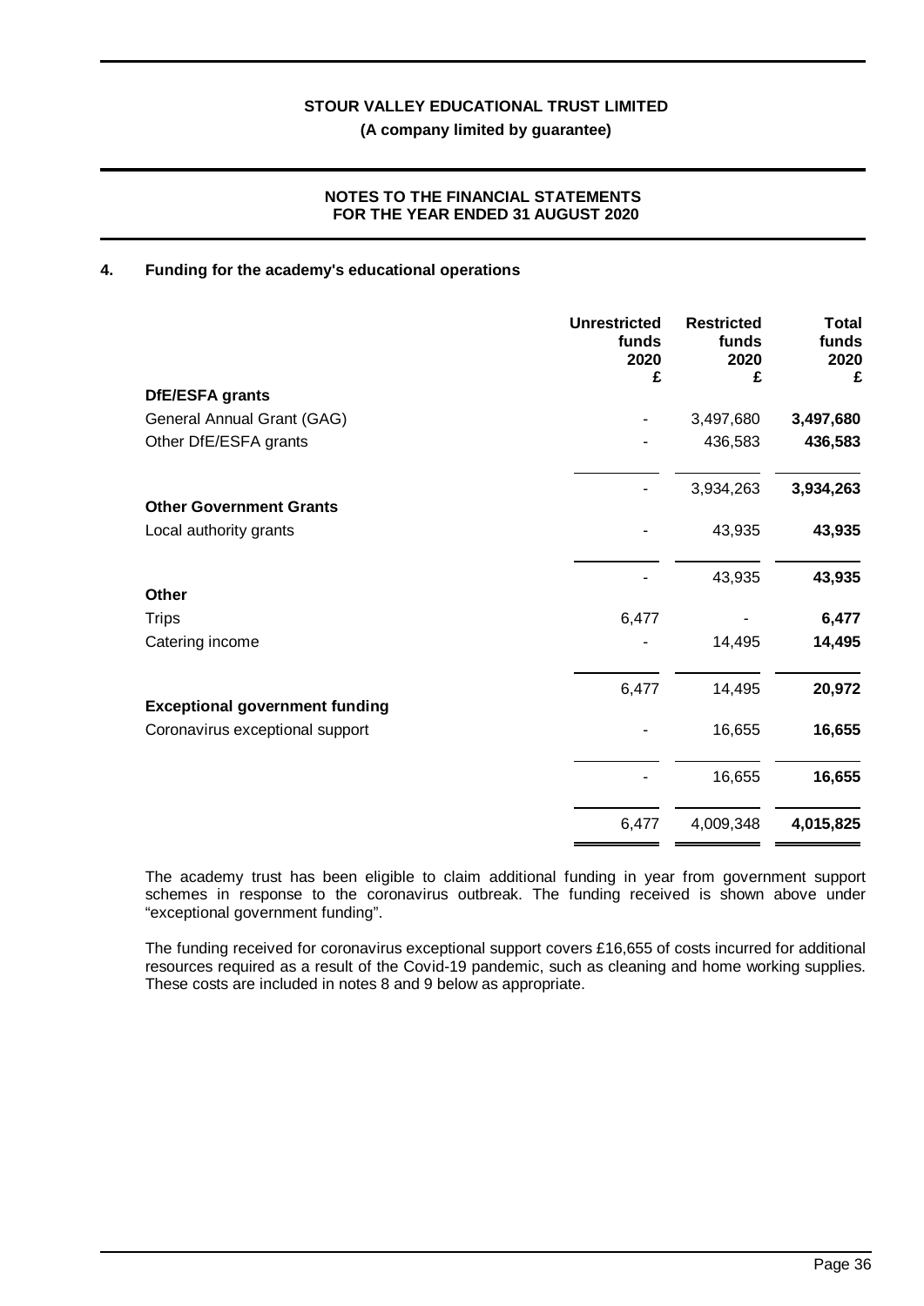**STOUR VALLEY EDUCATIONAL TRUST LIMITED**

**(A company limited by guarantee)**

**NOTES TO THE FINANCIAL STATEMENTS FOR THE YEAR ENDED 31 AUGUST 2020**

## 4. Funding for the academy's educational operations

| | Unrestricted funds 2020 £ | Restricted funds 2020 £ | Total funds 2020 £ |
|---|---|---|---|
| **DfE/ESFA grants** | | | |
| General Annual Grant (GAG) | - | 3,497,680 | **3,497,680** |
| Other DfE/ESFA grants | - | 436,583 | **436,583** |
| | - | 3,934,263 | **3,934,263** |
| **Other Government Grants** | | | |
| Local authority grants | - | 43,935 | **43,935** |
| | - | 43,935 | **43,935** |
| **Other** | | | |
| Trips | 6,477 | - | **6,477** |
| Catering income | - | 14,495 | **14,495** |
| | 6,477 | 14,495 | **20,972** |
| **Exceptional government funding** | | | |
| Coronavirus exceptional support | - | 16,655 | **16,655** |
| | - | 16,655 | **16,655** |
| | 6,477 | 4,009,348 | **4,015,825** |

The academy trust has been eligible to claim additional funding in year from government support schemes in response to the coronavirus outbreak. The funding received is shown above under "exceptional government funding".

The funding received for coronavirus exceptional support covers £16,655 of costs incurred for additional resources required as a result of the Covid-19 pandemic, such as cleaning and home working supplies. These costs are included in notes 8 and 9 below as appropriate.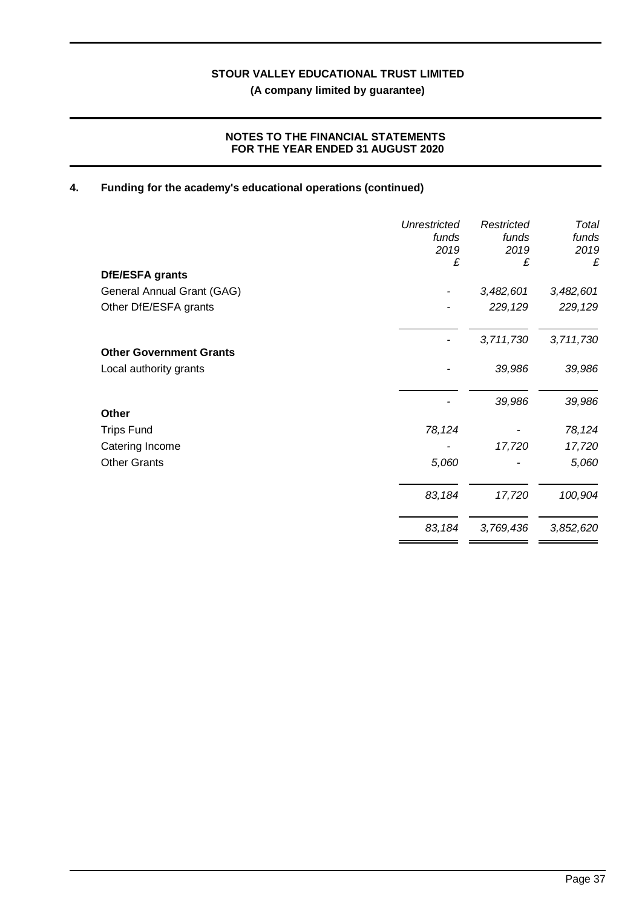**STOUR VALLEY EDUCATIONAL TRUST LIMITED**

**(A company limited by guarantee)**

**NOTES TO THE FINANCIAL STATEMENTS FOR THE YEAR ENDED 31 AUGUST 2020**

## 4. Funding for the academy's educational operations (continued)

| | *Unrestricted funds 2019 £* | *Restricted funds 2019 £* | *Total funds 2019 £* |
|---|---|---|---|
| **DfE/ESFA grants** | | | |
| General Annual Grant (GAG) | - | *3,482,601* | *3,482,601* |
| Other DfE/ESFA grants | - | *229,129* | *229,129* |
| | - | *3,711,730* | *3,711,730* |
| **Other Government Grants** | | | |
| Local authority grants | - | *39,986* | *39,986* |
| | - | *39,986* | *39,986* |
| **Other** | | | |
| Trips Fund | *78,124* | - | *78,124* |
| Catering Income | - | *17,720* | *17,720* |
| Other Grants | *5,060* | - | *5,060* |
| | *83,184* | *17,720* | *100,904* |
| | *83,184* | *3,769,436* | *3,852,620* |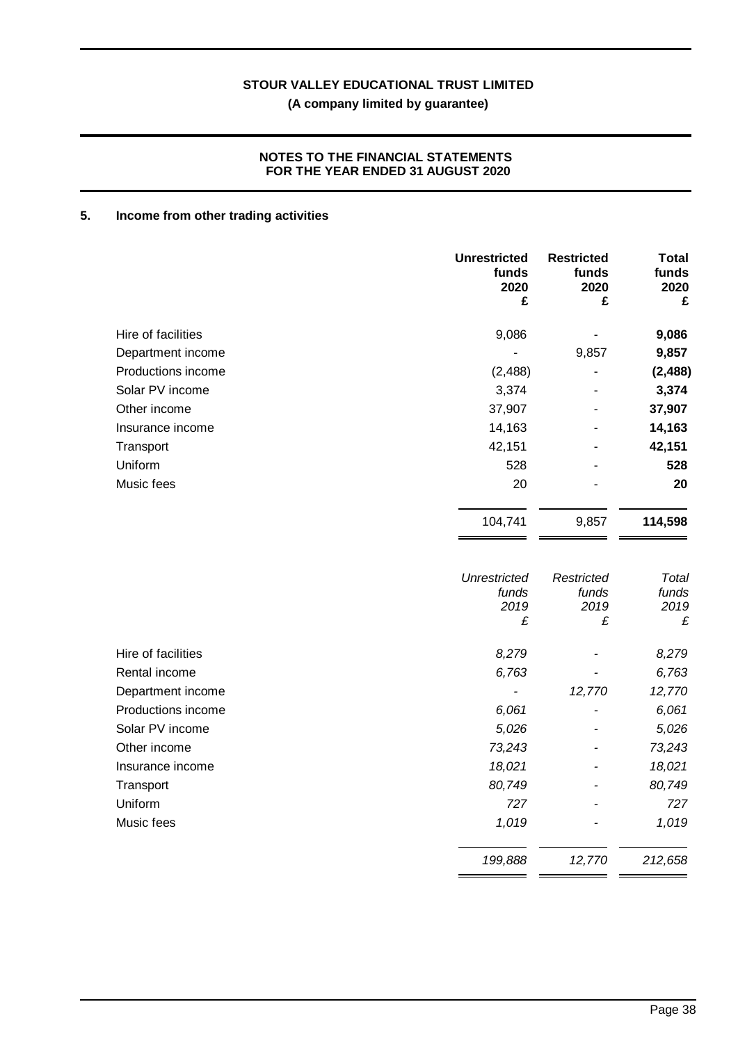## 5. Income from other trading activities

| | Unrestricted funds 2020 £ | Restricted funds 2020 £ | Total funds 2020 £ |
|---|---|---|---|
| Hire of facilities | 9,086 | - | **9,086** |
| Department income | - | 9,857 | **9,857** |
| Productions income | (2,488) | - | **(2,488)** |
| Solar PV income | 3,374 | - | **3,374** |
| Other income | 37,907 | - | **37,907** |
| Insurance income | 14,163 | - | **14,163** |
| Transport | 42,151 | - | **42,151** |
| Uniform | 528 | - | **528** |
| Music fees | 20 | - | **20** |
| | 104,741 | 9,857 | **114,598** |

| | *Unrestricted funds 2019 £* | *Restricted funds 2019 £* | *Total funds 2019 £* |
|---|---|---|---|
| Hire of facilities | *8,279* | - | *8,279* |
| Rental income | *6,763* | - | *6,763* |
| Department income | - | *12,770* | *12,770* |
| Productions income | *6,061* | - | *6,061* |
| Solar PV income | *5,026* | - | *5,026* |
| Other income | *73,243* | - | *73,243* |
| Insurance income | *18,021* | - | *18,021* |
| Transport | *80,749* | - | *80,749* |
| Uniform | *727* | - | *727* |
| Music fees | *1,019* | - | *1,019* |
| | *199,888* | *12,770* | *212,658* |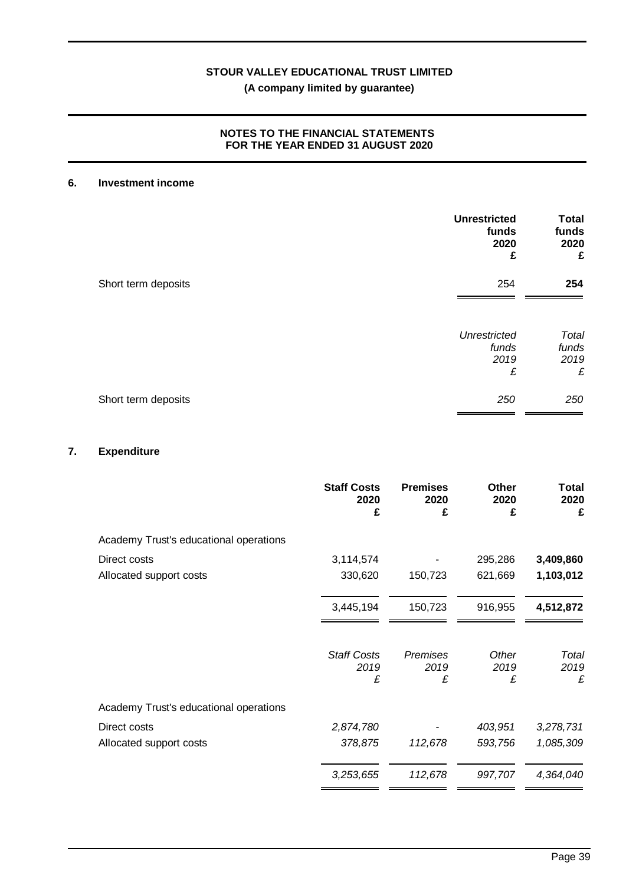## 6. Investment income

| | Unrestricted funds 2020 £ | Total funds 2020 £ |
|---|---|---|
| Short term deposits | 254 | **254** |

| | *Unrestricted funds 2019 £* | *Total funds 2019 £* |
|---|---|---|
| Short term deposits | *250* | *250* |

## 7. Expenditure

| | Staff Costs 2020 £ | Premises 2020 £ | Other 2020 £ | Total 2020 £ |
|---|---|---|---|---|
| Academy Trust's educational operations | | | | |
| Direct costs | 3,114,574 | - | 295,286 | **3,409,860** |
| Allocated support costs | 330,620 | 150,723 | 621,669 | **1,103,012** |
| | 3,445,194 | 150,723 | 916,955 | **4,512,872** |

| | *Staff Costs 2019 £* | *Premises 2019 £* | *Other 2019 £* | *Total 2019 £* |
|---|---|---|---|---|
| Academy Trust's educational operations | | | | |
| Direct costs | *2,874,780* | *-* | *403,951* | *3,278,731* |
| Allocated support costs | *378,875* | *112,678* | *593,756* | *1,085,309* |
| | *3,253,655* | *112,678* | *997,707* | *4,364,040* |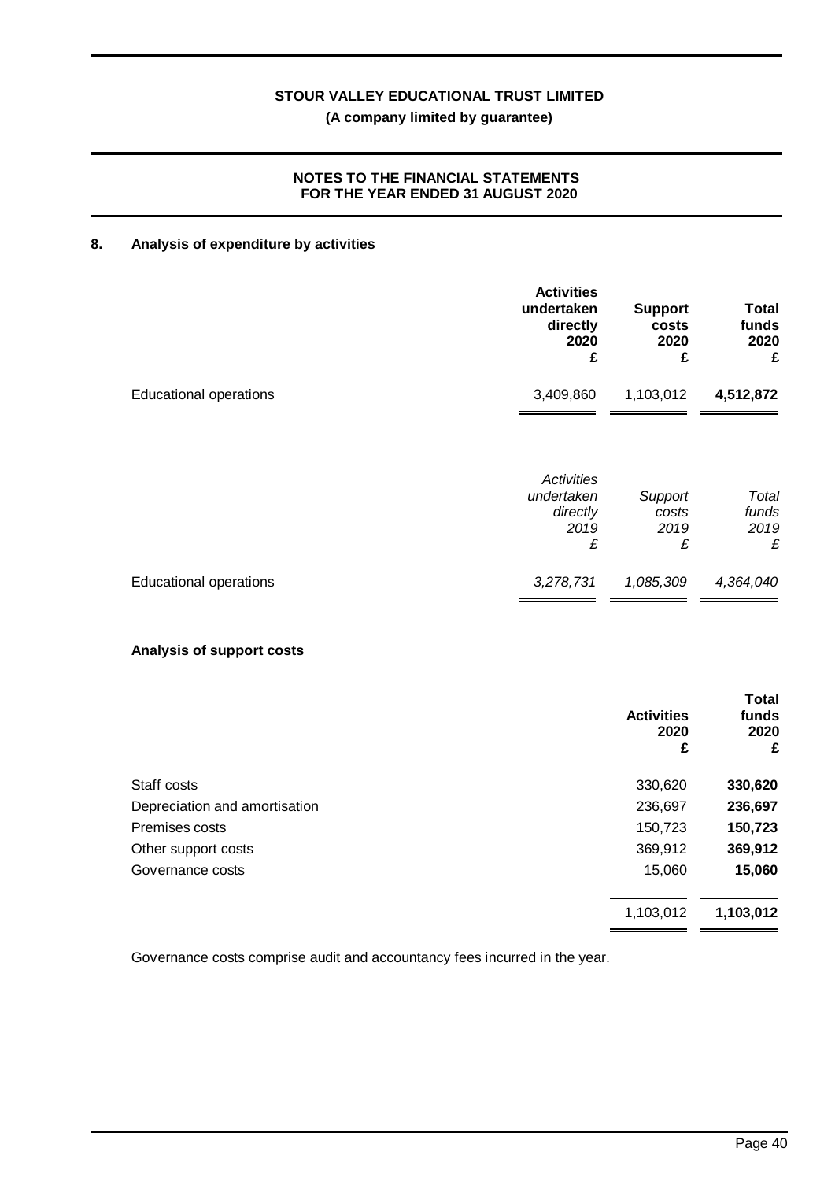## 8. Analysis of expenditure by activities

| | Activities undertaken directly 2020 £ | Support costs 2020 £ | Total funds 2020 £ |
|---|---|---|---|
| Educational operations | 3,409,860 | 1,103,012 | **4,512,872** |

| | *Activities undertaken directly 2019 £* | *Support costs 2019 £* | *Total funds 2019 £* |
|---|---|---|---|
| Educational operations | *3,278,731* | *1,085,309* | *4,364,040* |

### Analysis of support costs

| | Activities 2020 £ | Total funds 2020 £ |
|---|---|---|
| Staff costs | 330,620 | **330,620** |
| Depreciation and amortisation | 236,697 | **236,697** |
| Premises costs | 150,723 | **150,723** |
| Other support costs | 369,912 | **369,912** |
| Governance costs | 15,060 | **15,060** |
| | 1,103,012 | **1,103,012** |

Governance costs comprise audit and accountancy fees incurred in the year.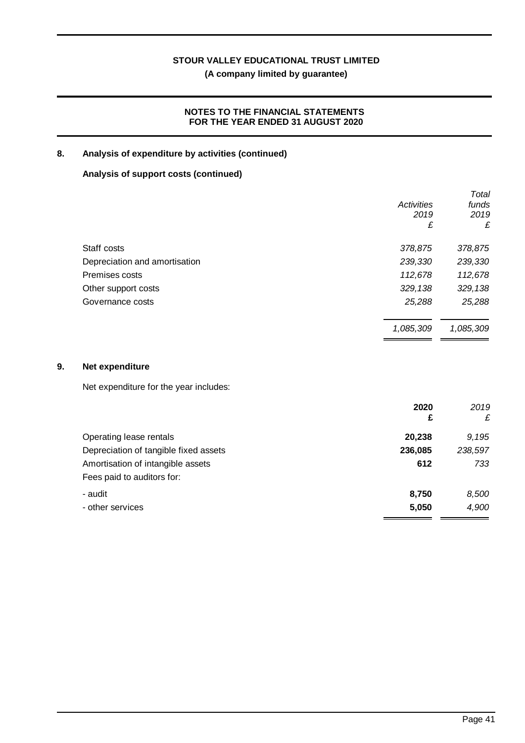## 8. Analysis of expenditure by activities (continued)

### Analysis of support costs (continued)

| | *Activities 2019 £* | *Total funds 2019 £* |
|---|---|---|
| Staff costs | *378,875* | *378,875* |
| Depreciation and amortisation | *239,330* | *239,330* |
| Premises costs | *112,678* | *112,678* |
| Other support costs | *329,138* | *329,138* |
| Governance costs | *25,288* | *25,288* |
| | *1,085,309* | *1,085,309* |

## 9. Net expenditure

Net expenditure for the year includes:

| | **2020 £** | *2019 £* |
|---|---|---|
| Operating lease rentals | **20,238** | *9,195* |
| Depreciation of tangible fixed assets | **236,085** | *238,597* |
| Amortisation of intangible assets | **612** | *733* |
| Fees paid to auditors for: | | |
| - audit | **8,750** | *8,500* |
| - other services | **5,050** | *4,900* |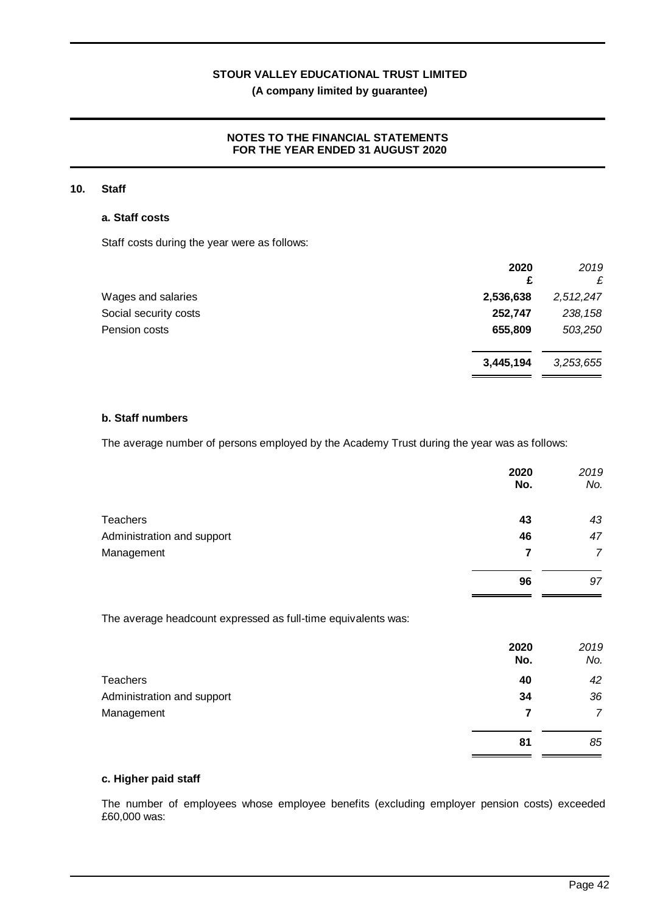## 10. Staff

### a. Staff costs

Staff costs during the year were as follows:

| | 2020 £ | *2019 £* |
|---|---|---|
| Wages and salaries | **2,536,638** | *2,512,247* |
| Social security costs | **252,747** | *238,158* |
| Pension costs | **655,809** | *503,250* |
| | **3,445,194** | *3,253,655* |

### b. Staff numbers

The average number of persons employed by the Academy Trust during the year was as follows:

| | 2020 No. | *2019 No.* |
|---|---|---|
| Teachers | **43** | *43* |
| Administration and support | **46** | *47* |
| Management | **7** | *7* |
| | **96** | *97* |

The average headcount expressed as full-time equivalents was:

| | 2020 No. | *2019 No.* |
|---|---|---|
| Teachers | **40** | *42* |
| Administration and support | **34** | *36* |
| Management | **7** | *7* |
| | **81** | *85* |

### c. Higher paid staff

The number of employees whose employee benefits (excluding employer pension costs) exceeded £60,000 was: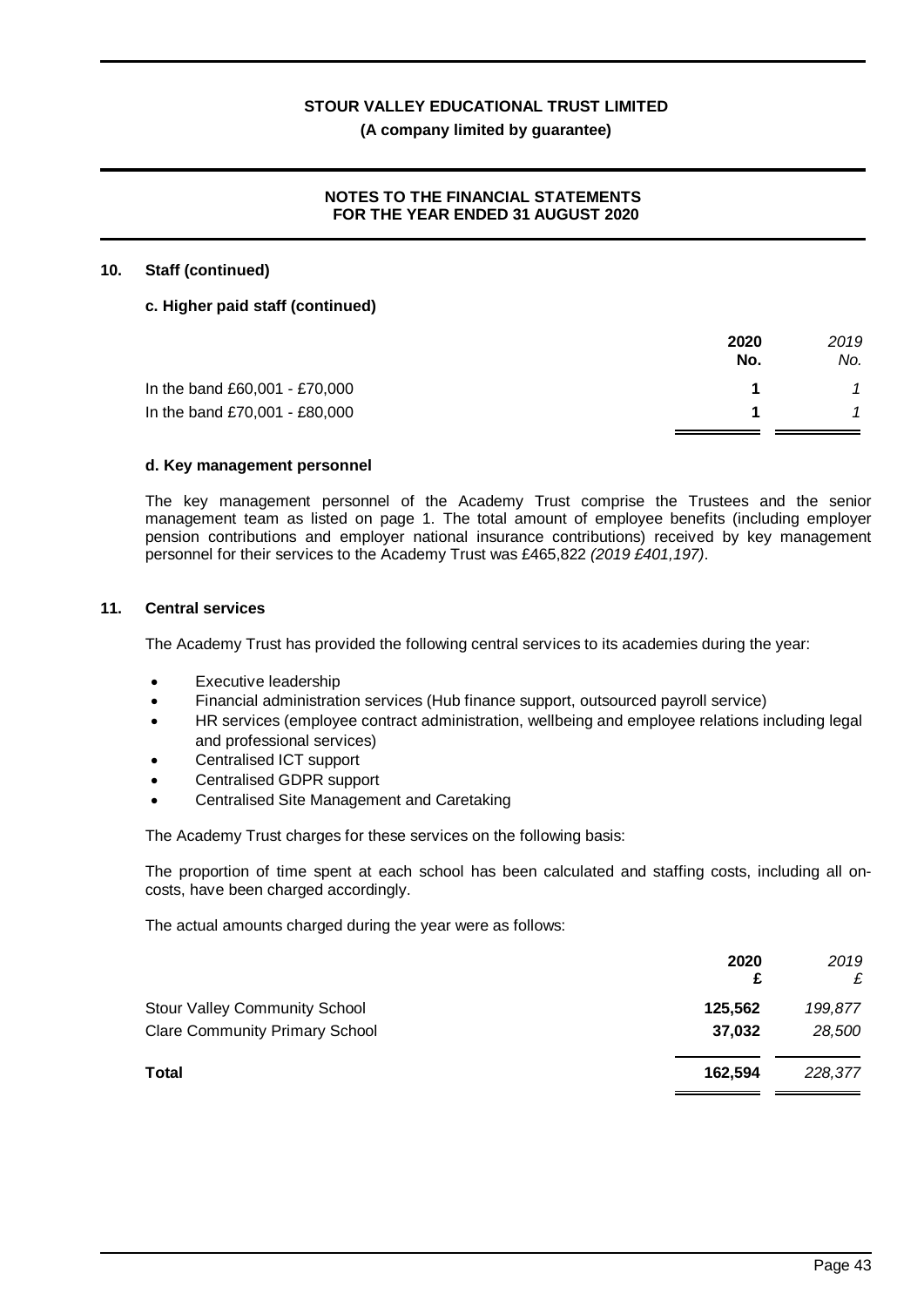## 10. Staff (continued)

### c. Higher paid staff (continued)

| | 2020 No. | 2019 No. |
|---|---|---|
| In the band £60,001 - £70,000 | **1** | *1* |
| In the band £70,001 - £80,000 | **1** | *1* |

### d. Key management personnel

The key management personnel of the Academy Trust comprise the Trustees and the senior management team as listed on page 1. The total amount of employee benefits (including employer pension contributions and employer national insurance contributions) received by key management personnel for their services to the Academy Trust was £465,822 *(2019 £401,197)*.

## 11. Central services

The Academy Trust has provided the following central services to its academies during the year:

- Executive leadership
- Financial administration services (Hub finance support, outsourced payroll service)
- HR services (employee contract administration, wellbeing and employee relations including legal and professional services)
- Centralised ICT support
- Centralised GDPR support
- Centralised Site Management and Caretaking

The Academy Trust charges for these services on the following basis:

The proportion of time spent at each school has been calculated and staffing costs, including all on-costs, have been charged accordingly.

The actual amounts charged during the year were as follows:

| | 2020 £ | 2019 £ |
|---|---|---|
| Stour Valley Community School | **125,562** | *199,877* |
| Clare Community Primary School | **37,032** | *28,500* |
| **Total** | **162,594** | *228,377* |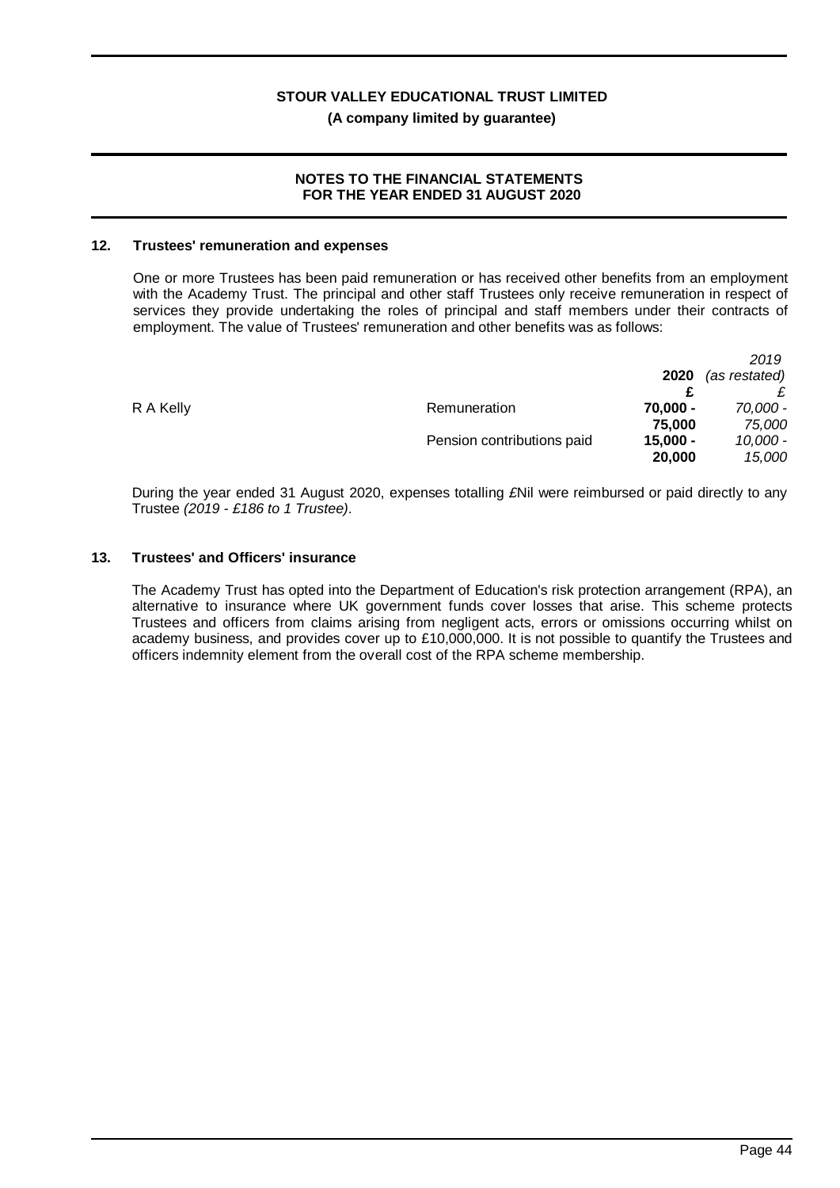## 12. Trustees' remuneration and expenses

One or more Trustees has been paid remuneration or has received other benefits from an employment with the Academy Trust. The principal and other staff Trustees only receive remuneration in respect of services they provide undertaking the roles of principal and staff members under their contracts of employment. The value of Trustees' remuneration and other benefits was as follows:

| | | 2020 | 2019 *(as restated)* |
|---|---|---|---|
| | | **£** | *£* |
| R A Kelly | Remuneration | **70,000 - 75,000** | *70,000 - 75,000* |
| | Pension contributions paid | **15,000 - 20,000** | *10,000 - 15,000* |

During the year ended 31 August 2020, expenses totalling £Nil were reimbursed or paid directly to any Trustee *(2019 - £186 to 1 Trustee)*.

## 13. Trustees' and Officers' insurance

The Academy Trust has opted into the Department of Education's risk protection arrangement (RPA), an alternative to insurance where UK government funds cover losses that arise. This scheme protects Trustees and officers from claims arising from negligent acts, errors or omissions occurring whilst on academy business, and provides cover up to £10,000,000. It is not possible to quantify the Trustees and officers indemnity element from the overall cost of the RPA scheme membership.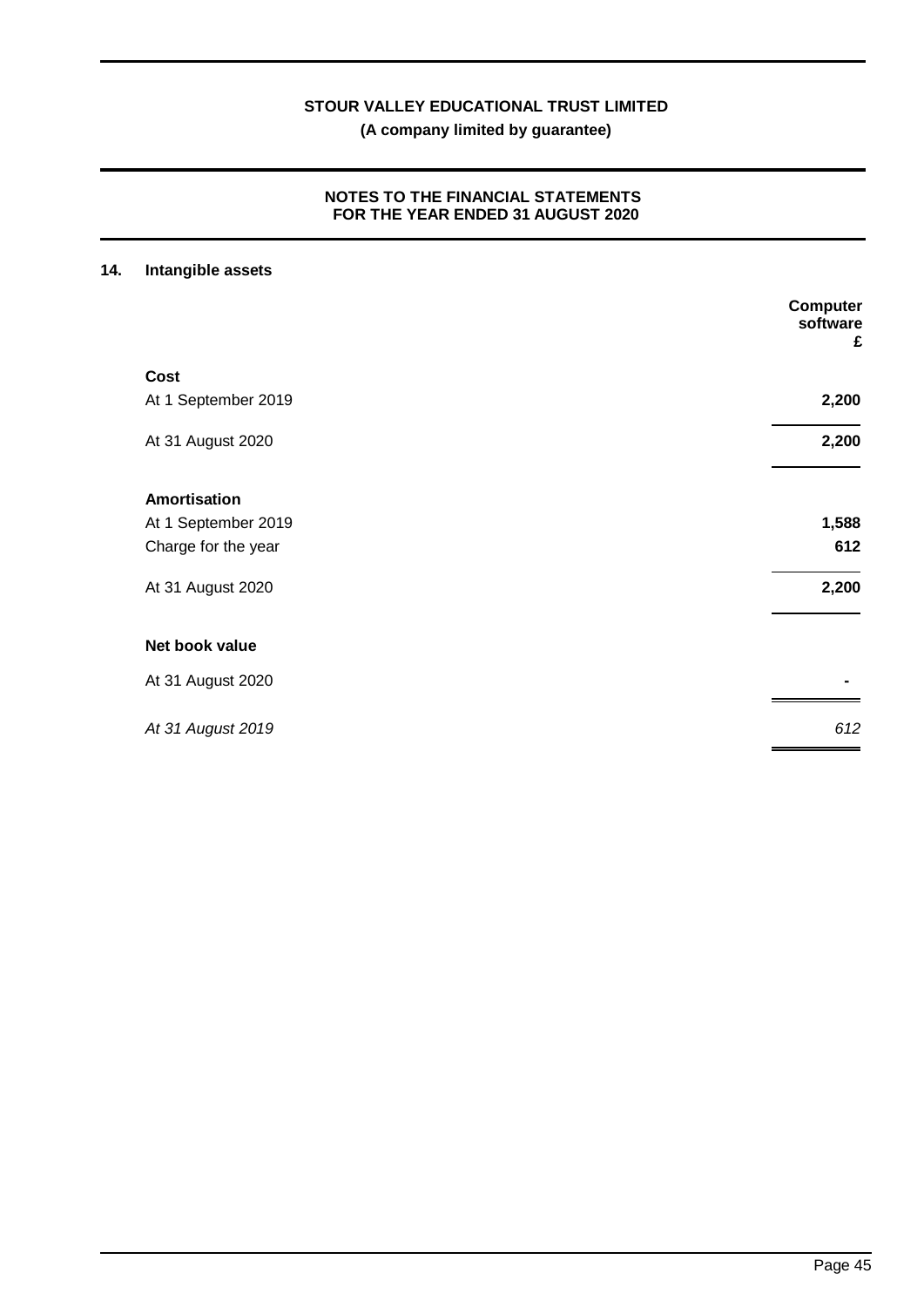## 14. Intangible assets

| | Computer software £ |
|---|---|
| **Cost** | |
| At 1 September 2019 | **2,200** |
| At 31 August 2020 | **2,200** |
| **Amortisation** | |
| At 1 September 2019 | **1,588** |
| Charge for the year | **612** |
| At 31 August 2020 | **2,200** |
| **Net book value** | |
| At 31 August 2020 | **-** |
| *At 31 August 2019* | *612* |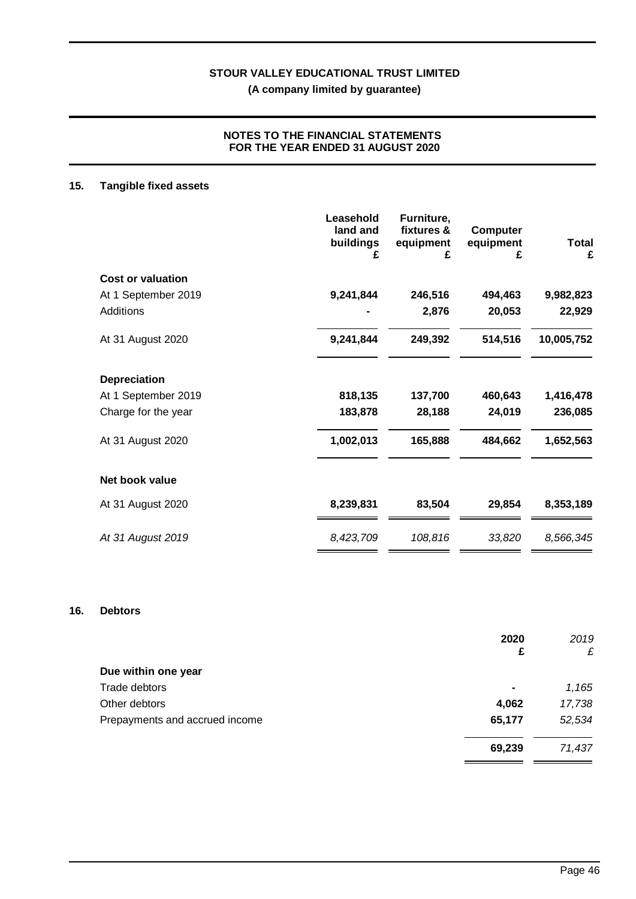## 15. Tangible fixed assets

| | Leasehold land and buildings £ | Furniture, fixtures & equipment £ | Computer equipment £ | Total £ |
|---|---|---|---|---|
| **Cost or valuation** | | | | |
| At 1 September 2019 | **9,241,844** | **246,516** | **494,463** | **9,982,823** |
| Additions | **-** | **2,876** | **20,053** | **22,929** |
| At 31 August 2020 | **9,241,844** | **249,392** | **514,516** | **10,005,752** |
| **Depreciation** | | | | |
| At 1 September 2019 | **818,135** | **137,700** | **460,643** | **1,416,478** |
| Charge for the year | **183,878** | **28,188** | **24,019** | **236,085** |
| At 31 August 2020 | **1,002,013** | **165,888** | **484,662** | **1,652,563** |
| **Net book value** | | | | |
| At 31 August 2020 | **8,239,831** | **83,504** | **29,854** | **8,353,189** |
| *At 31 August 2019* | *8,423,709* | *108,816* | *33,820* | *8,566,345* |

## 16. Debtors

| | 2020 £ | *2019 £* |
|---|---|---|
| **Due within one year** | | |
| Trade debtors | **-** | *1,165* |
| Other debtors | **4,062** | *17,738* |
| Prepayments and accrued income | **65,177** | *52,534* |
| | **69,239** | *71,437* |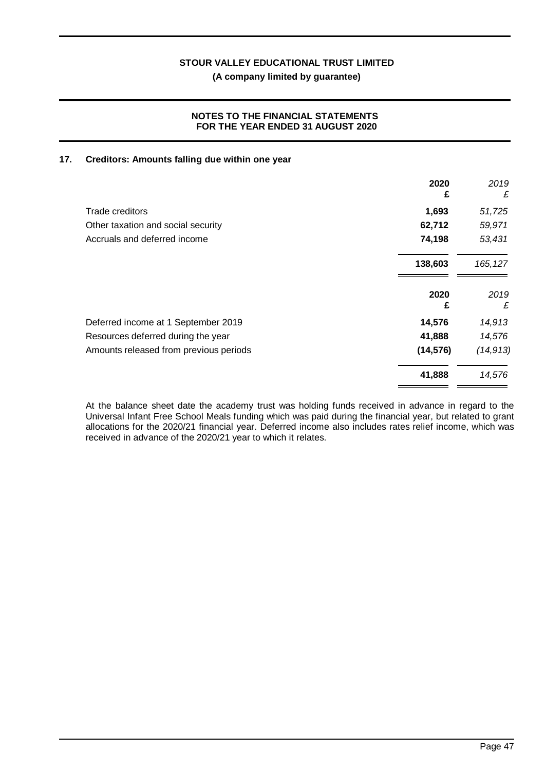## 17. Creditors: Amounts falling due within one year

| | 2020 £ | *2019 £* |
|---|---|---|
| Trade creditors | **1,693** | *51,725* |
| Other taxation and social security | **62,712** | *59,971* |
| Accruals and deferred income | **74,198** | *53,431* |
| | **138,603** | *165,127* |

| | 2020 £ | *2019 £* |
|---|---|---|
| Deferred income at 1 September 2019 | **14,576** | *14,913* |
| Resources deferred during the year | **41,888** | *14,576* |
| Amounts released from previous periods | **(14,576)** | *(14,913)* |
| | **41,888** | *14,576* |

At the balance sheet date the academy trust was holding funds received in advance in regard to the Universal Infant Free School Meals funding which was paid during the financial year, but related to grant allocations for the 2020/21 financial year. Deferred income also includes rates relief income, which was received in advance of the 2020/21 year to which it relates.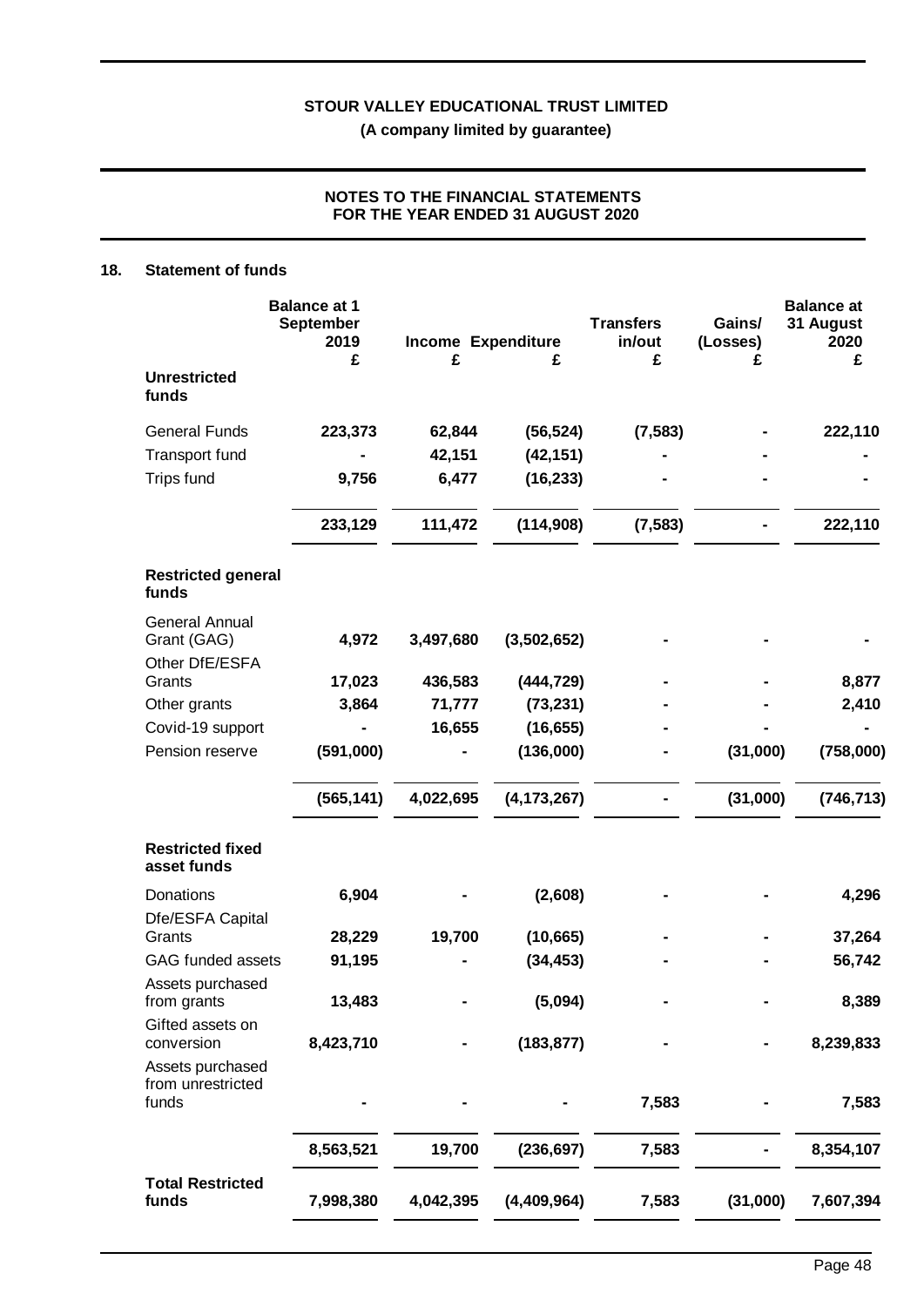**STOUR VALLEY EDUCATIONAL TRUST LIMITED**

**(A company limited by guarantee)**

**NOTES TO THE FINANCIAL STATEMENTS FOR THE YEAR ENDED 31 AUGUST 2020**

## 18. Statement of funds

| | Balance at 1 September 2019 £ | Income £ | Expenditure £ | Transfers in/out £ | Gains/ (Losses) £ | Balance at 31 August 2020 £ |
|---|---|---|---|---|---|---|
| **Unrestricted funds** | | | | | | |
| General Funds | 223,373 | 62,844 | (56,524) | (7,583) | - | 222,110 |
| Transport fund | - | 42,151 | (42,151) | - | - | - |
| Trips fund | 9,756 | 6,477 | (16,233) | - | - | - |
| | 233,129 | 111,472 | (114,908) | (7,583) | - | 222,110 |
| **Restricted general funds** | | | | | | |
| General Annual Grant (GAG) | 4,972 | 3,497,680 | (3,502,652) | - | - | - |
| Other DfE/ESFA Grants | 17,023 | 436,583 | (444,729) | - | - | 8,877 |
| Other grants | 3,864 | 71,777 | (73,231) | - | - | 2,410 |
| Covid-19 support | - | 16,655 | (16,655) | - | - | - |
| Pension reserve | (591,000) | - | (136,000) | - | (31,000) | (758,000) |
| | (565,141) | 4,022,695 | (4,173,267) | - | (31,000) | (746,713) |
| **Restricted fixed asset funds** | | | | | | |
| Donations | 6,904 | - | (2,608) | - | - | 4,296 |
| Dfe/ESFA Capital Grants | 28,229 | 19,700 | (10,665) | - | - | 37,264 |
| GAG funded assets | 91,195 | - | (34,453) | - | - | 56,742 |
| Assets purchased from grants | 13,483 | - | (5,094) | - | - | 8,389 |
| Gifted assets on conversion | 8,423,710 | - | (183,877) | - | - | 8,239,833 |
| Assets purchased from unrestricted funds | - | - | - | 7,583 | - | 7,583 |
| | 8,563,521 | 19,700 | (236,697) | 7,583 | - | 8,354,107 |
| **Total Restricted funds** | 7,998,380 | 4,042,395 | (4,409,964) | 7,583 | (31,000) | 7,607,394 |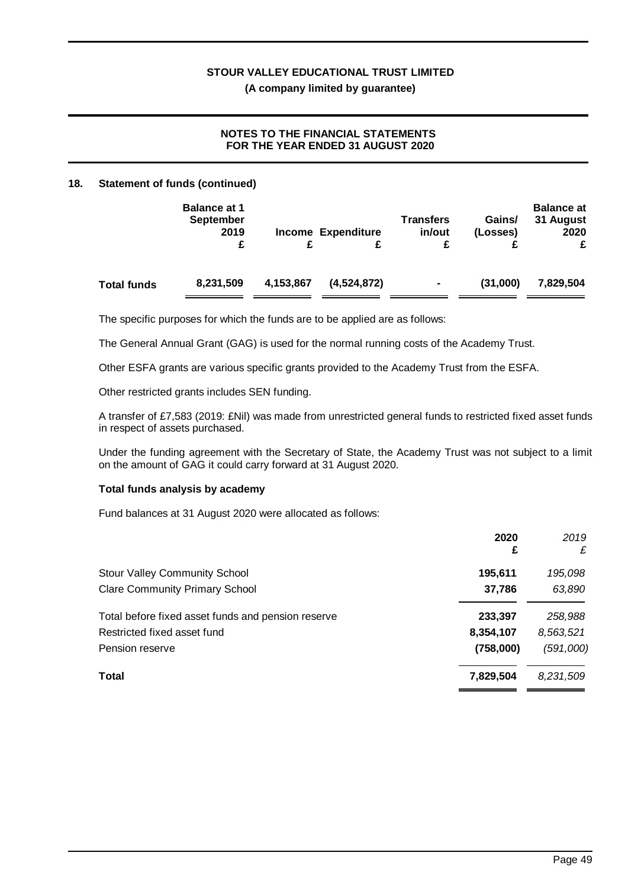## 18. Statement of funds (continued)

| | Balance at 1 September 2019 £ | Income £ | Expenditure £ | Transfers in/out £ | Gains/ (Losses) £ | Balance at 31 August 2020 £ |
|---|---|---|---|---|---|---|
| **Total funds** | **8,231,509** | **4,153,867** | **(4,524,872)** | **-** | **(31,000)** | **7,829,504** |

The specific purposes for which the funds are to be applied are as follows:

The General Annual Grant (GAG) is used for the normal running costs of the Academy Trust.

Other ESFA grants are various specific grants provided to the Academy Trust from the ESFA.

Other restricted grants includes SEN funding.

A transfer of £7,583 (2019: £Nil) was made from unrestricted general funds to restricted fixed asset funds in respect of assets purchased.

Under the funding agreement with the Secretary of State, the Academy Trust was not subject to a limit on the amount of GAG it could carry forward at 31 August 2020.

### Total funds analysis by academy

Fund balances at 31 August 2020 were allocated as follows:

| | 2020 £ | *2019 £* |
|---|---|---|
| Stour Valley Community School | **195,611** | *195,098* |
| Clare Community Primary School | **37,786** | *63,890* |
| Total before fixed asset funds and pension reserve | **233,397** | *258,988* |
| Restricted fixed asset fund | **8,354,107** | *8,563,521* |
| Pension reserve | **(758,000)** | *(591,000)* |
| **Total** | **7,829,504** | *8,231,509* |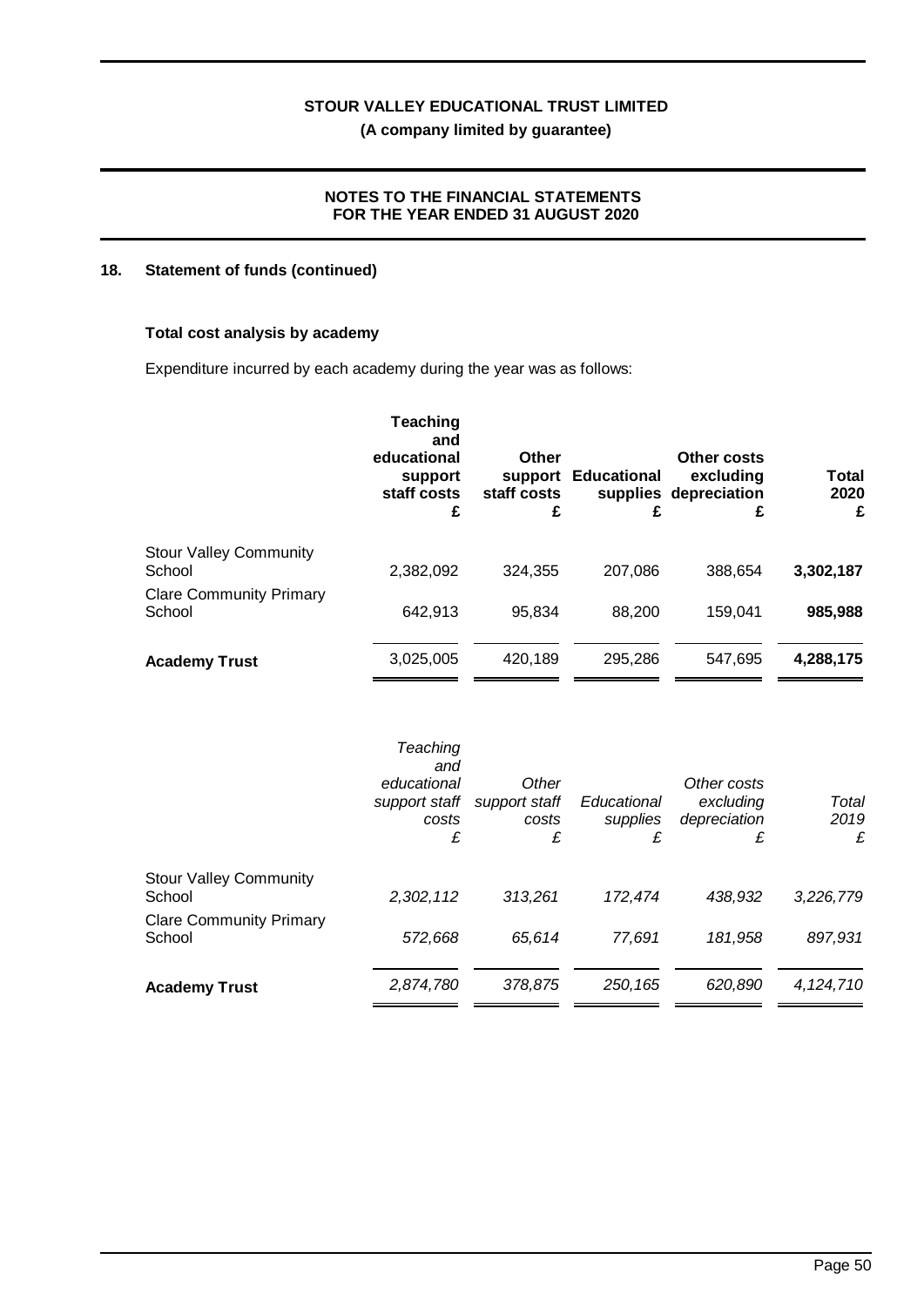## 18. Statement of funds (continued)

### Total cost analysis by academy

Expenditure incurred by each academy during the year was as follows:

| | Teaching and educational support staff costs £ | Other support staff costs £ | Educational supplies £ | Other costs excluding depreciation £ | Total 2020 £ |
|---|---|---|---|---|---|
| Stour Valley Community School | 2,382,092 | 324,355 | 207,086 | 388,654 | **3,302,187** |
| Clare Community Primary School | 642,913 | 95,834 | 88,200 | 159,041 | **985,988** |
| **Academy Trust** | 3,025,005 | 420,189 | 295,286 | 547,695 | **4,288,175** |

| | *Teaching and educational support staff costs £* | *Other support staff costs £* | *Educational supplies £* | *Other costs excluding depreciation £* | *Total 2019 £* |
|---|---|---|---|---|---|
| Stour Valley Community School | *2,302,112* | *313,261* | *172,474* | *438,932* | *3,226,779* |
| Clare Community Primary School | *572,668* | *65,614* | *77,691* | *181,958* | *897,931* |
| **Academy Trust** | *2,874,780* | *378,875* | *250,165* | *620,890* | *4,124,710* |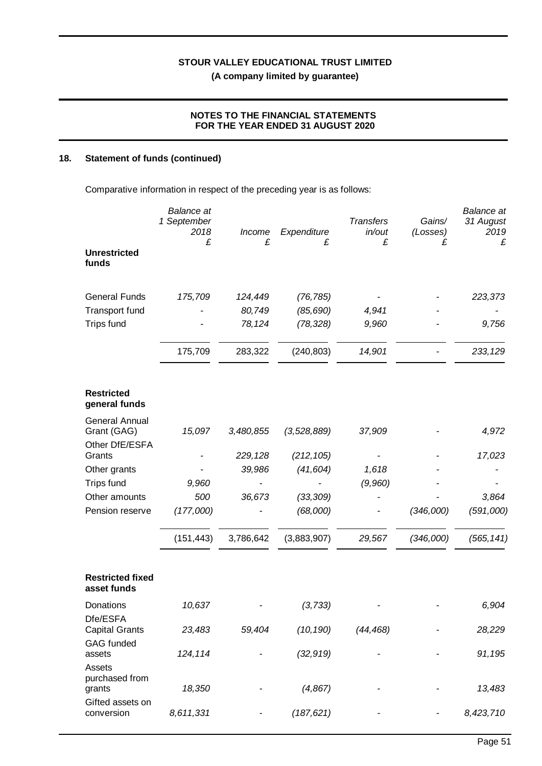## 18. Statement of funds (continued)

Comparative information in respect of the preceding year is as follows:

| | Balance at 1 September 2018 £ | Income £ | Expenditure £ | Transfers in/out £ | Gains/ (Losses) £ | Balance at 31 August 2019 £ |
|---|---|---|---|---|---|---|
| **Unrestricted funds** | | | | | | |
| General Funds | 175,709 | 124,449 | (76,785) | - | - | 223,373 |
| Transport fund | - | 80,749 | (85,690) | 4,941 | - | - |
| Trips fund | - | 78,124 | (78,328) | 9,960 | - | 9,756 |
| | 175,709 | 283,322 | (240,803) | 14,901 | - | 233,129 |
| **Restricted general funds** | | | | | | |
| General Annual Grant (GAG) | 15,097 | 3,480,855 | (3,528,889) | 37,909 | - | 4,972 |
| Other DfE/ESFA Grants | - | 229,128 | (212,105) | - | - | 17,023 |
| Other grants | - | 39,986 | (41,604) | 1,618 | - | - |
| Trips fund | 9,960 | - | - | (9,960) | - | - |
| Other amounts | 500 | 36,673 | (33,309) | - | - | 3,864 |
| Pension reserve | (177,000) | - | (68,000) | - | (346,000) | (591,000) |
| | (151,443) | 3,786,642 | (3,883,907) | 29,567 | (346,000) | (565,141) |
| **Restricted fixed asset funds** | | | | | | |
| Donations | 10,637 | - | (3,733) | - | - | 6,904 |
| Dfe/ESFA Capital Grants | 23,483 | 59,404 | (10,190) | (44,468) | - | 28,229 |
| GAG funded assets | 124,114 | - | (32,919) | - | - | 91,195 |
| Assets purchased from grants | 18,350 | - | (4,867) | - | - | 13,483 |
| Gifted assets on conversion | 8,611,331 | - | (187,621) | - | - | 8,423,710 |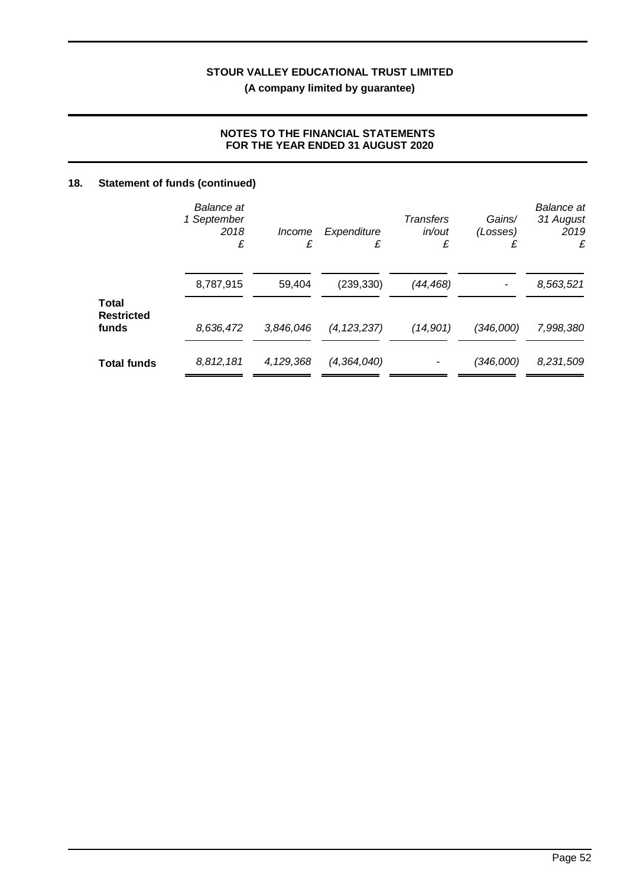## 18. Statement of funds (continued)

| | *Balance at 1 September 2018* *£* | *Income* *£* | *Expenditure* *£* | *Transfers in/out* *£* | *Gains/ (Losses)* *£* | *Balance at 31 August 2019* *£* |
|---|---|---|---|---|---|---|
| | 8,787,915 | 59,404 | (239,330) | *(44,468)* | - | *8,563,521* |
| **Total Restricted funds** | *8,636,472* | *3,846,046* | *(4,123,237)* | *(14,901)* | *(346,000)* | *7,998,380* |
| **Total funds** | *8,812,181* | *4,129,368* | *(4,364,040)* | - | *(346,000)* | *8,231,509* |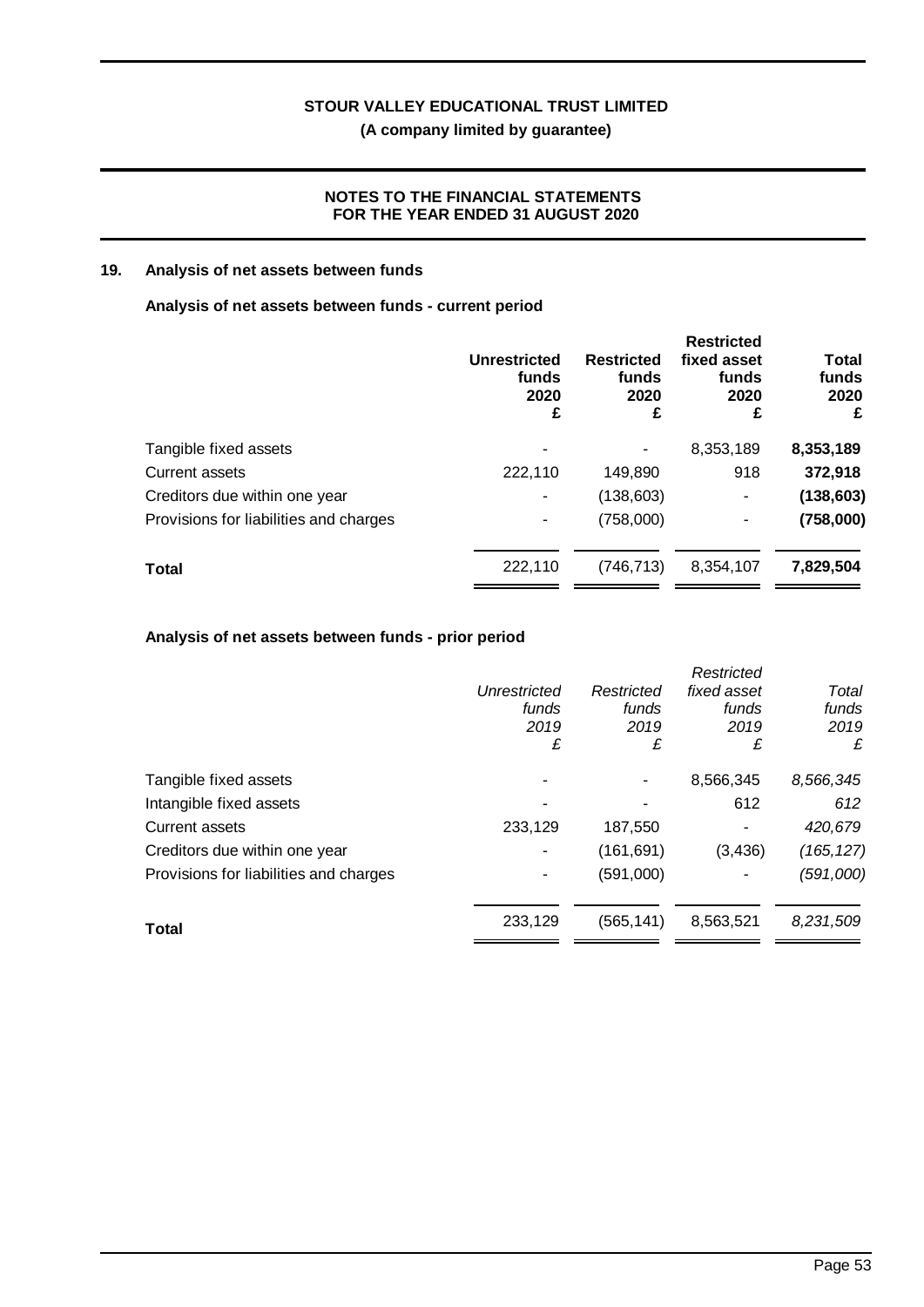**STOUR VALLEY EDUCATIONAL TRUST LIMITED**

**(A company limited by guarantee)**

**NOTES TO THE FINANCIAL STATEMENTS FOR THE YEAR ENDED 31 AUGUST 2020**

## 19. Analysis of net assets between funds

### Analysis of net assets between funds - current period

| | Unrestricted funds 2020 £ | Restricted funds 2020 £ | Restricted fixed asset funds 2020 £ | Total funds 2020 £ |
|---|---|---|---|---|
| Tangible fixed assets | - | - | 8,353,189 | **8,353,189** |
| Current assets | 222,110 | 149,890 | 918 | **372,918** |
| Creditors due within one year | - | (138,603) | - | **(138,603)** |
| Provisions for liabilities and charges | - | (758,000) | - | **(758,000)** |
| **Total** | 222,110 | (746,713) | 8,354,107 | **7,829,504** |

### Analysis of net assets between funds - prior period

| | *Unrestricted funds 2019 £* | *Restricted funds 2019 £* | *Restricted fixed asset funds 2019 £* | *Total funds 2019 £* |
|---|---|---|---|---|
| Tangible fixed assets | - | - | 8,566,345 | *8,566,345* |
| Intangible fixed assets | - | - | 612 | *612* |
| Current assets | 233,129 | 187,550 | - | *420,679* |
| Creditors due within one year | - | (161,691) | (3,436) | *(165,127)* |
| Provisions for liabilities and charges | - | (591,000) | - | *(591,000)* |
| **Total** | 233,129 | (565,141) | 8,563,521 | *8,231,509* |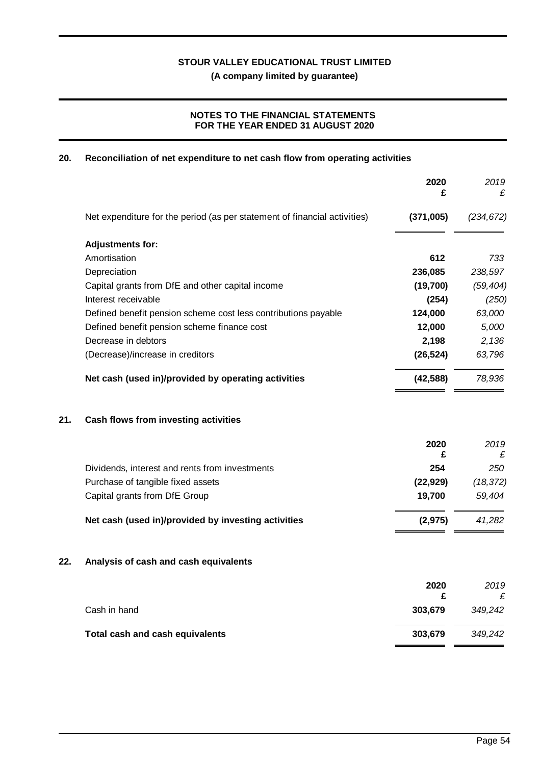**STOUR VALLEY EDUCATIONAL TRUST LIMITED**

**(A company limited by guarantee)**

**NOTES TO THE FINANCIAL STATEMENTS FOR THE YEAR ENDED 31 AUGUST 2020**

## 20. Reconciliation of net expenditure to net cash flow from operating activities

| | 2020 £ | *2019 £* |
|---|---|---|
| Net expenditure for the period (as per statement of financial activities) | **(371,005)** | *(234,672)* |
| **Adjustments for:** | | |
| Amortisation | **612** | *733* |
| Depreciation | **236,085** | *238,597* |
| Capital grants from DfE and other capital income | **(19,700)** | *(59,404)* |
| Interest receivable | **(254)** | *(250)* |
| Defined benefit pension scheme cost less contributions payable | **124,000** | *63,000* |
| Defined benefit pension scheme finance cost | **12,000** | *5,000* |
| Decrease in debtors | **2,198** | *2,136* |
| (Decrease)/increase in creditors | **(26,524)** | *63,796* |
| **Net cash (used in)/provided by operating activities** | **(42,588)** | *78,936* |

## 21. Cash flows from investing activities

| | 2020 £ | *2019 £* |
|---|---|---|
| Dividends, interest and rents from investments | **254** | *250* |
| Purchase of tangible fixed assets | **(22,929)** | *(18,372)* |
| Capital grants from DfE Group | **19,700** | *59,404* |
| **Net cash (used in)/provided by investing activities** | **(2,975)** | *41,282* |

## 22. Analysis of cash and cash equivalents

| | 2020 £ | *2019 £* |
|---|---|---|
| Cash in hand | **303,679** | *349,242* |
| **Total cash and cash equivalents** | **303,679** | *349,242* |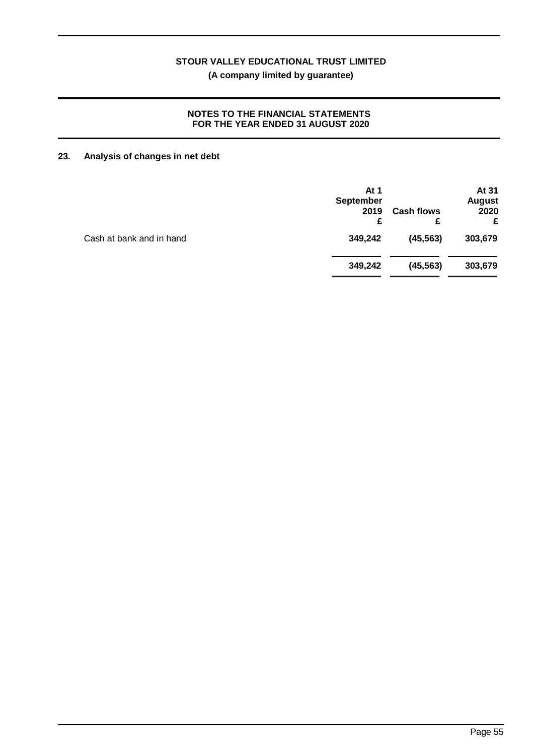## 23. Analysis of changes in net debt

| | At 1 September 2019 £ | Cash flows £ | At 31 August 2020 £ |
|---|---|---|---|
| Cash at bank and in hand | **349,242** | **(45,563)** | **303,679** |
| | **349,242** | **(45,563)** | **303,679** |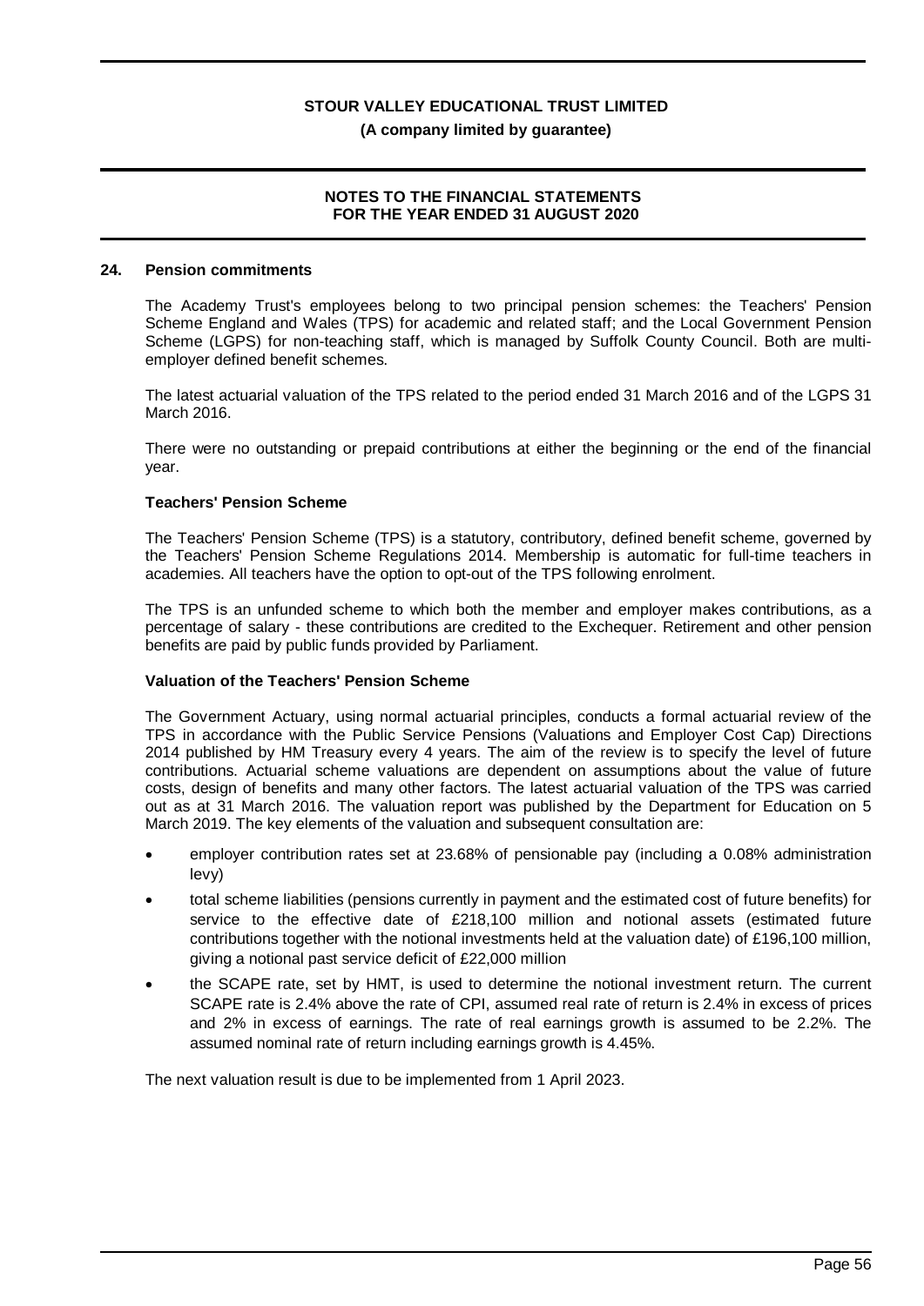## 24. Pension commitments

The Academy Trust's employees belong to two principal pension schemes: the Teachers' Pension Scheme England and Wales (TPS) for academic and related staff; and the Local Government Pension Scheme (LGPS) for non-teaching staff, which is managed by Suffolk County Council. Both are multi-employer defined benefit schemes.

The latest actuarial valuation of the TPS related to the period ended 31 March 2016 and of the LGPS 31 March 2016.

There were no outstanding or prepaid contributions at either the beginning or the end of the financial year.

### Teachers' Pension Scheme

The Teachers' Pension Scheme (TPS) is a statutory, contributory, defined benefit scheme, governed by the Teachers' Pension Scheme Regulations 2014. Membership is automatic for full-time teachers in academies. All teachers have the option to opt-out of the TPS following enrolment.

The TPS is an unfunded scheme to which both the member and employer makes contributions, as a percentage of salary - these contributions are credited to the Exchequer. Retirement and other pension benefits are paid by public funds provided by Parliament.

### Valuation of the Teachers' Pension Scheme

The Government Actuary, using normal actuarial principles, conducts a formal actuarial review of the TPS in accordance with the Public Service Pensions (Valuations and Employer Cost Cap) Directions 2014 published by HM Treasury every 4 years. The aim of the review is to specify the level of future contributions. Actuarial scheme valuations are dependent on assumptions about the value of future costs, design of benefits and many other factors. The latest actuarial valuation of the TPS was carried out as at 31 March 2016. The valuation report was published by the Department for Education on 5 March 2019. The key elements of the valuation and subsequent consultation are:

- employer contribution rates set at 23.68% of pensionable pay (including a 0.08% administration levy)
- total scheme liabilities (pensions currently in payment and the estimated cost of future benefits) for service to the effective date of £218,100 million and notional assets (estimated future contributions together with the notional investments held at the valuation date) of £196,100 million, giving a notional past service deficit of £22,000 million
- the SCAPE rate, set by HMT, is used to determine the notional investment return. The current SCAPE rate is 2.4% above the rate of CPI, assumed real rate of return is 2.4% in excess of prices and 2% in excess of earnings. The rate of real earnings growth is assumed to be 2.2%. The assumed nominal rate of return including earnings growth is 4.45%.

The next valuation result is due to be implemented from 1 April 2023.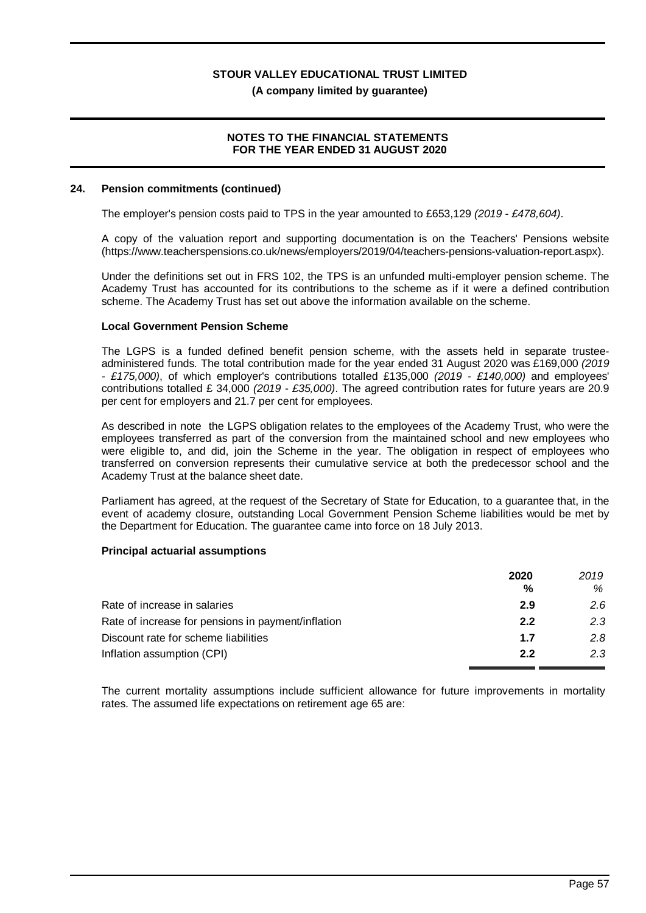## 24. Pension commitments (continued)

The employer's pension costs paid to TPS in the year amounted to £653,129 *(2019 - £478,604)*.

A copy of the valuation report and supporting documentation is on the Teachers' Pensions website (https://www.teacherspensions.co.uk/news/employers/2019/04/teachers-pensions-valuation-report.aspx).

Under the definitions set out in FRS 102, the TPS is an unfunded multi-employer pension scheme. The Academy Trust has accounted for its contributions to the scheme as if it were a defined contribution scheme. The Academy Trust has set out above the information available on the scheme.

### Local Government Pension Scheme

The LGPS is a funded defined benefit pension scheme, with the assets held in separate trustee-administered funds. The total contribution made for the year ended 31 August 2020 was £169,000 *(2019 - £175,000)*, of which employer's contributions totalled £135,000 *(2019 - £140,000)* and employees' contributions totalled £ 34,000 *(2019 - £35,000)*. The agreed contribution rates for future years are 20.9 per cent for employers and 21.7 per cent for employees.

As described in note  the LGPS obligation relates to the employees of the Academy Trust, who were the employees transferred as part of the conversion from the maintained school and new employees who were eligible to, and did, join the Scheme in the year. The obligation in respect of employees who transferred on conversion represents their cumulative service at both the predecessor school and the Academy Trust at the balance sheet date.

Parliament has agreed, at the request of the Secretary of State for Education, to a guarantee that, in the event of academy closure, outstanding Local Government Pension Scheme liabilities would be met by the Department for Education. The guarantee came into force on 18 July 2013.

### Principal actuarial assumptions

| | 2020 | *2019* |
|---|---|---|
| | % | *%* |
| Rate of increase in salaries | 2.9 | *2.6* |
| Rate of increase for pensions in payment/inflation | 2.2 | *2.3* |
| Discount rate for scheme liabilities | 1.7 | *2.8* |
| Inflation assumption (CPI) | 2.2 | *2.3* |

The current mortality assumptions include sufficient allowance for future improvements in mortality rates. The assumed life expectations on retirement age 65 are: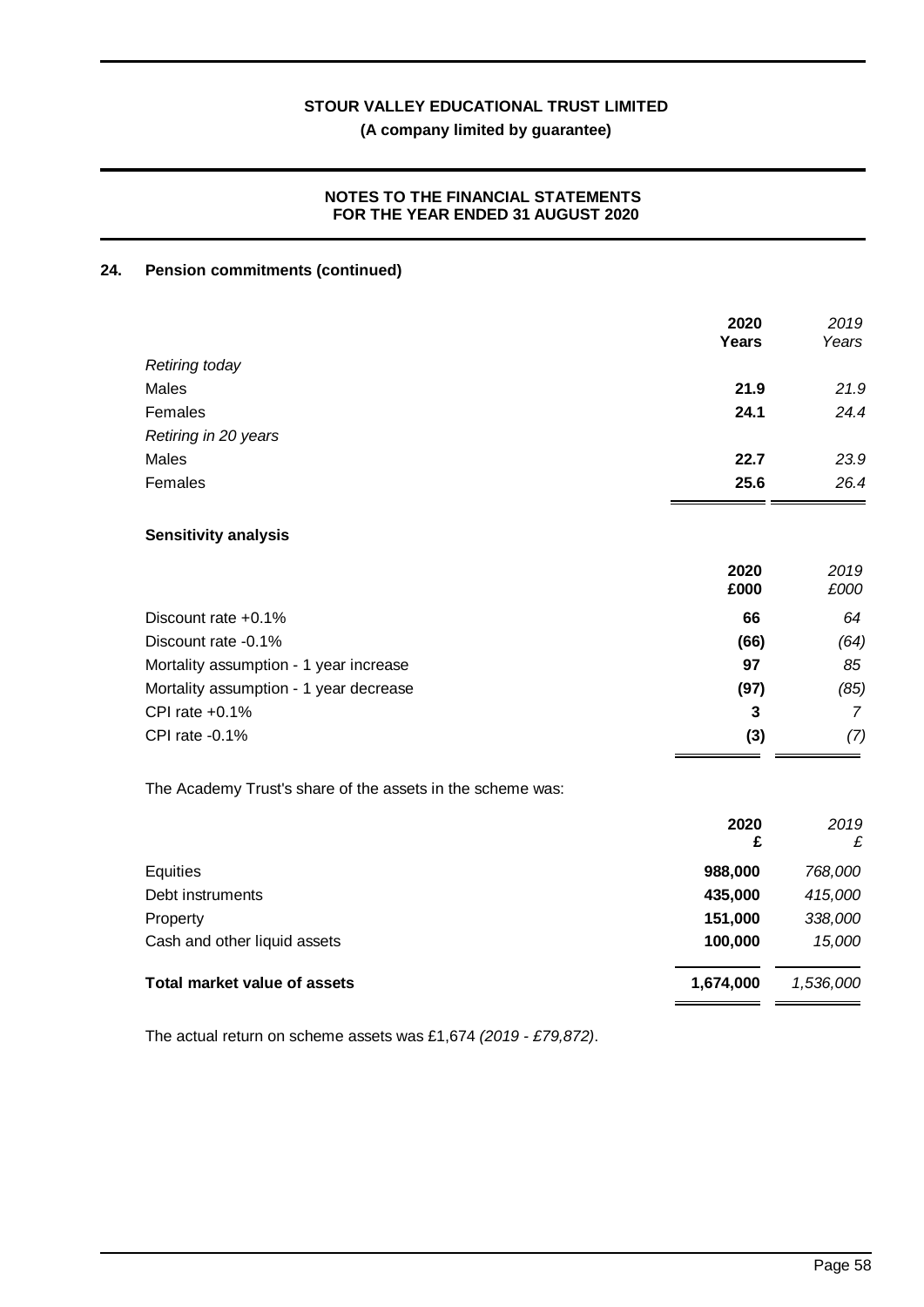## 24. Pension commitments (continued)

| | 2020 Years | *2019 Years* |
|---|---|---|
| *Retiring today* | | |
| Males | **21.9** | *21.9* |
| Females | **24.1** | *24.4* |
| *Retiring in 20 years* | | |
| Males | **22.7** | *23.9* |
| Females | **25.6** | *26.4* |

### Sensitivity analysis

| | 2020 £000 | *2019 £000* |
|---|---|---|
| Discount rate +0.1% | **66** | *64* |
| Discount rate -0.1% | **(66)** | *(64)* |
| Mortality assumption - 1 year increase | **97** | *85* |
| Mortality assumption - 1 year decrease | **(97)** | *(85)* |
| CPI rate +0.1% | **3** | *7* |
| CPI rate -0.1% | **(3)** | *(7)* |

The Academy Trust's share of the assets in the scheme was:

| | 2020 £ | *2019 £* |
|---|---|---|
| Equities | **988,000** | *768,000* |
| Debt instruments | **435,000** | *415,000* |
| Property | **151,000** | *338,000* |
| Cash and other liquid assets | **100,000** | *15,000* |
| **Total market value of assets** | **1,674,000** | *1,536,000* |

The actual return on scheme assets was £1,674 *(2019 - £79,872)*.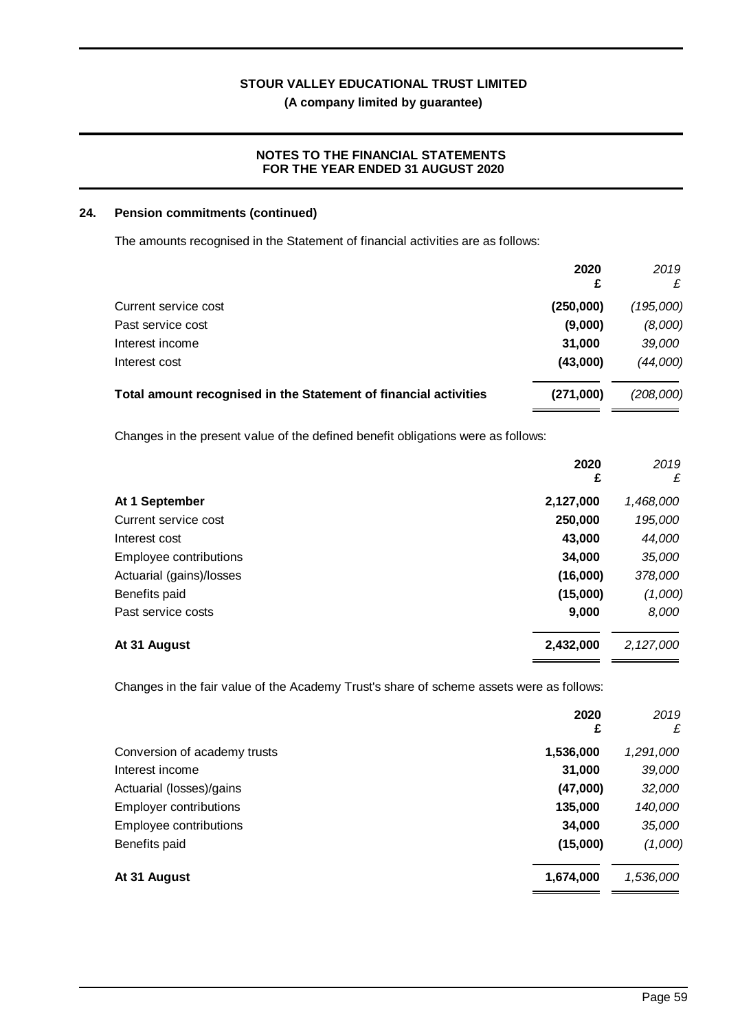## 24. Pension commitments (continued)

The amounts recognised in the Statement of financial activities are as follows:

| | 2020<br>£ | *2019*<br>*£* |
|---|---|---|
| Current service cost | **(250,000)** | *(195,000)* |
| Past service cost | **(9,000)** | *(8,000)* |
| Interest income | **31,000** | *39,000* |
| Interest cost | **(43,000)** | *(44,000)* |
| **Total amount recognised in the Statement of financial activities** | **(271,000)** | *(208,000)* |

Changes in the present value of the defined benefit obligations were as follows:

| | 2020<br>£ | *2019*<br>*£* |
|---|---|---|
| **At 1 September** | **2,127,000** | *1,468,000* |
| Current service cost | **250,000** | *195,000* |
| Interest cost | **43,000** | *44,000* |
| Employee contributions | **34,000** | *35,000* |
| Actuarial (gains)/losses | **(16,000)** | *378,000* |
| Benefits paid | **(15,000)** | *(1,000)* |
| Past service costs | **9,000** | *8,000* |
| **At 31 August** | **2,432,000** | *2,127,000* |

Changes in the fair value of the Academy Trust's share of scheme assets were as follows:

| | 2020<br>£ | *2019*<br>*£* |
|---|---|---|
| Conversion of academy trusts | **1,536,000** | *1,291,000* |
| Interest income | **31,000** | *39,000* |
| Actuarial (losses)/gains | **(47,000)** | *32,000* |
| Employer contributions | **135,000** | *140,000* |
| Employee contributions | **34,000** | *35,000* |
| Benefits paid | **(15,000)** | *(1,000)* |
| **At 31 August** | **1,674,000** | *1,536,000* |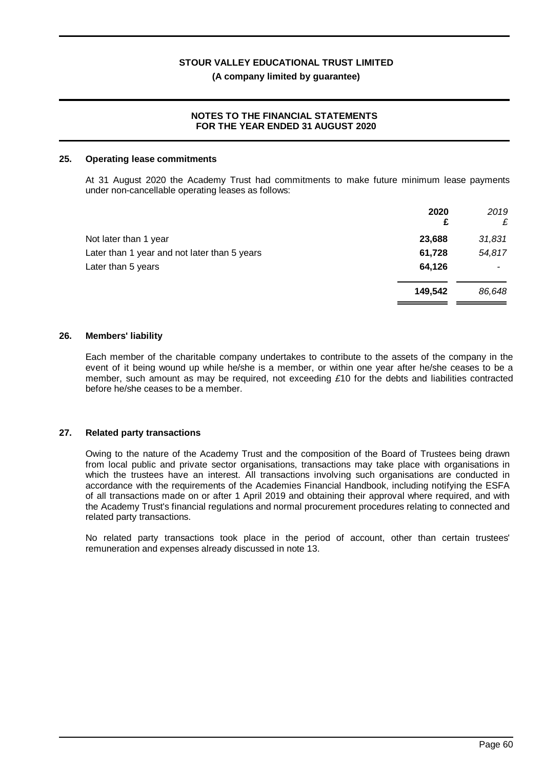**STOUR VALLEY EDUCATIONAL TRUST LIMITED**

**(A company limited by guarantee)**

**NOTES TO THE FINANCIAL STATEMENTS FOR THE YEAR ENDED 31 AUGUST 2020**

## 25. Operating lease commitments

At 31 August 2020 the Academy Trust had commitments to make future minimum lease payments under non-cancellable operating leases as follows:

| | 2020 £ | *2019 £* |
|---|---|---|
| Not later than 1 year | **23,688** | *31,831* |
| Later than 1 year and not later than 5 years | **61,728** | *54,817* |
| Later than 5 years | **64,126** | *-* |
| | **149,542** | *86,648* |

## 26. Members' liability

Each member of the charitable company undertakes to contribute to the assets of the company in the event of it being wound up while he/she is a member, or within one year after he/she ceases to be a member, such amount as may be required, not exceeding £10 for the debts and liabilities contracted before he/she ceases to be a member.

## 27. Related party transactions

Owing to the nature of the Academy Trust and the composition of the Board of Trustees being drawn from local public and private sector organisations, transactions may take place with organisations in which the trustees have an interest. All transactions involving such organisations are conducted in accordance with the requirements of the Academies Financial Handbook, including notifying the ESFA of all transactions made on or after 1 April 2019 and obtaining their approval where required, and with the Academy Trust's financial regulations and normal procurement procedures relating to connected and related party transactions.

No related party transactions took place in the period of account, other than certain trustees' remuneration and expenses already discussed in note 13.